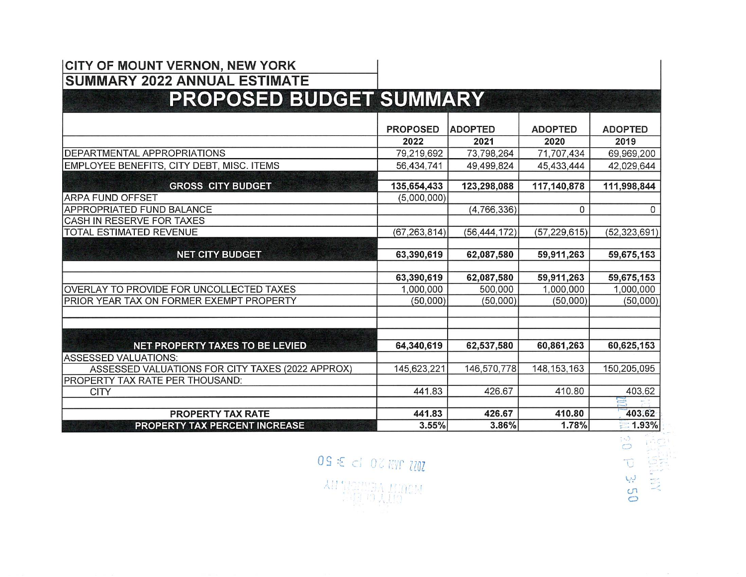# CITY OF MOUNT VERNON, NEW YORK

## SUMMARY 2022 ANNUAL ESTIMATE

## PROPOSED BUDGET SUMMARY

| | PROPOSED 2022 | ADOPTED 2021 | ADOPTED 2020 | ADOPTED 2019 |
|---|---|---|---|---|
| DEPARTMENTAL APPROPRIATIONS | 79,219,692 | 73,798,264 | 71,707,434 | 69,969,200 |
| EMPLOYEE BENEFITS, CITY DEBT, MISC. ITEMS | 56,434,741 | 49,499,824 | 45,433,444 | 42,029,644 |
| **GROSS CITY BUDGET** | **135,654,433** | **123,298,088** | **117,140,878** | **111,998,844** |
| ARPA FUND OFFSET | (5,000,000) | | | |
| APPROPRIATED FUND BALANCE | | (4,766,336) | 0 | 0 |
| CASH IN RESERVE FOR TAXES | | | | |
| TOTAL ESTIMATED REVENUE | (67,263,814) | (56,444,172) | (57,229,615) | (52,323,691) |
| **NET CITY BUDGET** | **63,390,619** | **62,087,580** | **59,911,263** | **59,675,153** |
| | **63,390,619** | **62,087,580** | **59,911,263** | **59,675,153** |
| OVERLAY TO PROVIDE FOR UNCOLLECTED TAXES | 1,000,000 | 500,000 | 1,000,000 | 1,000,000 |
| PRIOR YEAR TAX ON FORMER EXEMPT PROPERTY | (50,000) | (50,000) | (50,000) | (50,000) |
| **NET PROPERTY TAXES TO BE LEVIED** | **64,340,619** | **62,537,580** | **60,861,263** | **60,625,153** |
| ASSESSED VALUATIONS: | | | | |
| ASSESSED VALUATIONS FOR CITY TAXES (2022 APPROX) | 145,623,221 | 146,570,778 | 148,153,163 | 150,205,095 |
| PROPERTY TAX RATE PER THOUSAND: | | | | |
| CITY | 441.83 | 426.67 | 410.80 | 403.62 |
| **PROPERTY TAX RATE** | **441.83** | **426.67** | **410.80** | **403.62** |
| **PROPERTY TAX PERCENT INCREASE** | **3.55%** | **3.86%** | **1.78%** | **1.93%** |

2022 JAN 20 P 3:50

MOUNT VERNON, NY
CITY CLERK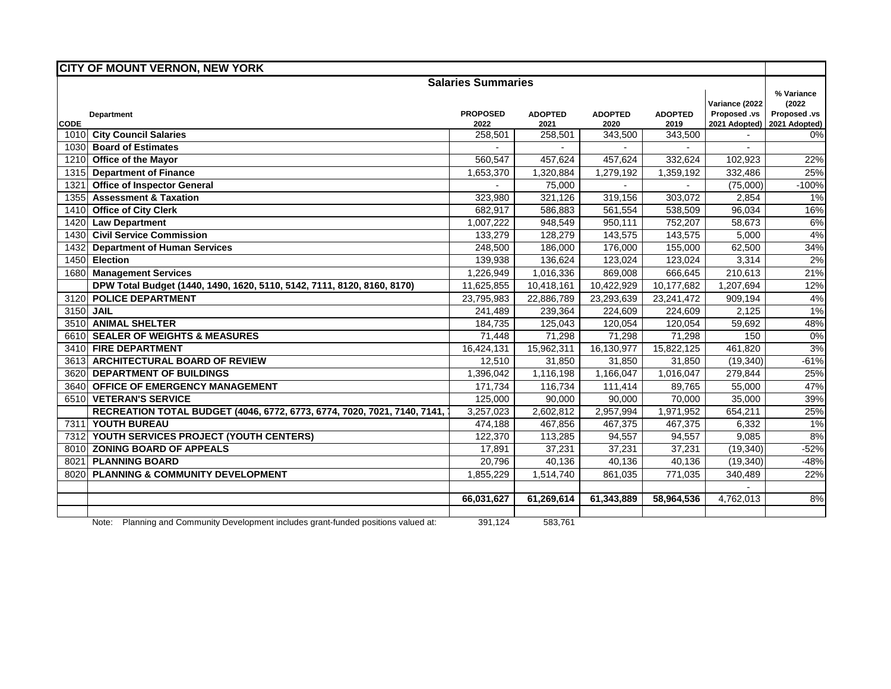# CITY OF MOUNT VERNON, NEW YORK

## Salaries Summaries

| CODE | Department | PROPOSED 2022 | ADOPTED 2021 | ADOPTED 2020 | ADOPTED 2019 | Variance (2022 Proposed .vs 2021 Adopted) | % Variance (2022 Proposed .vs 2021 Adopted) |
|---|---|---|---|---|---|---|---|
| 1010 | **City Council Salaries** | 258,501 | 258,501 | 343,500 | 343,500 | - | 0% |
| 1030 | **Board of Estimates** | - | - | - | - | - | |
| 1210 | **Office of the Mayor** | 560,547 | 457,624 | 457,624 | 332,624 | 102,923 | 22% |
| 1315 | **Department of Finance** | 1,653,370 | 1,320,884 | 1,279,192 | 1,359,192 | 332,486 | 25% |
| 1321 | **Office of Inspector General** | - | 75,000 | - | - | (75,000) | -100% |
| 1355 | **Assessment & Taxation** | 323,980 | 321,126 | 319,156 | 303,072 | 2,854 | 1% |
| 1410 | **Office of City Clerk** | 682,917 | 586,883 | 561,554 | 538,509 | 96,034 | 16% |
| 1420 | **Law Department** | 1,007,222 | 948,549 | 950,111 | 752,207 | 58,673 | 6% |
| 1430 | **Civil Service Commission** | 133,279 | 128,279 | 143,575 | 143,575 | 5,000 | 4% |
| 1432 | **Department of Human Services** | 248,500 | 186,000 | 176,000 | 155,000 | 62,500 | 34% |
| 1450 | **Election** | 139,938 | 136,624 | 123,024 | 123,024 | 3,314 | 2% |
| 1680 | **Management Services** | 1,226,949 | 1,016,336 | 869,008 | 666,645 | 210,613 | 21% |
| | **DPW Total Budget (1440, 1490, 1620, 5110, 5142, 7111, 8120, 8160, 8170)** | 11,625,855 | 10,418,161 | 10,422,929 | 10,177,682 | 1,207,694 | 12% |
| 3120 | **POLICE DEPARTMENT** | 23,795,983 | 22,886,789 | 23,293,639 | 23,241,472 | 909,194 | 4% |
| 3150 | **JAIL** | 241,489 | 239,364 | 224,609 | 224,609 | 2,125 | 1% |
| 3510 | **ANIMAL SHELTER** | 184,735 | 125,043 | 120,054 | 120,054 | 59,692 | 48% |
| 6610 | **SEALER OF WEIGHTS & MEASURES** | 71,448 | 71,298 | 71,298 | 71,298 | 150 | 0% |
| 3410 | **FIRE DEPARTMENT** | 16,424,131 | 15,962,311 | 16,130,977 | 15,822,125 | 461,820 | 3% |
| 3613 | **ARCHITECTURAL BOARD OF REVIEW** | 12,510 | 31,850 | 31,850 | 31,850 | (19,340) | -61% |
| 3620 | **DEPARTMENT OF BUILDINGS** | 1,396,042 | 1,116,198 | 1,166,047 | 1,016,047 | 279,844 | 25% |
| 3640 | **OFFICE OF EMERGENCY MANAGEMENT** | 171,734 | 116,734 | 111,414 | 89,765 | 55,000 | 47% |
| 6510 | **VETERAN'S SERVICE** | 125,000 | 90,000 | 90,000 | 70,000 | 35,000 | 39% |
| | **RECREATION TOTAL BUDGET (4046, 6772, 6773, 6774, 7020, 7021, 7140, 7141,** | 3,257,023 | 2,602,812 | 2,957,994 | 1,971,952 | 654,211 | 25% |
| 7311 | **YOUTH BUREAU** | 474,188 | 467,856 | 467,375 | 467,375 | 6,332 | 1% |
| 7312 | **YOUTH SERVICES PROJECT (YOUTH CENTERS)** | 122,370 | 113,285 | 94,557 | 94,557 | 9,085 | 8% |
| 8010 | **ZONING BOARD OF APPEALS** | 17,891 | 37,231 | 37,231 | 37,231 | (19,340) | -52% |
| 8021 | **PLANNING BOARD** | 20,796 | 40,136 | 40,136 | 40,136 | (19,340) | -48% |
| 8020 | **PLANNING & COMMUNITY DEVELOPMENT** | 1,855,229 | 1,514,740 | 861,035 | 771,035 | 340,489 | 22% |
| | | | | | | - | |
| | | **66,031,627** | **61,269,614** | **61,343,889** | **58,964,536** | 4,762,013 | 8% |

Note: Planning and Community Development includes grant-funded positions valued at: 391,124 583,761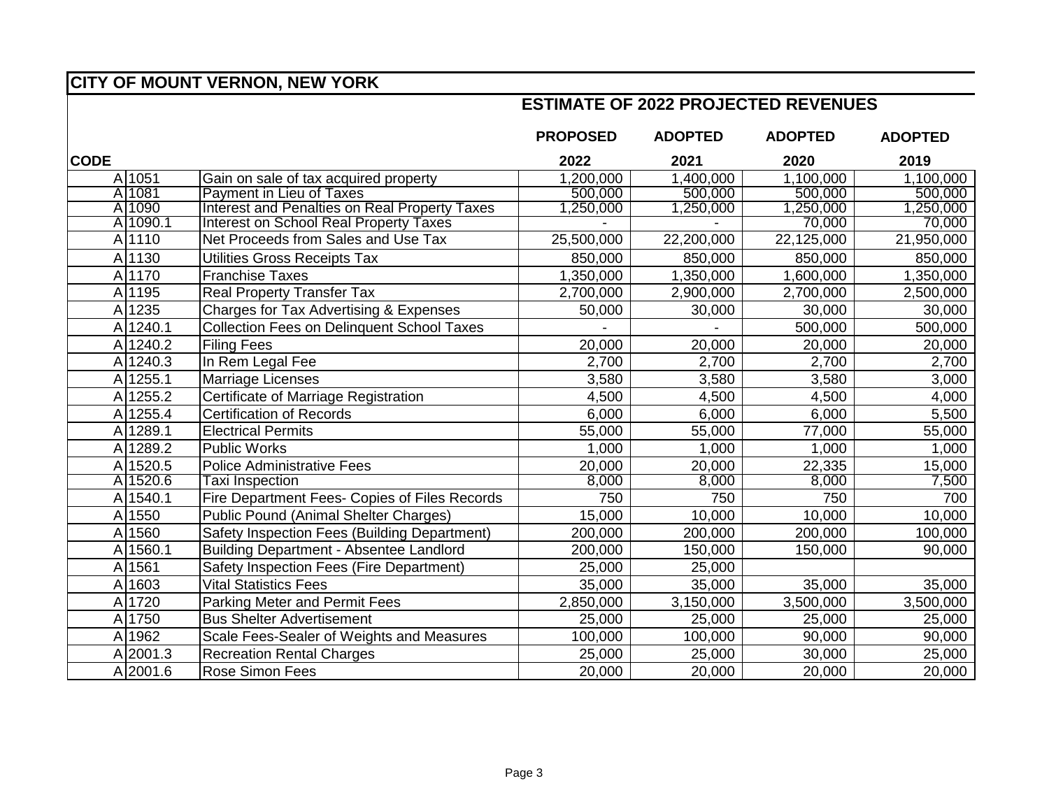# CITY OF MOUNT VERNON, NEW YORK

## ESTIMATE OF 2022 PROJECTED REVENUES

| CODE | | | PROPOSED 2022 | ADOPTED 2021 | ADOPTED 2020 | ADOPTED 2019 |
|---|---|---|---|---|---|---|
| A | 1051 | Gain on sale of tax acquired property | 1,200,000 | 1,400,000 | 1,100,000 | 1,100,000 |
| A | 1081 | Payment in Lieu of Taxes | 500,000 | 500,000 | 500,000 | 500,000 |
| A | 1090 | Interest and Penalties on Real Property Taxes | 1,250,000 | 1,250,000 | 1,250,000 | 1,250,000 |
| A | 1090.1 | Interest on School Real Property Taxes | - | - | 70,000 | 70,000 |
| A | 1110 | Net Proceeds from Sales and Use Tax | 25,500,000 | 22,200,000 | 22,125,000 | 21,950,000 |
| A | 1130 | Utilities Gross Receipts Tax | 850,000 | 850,000 | 850,000 | 850,000 |
| A | 1170 | Franchise Taxes | 1,350,000 | 1,350,000 | 1,600,000 | 1,350,000 |
| A | 1195 | Real Property Transfer Tax | 2,700,000 | 2,900,000 | 2,700,000 | 2,500,000 |
| A | 1235 | Charges for Tax Advertising & Expenses | 50,000 | 30,000 | 30,000 | 30,000 |
| A | 1240.1 | Collection Fees on Delinquent School Taxes | - | - | 500,000 | 500,000 |
| A | 1240.2 | Filing Fees | 20,000 | 20,000 | 20,000 | 20,000 |
| A | 1240.3 | In Rem Legal Fee | 2,700 | 2,700 | 2,700 | 2,700 |
| A | 1255.1 | Marriage Licenses | 3,580 | 3,580 | 3,580 | 3,000 |
| A | 1255.2 | Certificate of Marriage Registration | 4,500 | 4,500 | 4,500 | 4,000 |
| A | 1255.4 | Certification of Records | 6,000 | 6,000 | 6,000 | 5,500 |
| A | 1289.1 | Electrical Permits | 55,000 | 55,000 | 77,000 | 55,000 |
| A | 1289.2 | Public Works | 1,000 | 1,000 | 1,000 | 1,000 |
| A | 1520.5 | Police Administrative Fees | 20,000 | 20,000 | 22,335 | 15,000 |
| A | 1520.6 | Taxi Inspection | 8,000 | 8,000 | 8,000 | 7,500 |
| A | 1540.1 | Fire Department Fees- Copies of Files Records | 750 | 750 | 750 | 700 |
| A | 1550 | Public Pound (Animal Shelter Charges) | 15,000 | 10,000 | 10,000 | 10,000 |
| A | 1560 | Safety Inspection Fees (Building Department) | 200,000 | 200,000 | 200,000 | 100,000 |
| A | 1560.1 | Building Department - Absentee Landlord | 200,000 | 150,000 | 150,000 | 90,000 |
| A | 1561 | Safety Inspection Fees (Fire Department) | 25,000 | 25,000 | | |
| A | 1603 | Vital Statistics Fees | 35,000 | 35,000 | 35,000 | 35,000 |
| A | 1720 | Parking Meter and Permit Fees | 2,850,000 | 3,150,000 | 3,500,000 | 3,500,000 |
| A | 1750 | Bus Shelter Advertisement | 25,000 | 25,000 | 25,000 | 25,000 |
| A | 1962 | Scale Fees-Sealer of Weights and Measures | 100,000 | 100,000 | 90,000 | 90,000 |
| A | 2001.3 | Recreation Rental Charges | 25,000 | 25,000 | 30,000 | 25,000 |
| A | 2001.6 | Rose Simon Fees | 20,000 | 20,000 | 20,000 | 20,000 |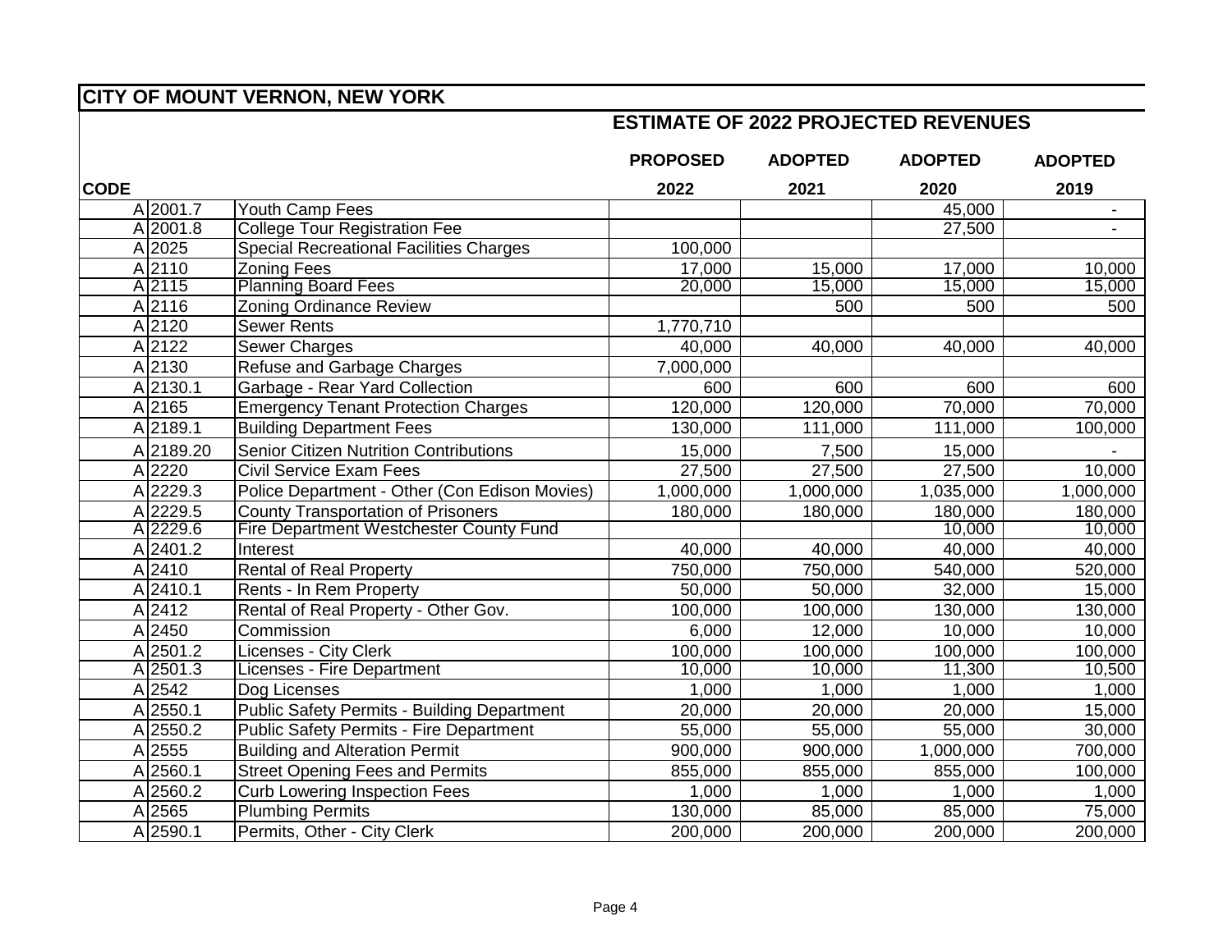# CITY OF MOUNT VERNON, NEW YORK

## ESTIMATE OF 2022 PROJECTED REVENUES

| CODE | | | PROPOSED 2022 | ADOPTED 2021 | ADOPTED 2020 | ADOPTED 2019 |
|---|---|---|---|---|---|---|
| A | 2001.7 | Youth Camp Fees | | | 45,000 | - |
| A | 2001.8 | College Tour Registration Fee | | | 27,500 | - |
| A | 2025 | Special Recreational Facilities Charges | 100,000 | | | |
| A | 2110 | Zoning Fees | 17,000 | 15,000 | 17,000 | 10,000 |
| A | 2115 | Planning Board Fees | 20,000 | 15,000 | 15,000 | 15,000 |
| A | 2116 | Zoning Ordinance Review | | 500 | 500 | 500 |
| A | 2120 | Sewer Rents | 1,770,710 | | | |
| A | 2122 | Sewer Charges | 40,000 | 40,000 | 40,000 | 40,000 |
| A | 2130 | Refuse and Garbage Charges | 7,000,000 | | | |
| A | 2130.1 | Garbage - Rear Yard Collection | 600 | 600 | 600 | 600 |
| A | 2165 | Emergency Tenant Protection Charges | 120,000 | 120,000 | 70,000 | 70,000 |
| A | 2189.1 | Building Department Fees | 130,000 | 111,000 | 111,000 | 100,000 |
| A | 2189.20 | Senior Citizen Nutrition Contributions | 15,000 | 7,500 | 15,000 | - |
| A | 2220 | Civil Service Exam Fees | 27,500 | 27,500 | 27,500 | 10,000 |
| A | 2229.3 | Police Department - Other (Con Edison Movies) | 1,000,000 | 1,000,000 | 1,035,000 | 1,000,000 |
| A | 2229.5 | County Transportation of Prisoners | 180,000 | 180,000 | 180,000 | 180,000 |
| A | 2229.6 | Fire Department Westchester County Fund | | | 10,000 | 10,000 |
| A | 2401.2 | Interest | 40,000 | 40,000 | 40,000 | 40,000 |
| A | 2410 | Rental of Real Property | 750,000 | 750,000 | 540,000 | 520,000 |
| A | 2410.1 | Rents - In Rem Property | 50,000 | 50,000 | 32,000 | 15,000 |
| A | 2412 | Rental of Real Property - Other Gov. | 100,000 | 100,000 | 130,000 | 130,000 |
| A | 2450 | Commission | 6,000 | 12,000 | 10,000 | 10,000 |
| A | 2501.2 | Licenses - City Clerk | 100,000 | 100,000 | 100,000 | 100,000 |
| A | 2501.3 | Licenses - Fire Department | 10,000 | 10,000 | 11,300 | 10,500 |
| A | 2542 | Dog Licenses | 1,000 | 1,000 | 1,000 | 1,000 |
| A | 2550.1 | Public Safety Permits - Building Department | 20,000 | 20,000 | 20,000 | 15,000 |
| A | 2550.2 | Public Safety Permits - Fire Department | 55,000 | 55,000 | 55,000 | 30,000 |
| A | 2555 | Building and Alteration Permit | 900,000 | 900,000 | 1,000,000 | 700,000 |
| A | 2560.1 | Street Opening Fees and Permits | 855,000 | 855,000 | 855,000 | 100,000 |
| A | 2560.2 | Curb Lowering Inspection Fees | 1,000 | 1,000 | 1,000 | 1,000 |
| A | 2565 | Plumbing Permits | 130,000 | 85,000 | 85,000 | 75,000 |
| A | 2590.1 | Permits, Other - City Clerk | 200,000 | 200,000 | 200,000 | 200,000 |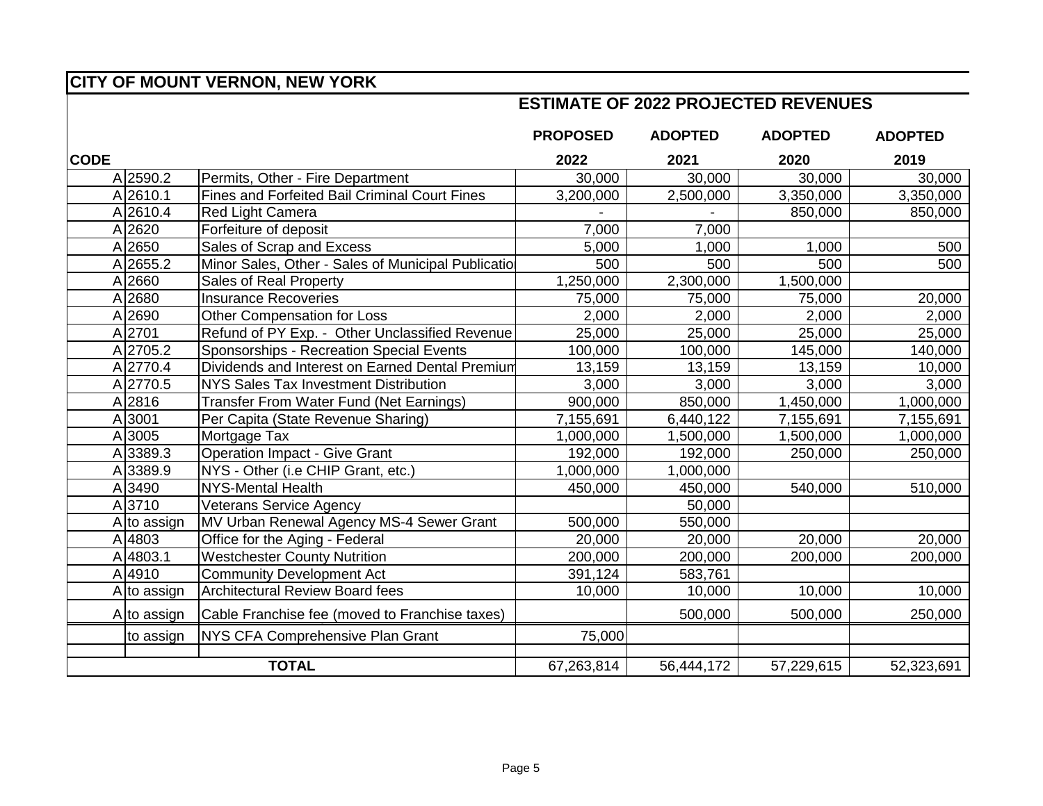# CITY OF MOUNT VERNON, NEW YORK

## ESTIMATE OF 2022 PROJECTED REVENUES

| CODE | | | PROPOSED 2022 | ADOPTED 2021 | ADOPTED 2020 | ADOPTED 2019 |
|---|---|---|---|---|---|---|
| A | 2590.2 | Permits, Other - Fire Department | 30,000 | 30,000 | 30,000 | 30,000 |
| A | 2610.1 | Fines and Forfeited Bail Criminal Court Fines | 3,200,000 | 2,500,000 | 3,350,000 | 3,350,000 |
| A | 2610.4 | Red Light Camera | - | - | 850,000 | 850,000 |
| A | 2620 | Forfeiture of deposit | 7,000 | 7,000 | | |
| A | 2650 | Sales of Scrap and Excess | 5,000 | 1,000 | 1,000 | 500 |
| A | 2655.2 | Minor Sales, Other - Sales of Municipal Publicatio | 500 | 500 | 500 | 500 |
| A | 2660 | Sales of Real Property | 1,250,000 | 2,300,000 | 1,500,000 | |
| A | 2680 | Insurance Recoveries | 75,000 | 75,000 | 75,000 | 20,000 |
| A | 2690 | Other Compensation for Loss | 2,000 | 2,000 | 2,000 | 2,000 |
| A | 2701 | Refund of PY Exp. - Other Unclassified Revenue | 25,000 | 25,000 | 25,000 | 25,000 |
| A | 2705.2 | Sponsorships - Recreation Special Events | 100,000 | 100,000 | 145,000 | 140,000 |
| A | 2770.4 | Dividends and Interest on Earned Dental Premium | 13,159 | 13,159 | 13,159 | 10,000 |
| A | 2770.5 | NYS Sales Tax Investment Distribution | 3,000 | 3,000 | 3,000 | 3,000 |
| A | 2816 | Transfer From Water Fund (Net Earnings) | 900,000 | 850,000 | 1,450,000 | 1,000,000 |
| A | 3001 | Per Capita (State Revenue Sharing) | 7,155,691 | 6,440,122 | 7,155,691 | 7,155,691 |
| A | 3005 | Mortgage Tax | 1,000,000 | 1,500,000 | 1,500,000 | 1,000,000 |
| A | 3389.3 | Operation Impact - Give Grant | 192,000 | 192,000 | 250,000 | 250,000 |
| A | 3389.9 | NYS - Other (i.e CHIP Grant, etc.) | 1,000,000 | 1,000,000 | | |
| A | 3490 | NYS-Mental Health | 450,000 | 450,000 | 540,000 | 510,000 |
| A | 3710 | Veterans Service Agency | | 50,000 | | |
| A | to assign | MV Urban Renewal Agency MS-4 Sewer Grant | 500,000 | 550,000 | | |
| A | 4803 | Office for the Aging - Federal | 20,000 | 20,000 | 20,000 | 20,000 |
| A | 4803.1 | Westchester County Nutrition | 200,000 | 200,000 | 200,000 | 200,000 |
| A | 4910 | Community Development Act | 391,124 | 583,761 | | |
| A | to assign | Architectural Review Board fees | 10,000 | 10,000 | 10,000 | 10,000 |
| A | to assign | Cable Franchise fee (moved to Franchise taxes) | | 500,000 | 500,000 | 250,000 |
| | to assign | NYS CFA Comprehensive Plan Grant | 75,000 | | | |
| | | | | | | |
| | | **TOTAL** | 67,263,814 | 56,444,172 | 57,229,615 | 52,323,691 |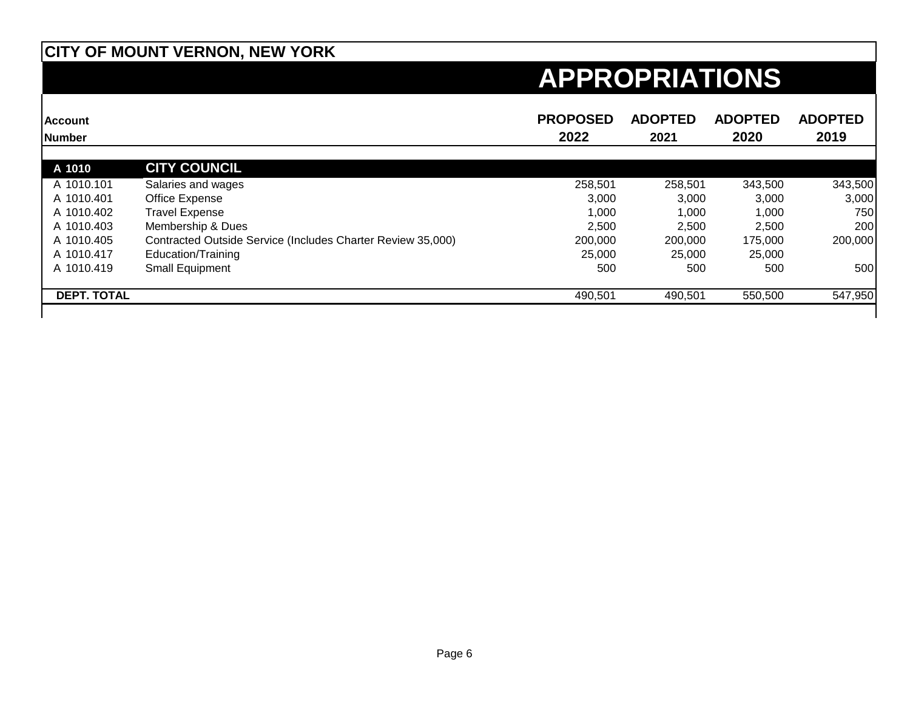# CITY OF MOUNT VERNON, NEW YORK

## APPROPRIATIONS

| Account Number | | PROPOSED 2022 | ADOPTED 2021 | ADOPTED 2020 | ADOPTED 2019 |
|---|---|---|---|---|---|
| **A 1010** | **CITY COUNCIL** | | | | |
| A 1010.101 | Salaries and wages | 258,501 | 258,501 | 343,500 | 343,500 |
| A 1010.401 | Office Expense | 3,000 | 3,000 | 3,000 | 3,000 |
| A 1010.402 | Travel Expense | 1,000 | 1,000 | 1,000 | 750 |
| A 1010.403 | Membership & Dues | 2,500 | 2,500 | 2,500 | 200 |
| A 1010.405 | Contracted Outside Service (Includes Charter Review 35,000) | 200,000 | 200,000 | 175,000 | 200,000 |
| A 1010.417 | Education/Training | 25,000 | 25,000 | 25,000 | |
| A 1010.419 | Small Equipment | 500 | 500 | 500 | 500 |
| **DEPT. TOTAL** | | 490,501 | 490,501 | 550,500 | 547,950 |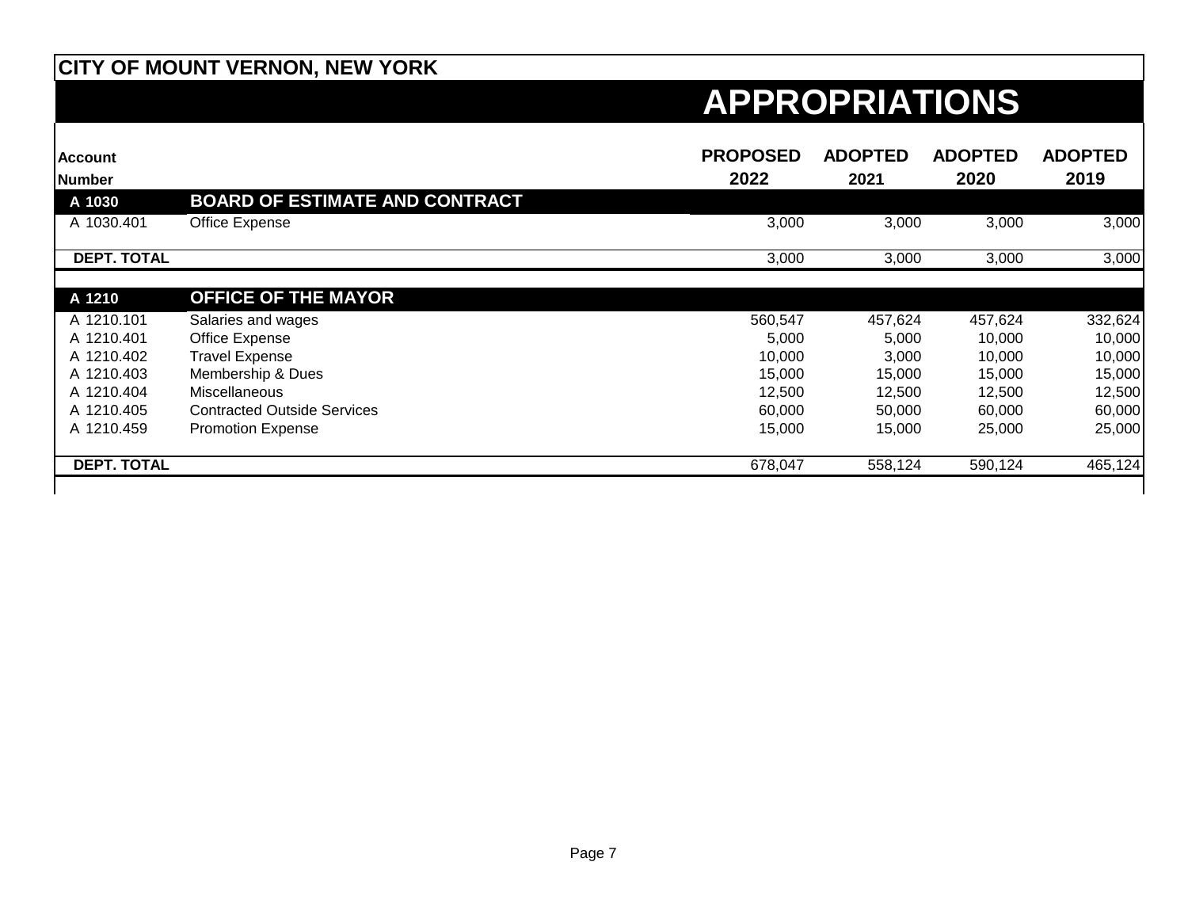**CITY OF MOUNT VERNON, NEW YORK**

# APPROPRIATIONS

| Account Number | | PROPOSED 2022 | ADOPTED 2021 | ADOPTED 2020 | ADOPTED 2019 |
|---|---|---|---|---|---|
| **A 1030** | **BOARD OF ESTIMATE AND CONTRACT** | | | | |
| A 1030.401 | Office Expense | 3,000 | 3,000 | 3,000 | 3,000 |
| **DEPT. TOTAL** | | 3,000 | 3,000 | 3,000 | 3,000 |
| **A 1210** | **OFFICE OF THE MAYOR** | | | | |
| A 1210.101 | Salaries and wages | 560,547 | 457,624 | 457,624 | 332,624 |
| A 1210.401 | Office Expense | 5,000 | 5,000 | 10,000 | 10,000 |
| A 1210.402 | Travel Expense | 10,000 | 3,000 | 10,000 | 10,000 |
| A 1210.403 | Membership & Dues | 15,000 | 15,000 | 15,000 | 15,000 |
| A 1210.404 | Miscellaneous | 12,500 | 12,500 | 12,500 | 12,500 |
| A 1210.405 | Contracted Outside Services | 60,000 | 50,000 | 60,000 | 60,000 |
| A 1210.459 | Promotion Expense | 15,000 | 15,000 | 25,000 | 25,000 |
| **DEPT. TOTAL** | | 678,047 | 558,124 | 590,124 | 465,124 |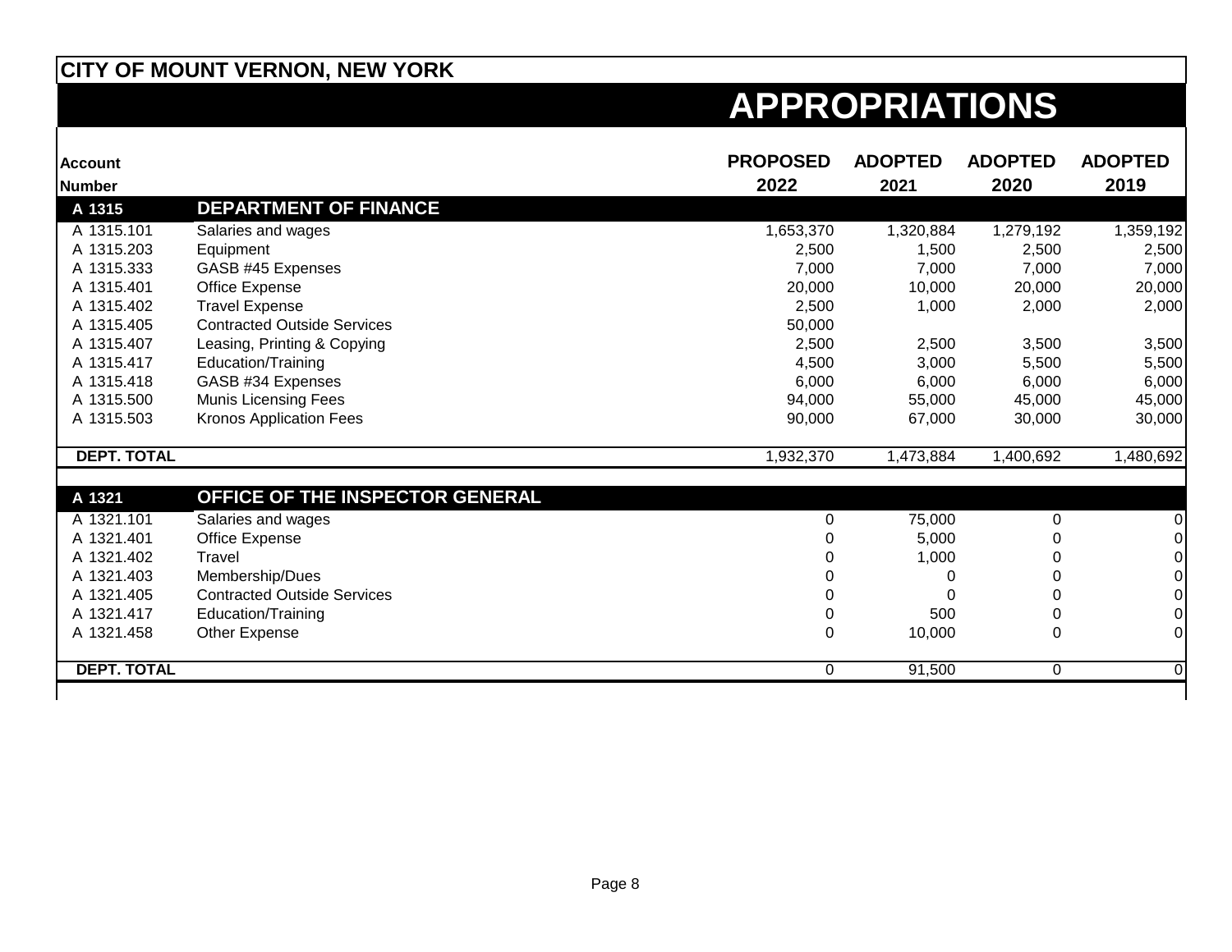# CITY OF MOUNT VERNON, NEW YORK

## APPROPRIATIONS

| Account Number | | PROPOSED 2022 | ADOPTED 2021 | ADOPTED 2020 | ADOPTED 2019 |
|---|---|---|---|---|---|
| **A 1315** | **DEPARTMENT OF FINANCE** | | | | |
| A 1315.101 | Salaries and wages | 1,653,370 | 1,320,884 | 1,279,192 | 1,359,192 |
| A 1315.203 | Equipment | 2,500 | 1,500 | 2,500 | 2,500 |
| A 1315.333 | GASB #45 Expenses | 7,000 | 7,000 | 7,000 | 7,000 |
| A 1315.401 | Office Expense | 20,000 | 10,000 | 20,000 | 20,000 |
| A 1315.402 | Travel Expense | 2,500 | 1,000 | 2,000 | 2,000 |
| A 1315.405 | Contracted Outside Services | 50,000 | | | |
| A 1315.407 | Leasing, Printing & Copying | 2,500 | 2,500 | 3,500 | 3,500 |
| A 1315.417 | Education/Training | 4,500 | 3,000 | 5,500 | 5,500 |
| A 1315.418 | GASB #34 Expenses | 6,000 | 6,000 | 6,000 | 6,000 |
| A 1315.500 | Munis Licensing Fees | 94,000 | 55,000 | 45,000 | 45,000 |
| A 1315.503 | Kronos Application Fees | 90,000 | 67,000 | 30,000 | 30,000 |
| **DEPT. TOTAL** | | 1,932,370 | 1,473,884 | 1,400,692 | 1,480,692 |
| **A 1321** | **OFFICE OF THE INSPECTOR GENERAL** | | | | |
| A 1321.101 | Salaries and wages | 0 | 75,000 | 0 | 0 |
| A 1321.401 | Office Expense | 0 | 5,000 | 0 | 0 |
| A 1321.402 | Travel | 0 | 1,000 | 0 | 0 |
| A 1321.403 | Membership/Dues | 0 | 0 | 0 | 0 |
| A 1321.405 | Contracted Outside Services | 0 | 0 | 0 | 0 |
| A 1321.417 | Education/Training | 0 | 500 | 0 | 0 |
| A 1321.458 | Other Expense | 0 | 10,000 | 0 | 0 |
| **DEPT. TOTAL** | | 0 | 91,500 | 0 | 0 |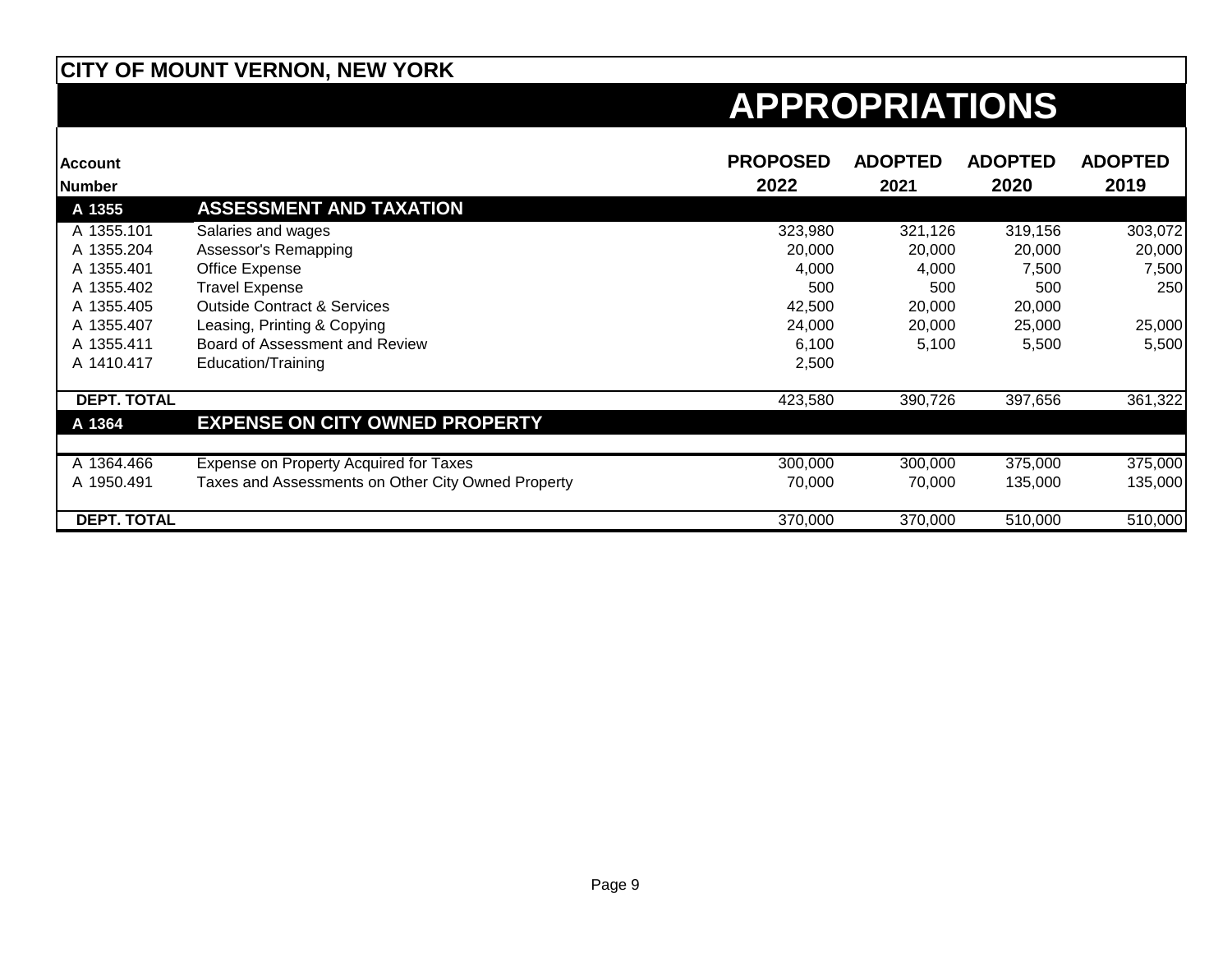# CITY OF MOUNT VERNON, NEW YORK

## APPROPRIATIONS

| Account Number | | PROPOSED 2022 | ADOPTED 2021 | ADOPTED 2020 | ADOPTED 2019 |
|---|---|---|---|---|---|
| **A 1355** | **ASSESSMENT AND TAXATION** | | | | |
| A 1355.101 | Salaries and wages | 323,980 | 321,126 | 319,156 | 303,072 |
| A 1355.204 | Assessor's Remapping | 20,000 | 20,000 | 20,000 | 20,000 |
| A 1355.401 | Office Expense | 4,000 | 4,000 | 7,500 | 7,500 |
| A 1355.402 | Travel Expense | 500 | 500 | 500 | 250 |
| A 1355.405 | Outside Contract & Services | 42,500 | 20,000 | 20,000 | |
| A 1355.407 | Leasing, Printing & Copying | 24,000 | 20,000 | 25,000 | 25,000 |
| A 1355.411 | Board of Assessment and Review | 6,100 | 5,100 | 5,500 | 5,500 |
| A 1410.417 | Education/Training | 2,500 | | | |
| **DEPT. TOTAL** | | 423,580 | 390,726 | 397,656 | 361,322 |
| **A 1364** | **EXPENSE ON CITY OWNED PROPERTY** | | | | |
| A 1364.466 | Expense on Property Acquired for Taxes | 300,000 | 300,000 | 375,000 | 375,000 |
| A 1950.491 | Taxes and Assessments on Other City Owned Property | 70,000 | 70,000 | 135,000 | 135,000 |
| **DEPT. TOTAL** | | 370,000 | 370,000 | 510,000 | 510,000 |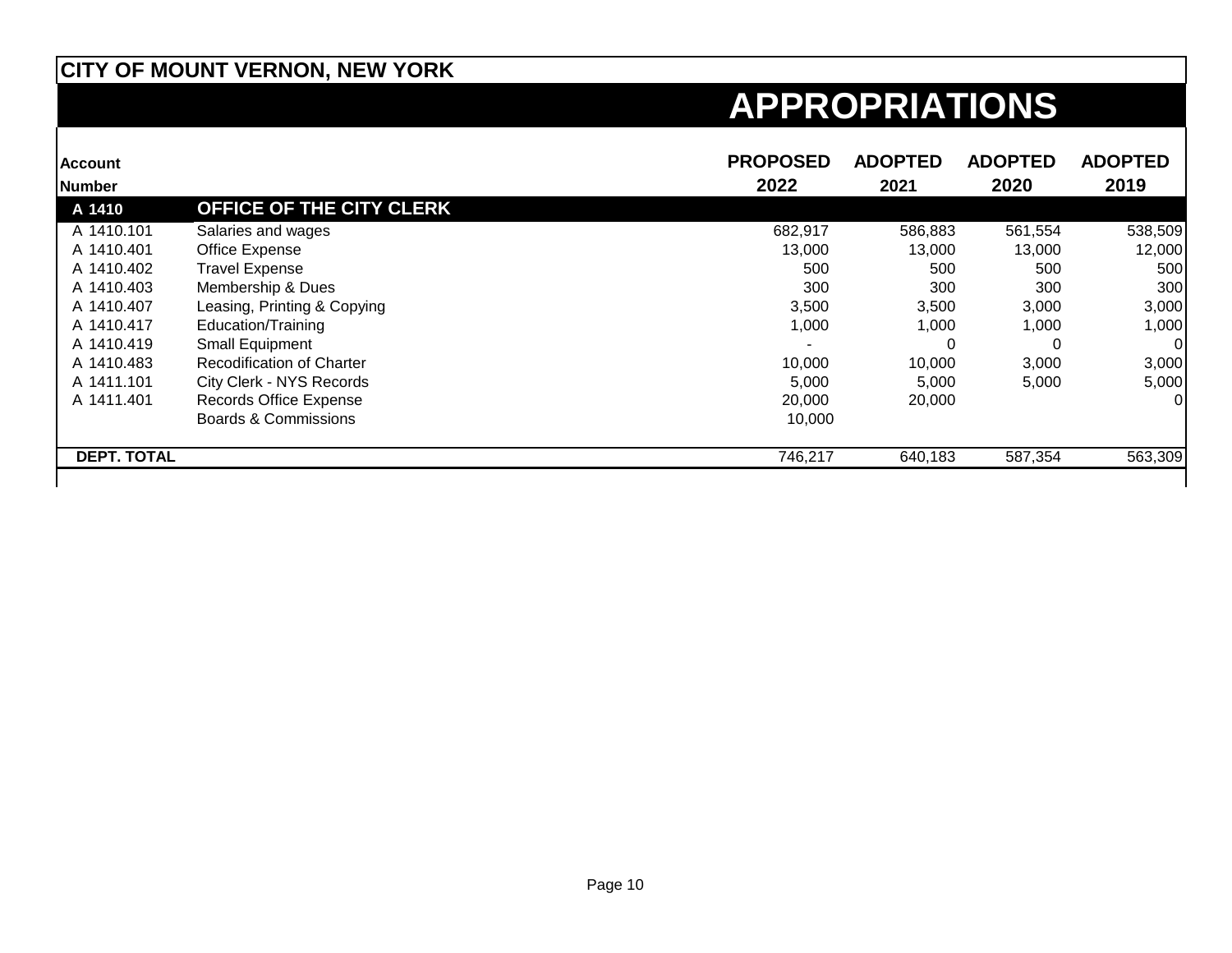# CITY OF MOUNT VERNON, NEW YORK

## APPROPRIATIONS

| Account Number | | PROPOSED 2022 | ADOPTED 2021 | ADOPTED 2020 | ADOPTED 2019 |
|---|---|---|---|---|---|
| **A 1410** | **OFFICE OF THE CITY CLERK** | | | | |
| A 1410.101 | Salaries and wages | 682,917 | 586,883 | 561,554 | 538,509 |
| A 1410.401 | Office Expense | 13,000 | 13,000 | 13,000 | 12,000 |
| A 1410.402 | Travel Expense | 500 | 500 | 500 | 500 |
| A 1410.403 | Membership & Dues | 300 | 300 | 300 | 300 |
| A 1410.407 | Leasing, Printing & Copying | 3,500 | 3,500 | 3,000 | 3,000 |
| A 1410.417 | Education/Training | 1,000 | 1,000 | 1,000 | 1,000 |
| A 1410.419 | Small Equipment | - | 0 | 0 | 0 |
| A 1410.483 | Recodification of Charter | 10,000 | 10,000 | 3,000 | 3,000 |
| A 1411.101 | City Clerk - NYS Records | 5,000 | 5,000 | 5,000 | 5,000 |
| A 1411.401 | Records Office Expense | 20,000 | 20,000 | | 0 |
| | Boards & Commissions | 10,000 | | | |
| **DEPT. TOTAL** | | 746,217 | 640,183 | 587,354 | 563,309 |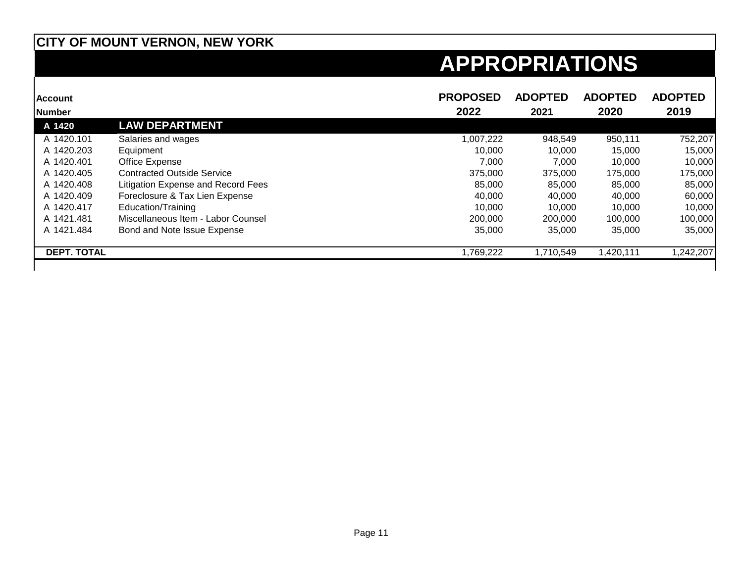# CITY OF MOUNT VERNON, NEW YORK

## APPROPRIATIONS

| Account Number | | PROPOSED 2022 | ADOPTED 2021 | ADOPTED 2020 | ADOPTED 2019 |
|---|---|---|---|---|---|
| **A 1420** | **LAW DEPARTMENT** | | | | |
| A 1420.101 | Salaries and wages | 1,007,222 | 948,549 | 950,111 | 752,207 |
| A 1420.203 | Equipment | 10,000 | 10,000 | 15,000 | 15,000 |
| A 1420.401 | Office Expense | 7,000 | 7,000 | 10,000 | 10,000 |
| A 1420.405 | Contracted Outside Service | 375,000 | 375,000 | 175,000 | 175,000 |
| A 1420.408 | Litigation Expense and Record Fees | 85,000 | 85,000 | 85,000 | 85,000 |
| A 1420.409 | Foreclosure & Tax Lien Expense | 40,000 | 40,000 | 40,000 | 60,000 |
| A 1420.417 | Education/Training | 10,000 | 10,000 | 10,000 | 10,000 |
| A 1421.481 | Miscellaneous Item - Labor Counsel | 200,000 | 200,000 | 100,000 | 100,000 |
| A 1421.484 | Bond and Note Issue Expense | 35,000 | 35,000 | 35,000 | 35,000 |
| **DEPT. TOTAL** | | 1,769,222 | 1,710,549 | 1,420,111 | 1,242,207 |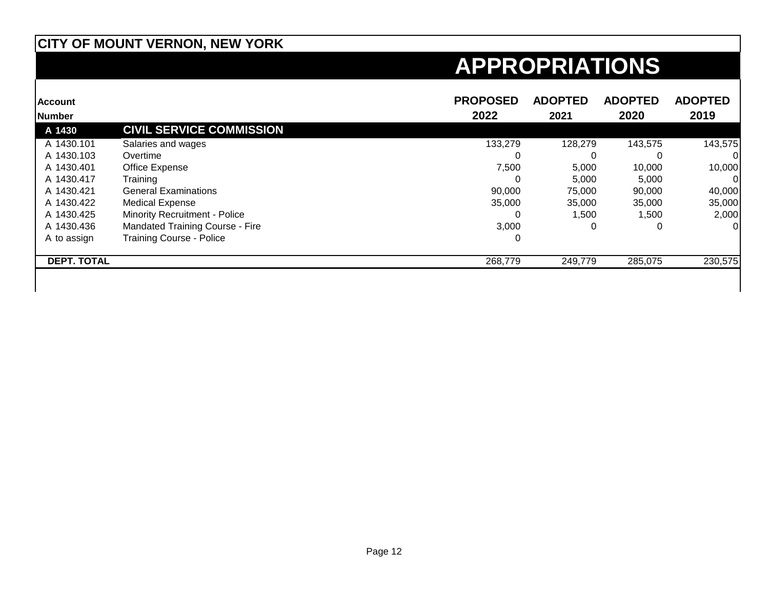## CITY OF MOUNT VERNON, NEW YORK

# APPROPRIATIONS

| Account Number | | PROPOSED 2022 | ADOPTED 2021 | ADOPTED 2020 | ADOPTED 2019 |
|---|---|---|---|---|---|
| **A 1430** | **CIVIL SERVICE COMMISSION** | | | | |
| A 1430.101 | Salaries and wages | 133,279 | 128,279 | 143,575 | 143,575 |
| A 1430.103 | Overtime | 0 | 0 | 0 | 0 |
| A 1430.401 | Office Expense | 7,500 | 5,000 | 10,000 | 10,000 |
| A 1430.417 | Training | 0 | 5,000 | 5,000 | 0 |
| A 1430.421 | General Examinations | 90,000 | 75,000 | 90,000 | 40,000 |
| A 1430.422 | Medical Expense | 35,000 | 35,000 | 35,000 | 35,000 |
| A 1430.425 | Minority Recruitment - Police | 0 | 1,500 | 1,500 | 2,000 |
| A 1430.436 | Mandated Training Course - Fire | 3,000 | 0 | 0 | 0 |
| A to assign | Training Course - Police | 0 | | | |
| **DEPT. TOTAL** | | 268,779 | 249,779 | 285,075 | 230,575 |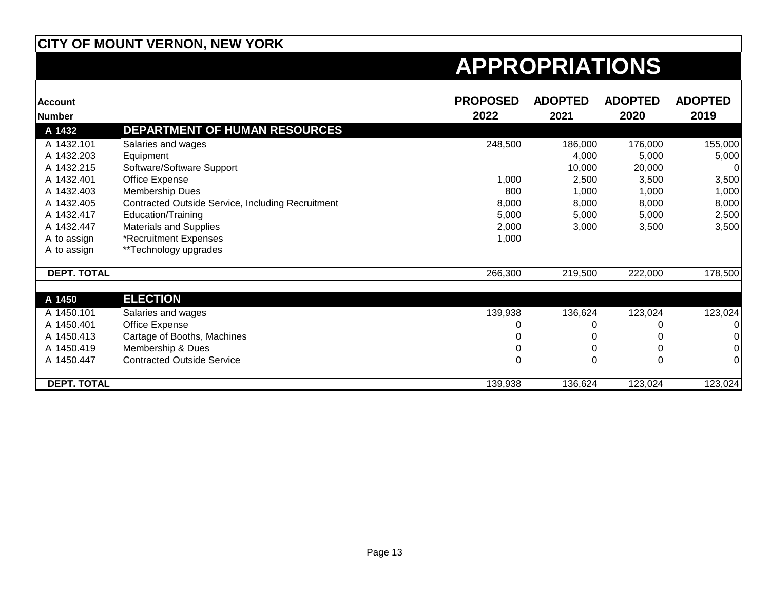## CITY OF MOUNT VERNON, NEW YORK

# APPROPRIATIONS

| Account Number | | PROPOSED 2022 | ADOPTED 2021 | ADOPTED 2020 | ADOPTED 2019 |
|---|---|---|---|---|---|
| **A 1432** | **DEPARTMENT OF HUMAN RESOURCES** | | | | |
| A 1432.101 | Salaries and wages | 248,500 | 186,000 | 176,000 | 155,000 |
| A 1432.203 | Equipment | | 4,000 | 5,000 | 5,000 |
| A 1432.215 | Software/Software Support | | 10,000 | 20,000 | 0 |
| A 1432.401 | Office Expense | 1,000 | 2,500 | 3,500 | 3,500 |
| A 1432.403 | Membership Dues | 800 | 1,000 | 1,000 | 1,000 |
| A 1432.405 | Contracted Outside Service, Including Recruitment | 8,000 | 8,000 | 8,000 | 8,000 |
| A 1432.417 | Education/Training | 5,000 | 5,000 | 5,000 | 2,500 |
| A 1432.447 | Materials and Supplies | 2,000 | 3,000 | 3,500 | 3,500 |
| A to assign | *Recruitment Expenses | 1,000 | | | |
| A to assign | **Technology upgrades | | | | |
| **DEPT. TOTAL** | | 266,300 | 219,500 | 222,000 | 178,500 |
| **A 1450** | **ELECTION** | | | | |
| A 1450.101 | Salaries and wages | 139,938 | 136,624 | 123,024 | 123,024 |
| A 1450.401 | Office Expense | 0 | 0 | 0 | 0 |
| A 1450.413 | Cartage of Booths, Machines | 0 | 0 | 0 | 0 |
| A 1450.419 | Membership & Dues | 0 | 0 | 0 | 0 |
| A 1450.447 | Contracted Outside Service | 0 | 0 | 0 | 0 |
| **DEPT. TOTAL** | | 139,938 | 136,624 | 123,024 | 123,024 |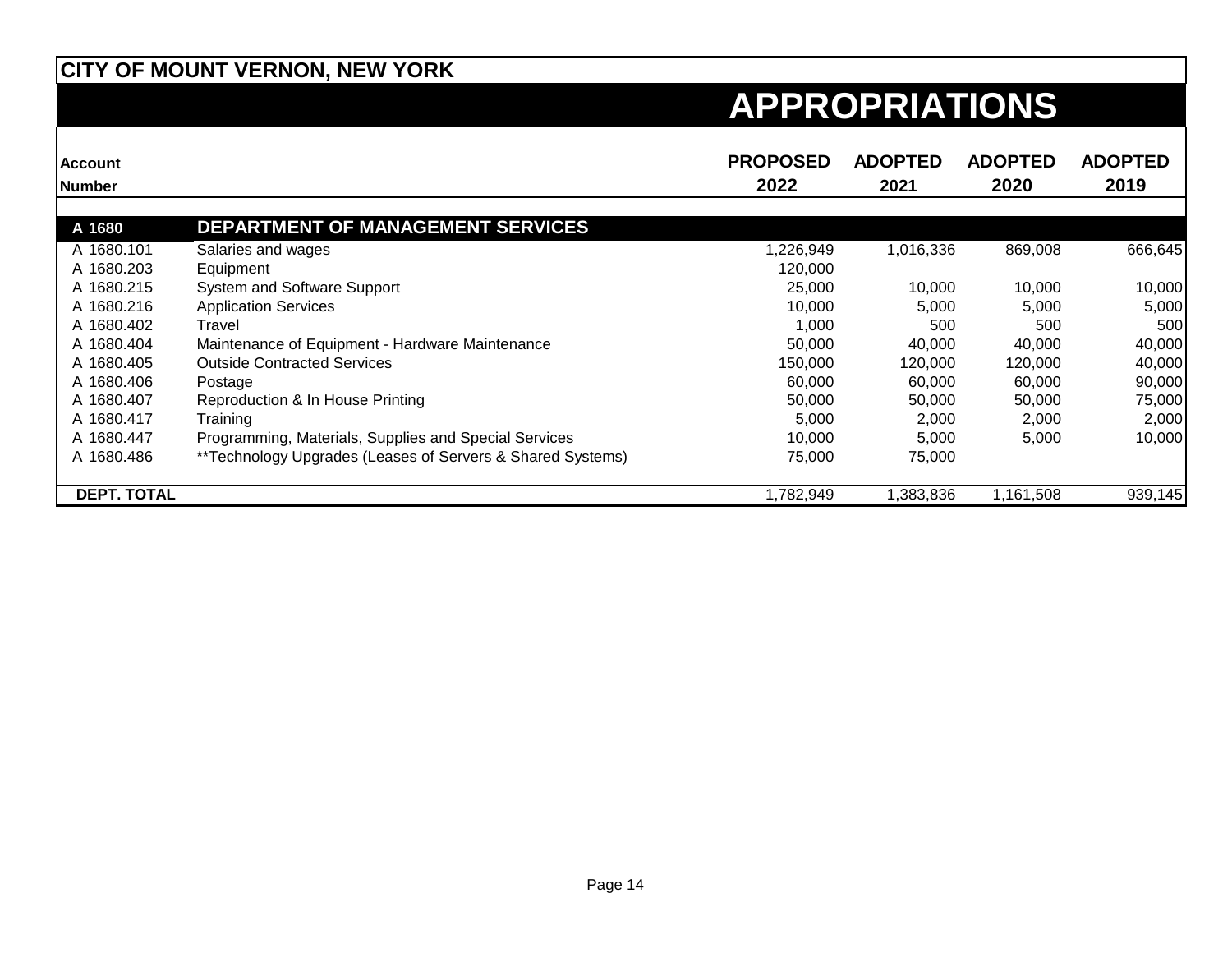## CITY OF MOUNT VERNON, NEW YORK

# APPROPRIATIONS

| Account Number | | PROPOSED 2022 | ADOPTED 2021 | ADOPTED 2020 | ADOPTED 2019 |
|---|---|---|---|---|---|
| **A 1680** | **DEPARTMENT OF MANAGEMENT SERVICES** | | | | |
| A 1680.101 | Salaries and wages | 1,226,949 | 1,016,336 | 869,008 | 666,645 |
| A 1680.203 | Equipment | 120,000 | | | |
| A 1680.215 | System and Software Support | 25,000 | 10,000 | 10,000 | 10,000 |
| A 1680.216 | Application Services | 10,000 | 5,000 | 5,000 | 5,000 |
| A 1680.402 | Travel | 1,000 | 500 | 500 | 500 |
| A 1680.404 | Maintenance of Equipment - Hardware Maintenance | 50,000 | 40,000 | 40,000 | 40,000 |
| A 1680.405 | Outside Contracted Services | 150,000 | 120,000 | 120,000 | 40,000 |
| A 1680.406 | Postage | 60,000 | 60,000 | 60,000 | 90,000 |
| A 1680.407 | Reproduction & In House Printing | 50,000 | 50,000 | 50,000 | 75,000 |
| A 1680.417 | Training | 5,000 | 2,000 | 2,000 | 2,000 |
| A 1680.447 | Programming, Materials, Supplies and Special Services | 10,000 | 5,000 | 5,000 | 10,000 |
| A 1680.486 | **Technology Upgrades (Leases of Servers & Shared Systems) | 75,000 | 75,000 | | |
| **DEPT. TOTAL** | | 1,782,949 | 1,383,836 | 1,161,508 | 939,145 |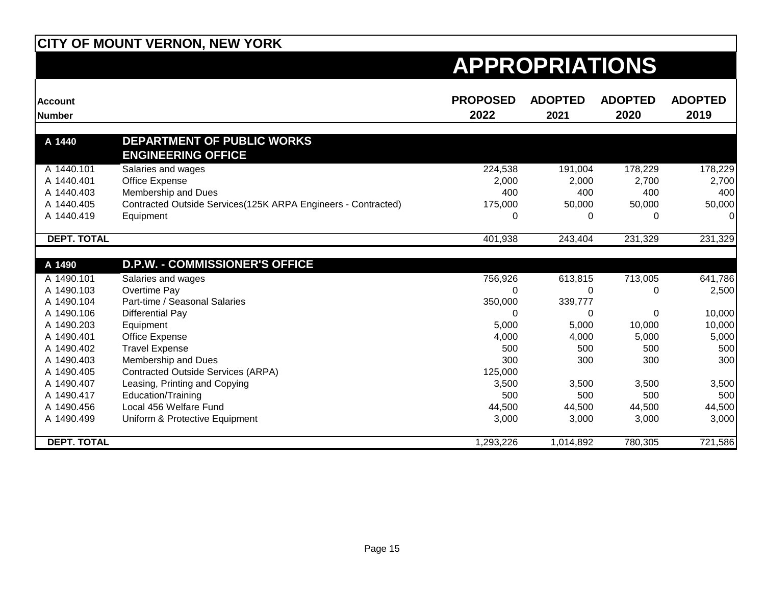# CITY OF MOUNT VERNON, NEW YORK

## APPROPRIATIONS

| Account Number | | PROPOSED 2022 | ADOPTED 2021 | ADOPTED 2020 | ADOPTED 2019 |
|---|---|---|---|---|---|
| **A 1440** | **DEPARTMENT OF PUBLIC WORKS ENGINEERING OFFICE** | | | | |
| A 1440.101 | Salaries and wages | 224,538 | 191,004 | 178,229 | 178,229 |
| A 1440.401 | Office Expense | 2,000 | 2,000 | 2,700 | 2,700 |
| A 1440.403 | Membership and Dues | 400 | 400 | 400 | 400 |
| A 1440.405 | Contracted Outside Services(125K ARPA Engineers - Contracted) | 175,000 | 50,000 | 50,000 | 50,000 |
| A 1440.419 | Equipment | 0 | 0 | 0 | 0 |
| **DEPT. TOTAL** | | 401,938 | 243,404 | 231,329 | 231,329 |
| **A 1490** | **D.P.W. - COMMISSIONER'S OFFICE** | | | | |
| A 1490.101 | Salaries and wages | 756,926 | 613,815 | 713,005 | 641,786 |
| A 1490.103 | Overtime Pay | 0 | 0 | 0 | 2,500 |
| A 1490.104 | Part-time / Seasonal Salaries | 350,000 | 339,777 | | |
| A 1490.106 | Differential Pay | 0 | 0 | 0 | 10,000 |
| A 1490.203 | Equipment | 5,000 | 5,000 | 10,000 | 10,000 |
| A 1490.401 | Office Expense | 4,000 | 4,000 | 5,000 | 5,000 |
| A 1490.402 | Travel Expense | 500 | 500 | 500 | 500 |
| A 1490.403 | Membership and Dues | 300 | 300 | 300 | 300 |
| A 1490.405 | Contracted Outside Services (ARPA) | 125,000 | | | |
| A 1490.407 | Leasing, Printing and Copying | 3,500 | 3,500 | 3,500 | 3,500 |
| A 1490.417 | Education/Training | 500 | 500 | 500 | 500 |
| A 1490.456 | Local 456 Welfare Fund | 44,500 | 44,500 | 44,500 | 44,500 |
| A 1490.499 | Uniform & Protective Equipment | 3,000 | 3,000 | 3,000 | 3,000 |
| **DEPT. TOTAL** | | 1,293,226 | 1,014,892 | 780,305 | 721,586 |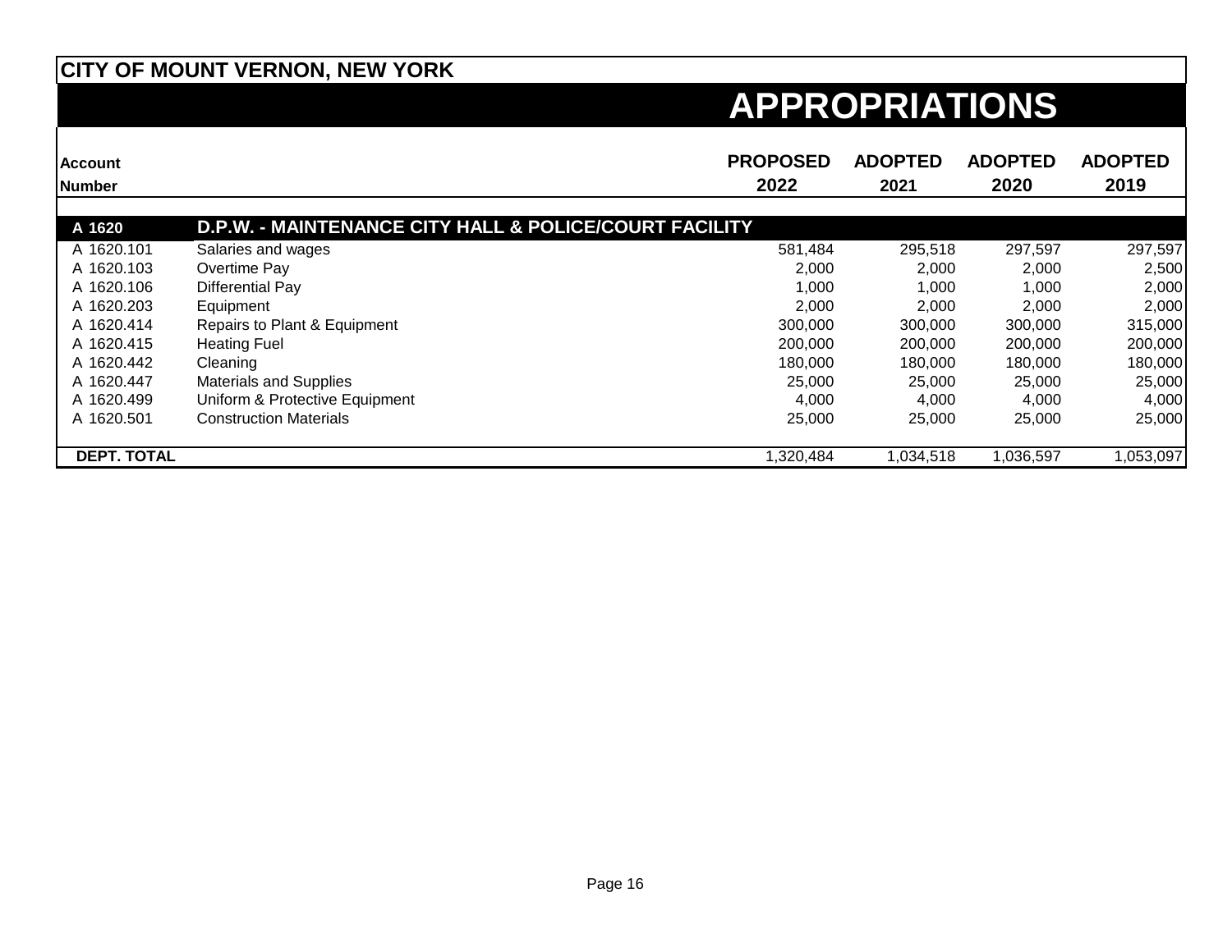# CITY OF MOUNT VERNON, NEW YORK

## APPROPRIATIONS

| Account Number | | PROPOSED 2022 | ADOPTED 2021 | ADOPTED 2020 | ADOPTED 2019 |
|---|---|---|---|---|---|
| **A 1620** | **D.P.W. - MAINTENANCE CITY HALL & POLICE/COURT FACILITY** | | | | |
| A 1620.101 | Salaries and wages | 581,484 | 295,518 | 297,597 | 297,597 |
| A 1620.103 | Overtime Pay | 2,000 | 2,000 | 2,000 | 2,500 |
| A 1620.106 | Differential Pay | 1,000 | 1,000 | 1,000 | 2,000 |
| A 1620.203 | Equipment | 2,000 | 2,000 | 2,000 | 2,000 |
| A 1620.414 | Repairs to Plant & Equipment | 300,000 | 300,000 | 300,000 | 315,000 |
| A 1620.415 | Heating Fuel | 200,000 | 200,000 | 200,000 | 200,000 |
| A 1620.442 | Cleaning | 180,000 | 180,000 | 180,000 | 180,000 |
| A 1620.447 | Materials and Supplies | 25,000 | 25,000 | 25,000 | 25,000 |
| A 1620.499 | Uniform & Protective Equipment | 4,000 | 4,000 | 4,000 | 4,000 |
| A 1620.501 | Construction Materials | 25,000 | 25,000 | 25,000 | 25,000 |
| **DEPT. TOTAL** | | 1,320,484 | 1,034,518 | 1,036,597 | 1,053,097 |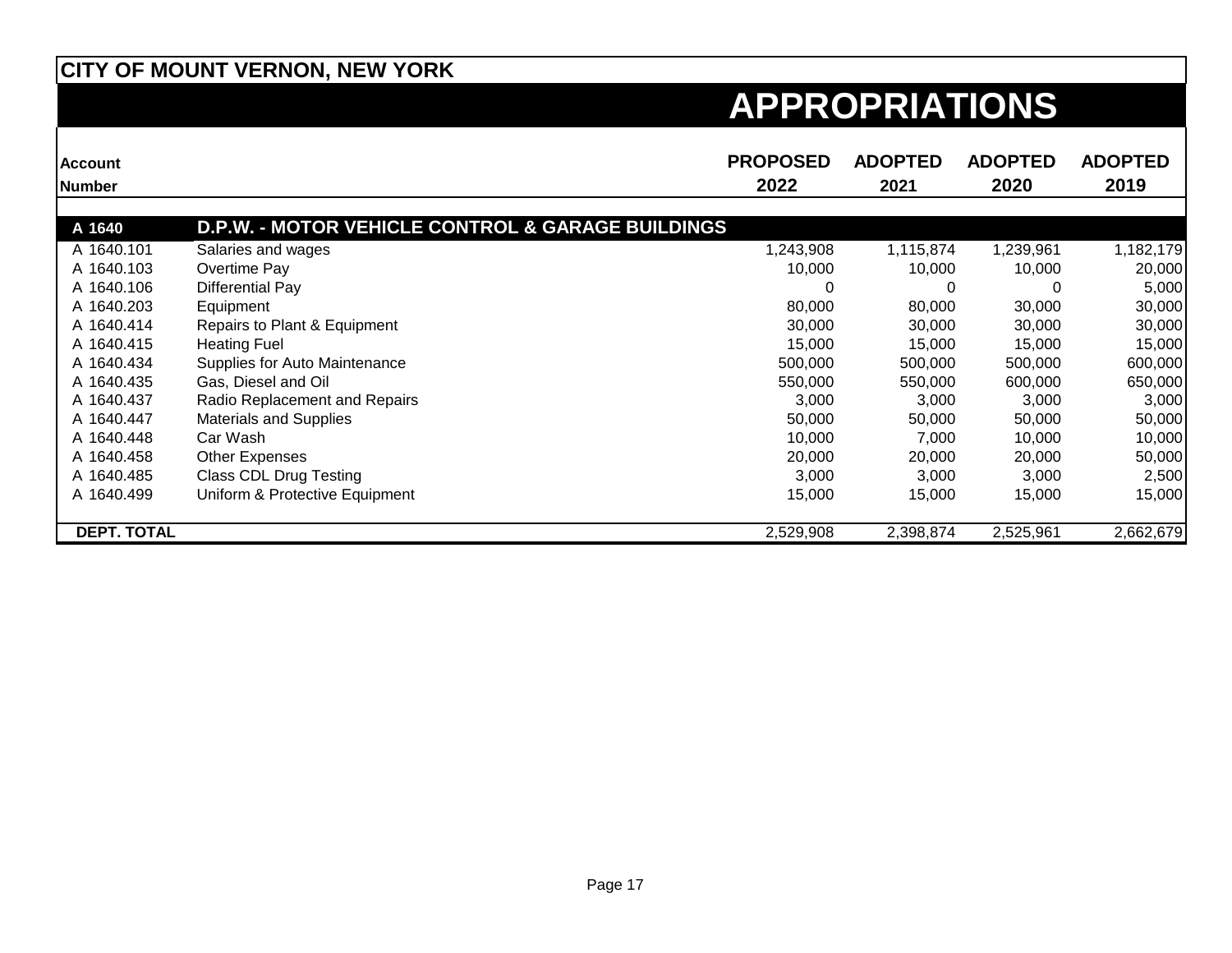# CITY OF MOUNT VERNON, NEW YORK

## APPROPRIATIONS

| Account Number | | PROPOSED 2022 | ADOPTED 2021 | ADOPTED 2020 | ADOPTED 2019 |
|---|---|---|---|---|---|
| **A 1640** | **D.P.W. - MOTOR VEHICLE CONTROL & GARAGE BUILDINGS** | | | | |
| A 1640.101 | Salaries and wages | 1,243,908 | 1,115,874 | 1,239,961 | 1,182,179 |
| A 1640.103 | Overtime Pay | 10,000 | 10,000 | 10,000 | 20,000 |
| A 1640.106 | Differential Pay | 0 | 0 | 0 | 5,000 |
| A 1640.203 | Equipment | 80,000 | 80,000 | 30,000 | 30,000 |
| A 1640.414 | Repairs to Plant & Equipment | 30,000 | 30,000 | 30,000 | 30,000 |
| A 1640.415 | Heating Fuel | 15,000 | 15,000 | 15,000 | 15,000 |
| A 1640.434 | Supplies for Auto Maintenance | 500,000 | 500,000 | 500,000 | 600,000 |
| A 1640.435 | Gas, Diesel and Oil | 550,000 | 550,000 | 600,000 | 650,000 |
| A 1640.437 | Radio Replacement and Repairs | 3,000 | 3,000 | 3,000 | 3,000 |
| A 1640.447 | Materials and Supplies | 50,000 | 50,000 | 50,000 | 50,000 |
| A 1640.448 | Car Wash | 10,000 | 7,000 | 10,000 | 10,000 |
| A 1640.458 | Other Expenses | 20,000 | 20,000 | 20,000 | 50,000 |
| A 1640.485 | Class CDL Drug Testing | 3,000 | 3,000 | 3,000 | 2,500 |
| A 1640.499 | Uniform & Protective Equipment | 15,000 | 15,000 | 15,000 | 15,000 |
| **DEPT. TOTAL** | | 2,529,908 | 2,398,874 | 2,525,961 | 2,662,679 |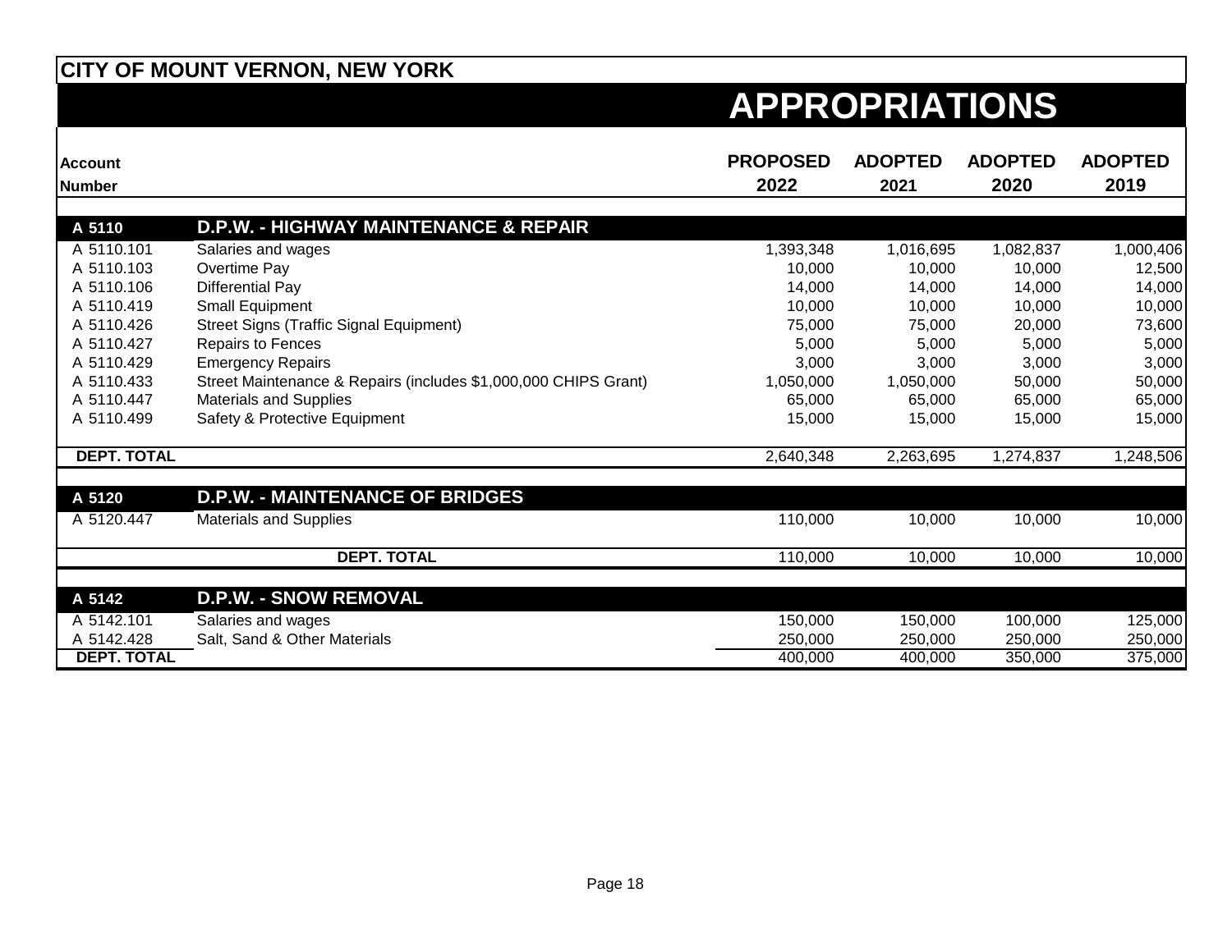# CITY OF MOUNT VERNON, NEW YORK

## APPROPRIATIONS

| Account Number | | PROPOSED 2022 | ADOPTED 2021 | ADOPTED 2020 | ADOPTED 2019 |
|---|---|---|---|---|---|
| **A 5110** | **D.P.W. - HIGHWAY MAINTENANCE & REPAIR** | | | | |
| A 5110.101 | Salaries and wages | 1,393,348 | 1,016,695 | 1,082,837 | 1,000,406 |
| A 5110.103 | Overtime Pay | 10,000 | 10,000 | 10,000 | 12,500 |
| A 5110.106 | Differential Pay | 14,000 | 14,000 | 14,000 | 14,000 |
| A 5110.419 | Small Equipment | 10,000 | 10,000 | 10,000 | 10,000 |
| A 5110.426 | Street Signs (Traffic Signal Equipment) | 75,000 | 75,000 | 20,000 | 73,600 |
| A 5110.427 | Repairs to Fences | 5,000 | 5,000 | 5,000 | 5,000 |
| A 5110.429 | Emergency Repairs | 3,000 | 3,000 | 3,000 | 3,000 |
| A 5110.433 | Street Maintenance & Repairs (includes $1,000,000 CHIPS Grant) | 1,050,000 | 1,050,000 | 50,000 | 50,000 |
| A 5110.447 | Materials and Supplies | 65,000 | 65,000 | 65,000 | 65,000 |
| A 5110.499 | Safety & Protective Equipment | 15,000 | 15,000 | 15,000 | 15,000 |
| **DEPT. TOTAL** | | 2,640,348 | 2,263,695 | 1,274,837 | 1,248,506 |
| **A 5120** | **D.P.W. - MAINTENANCE OF BRIDGES** | | | | |
| A 5120.447 | Materials and Supplies | 110,000 | 10,000 | 10,000 | 10,000 |
| | **DEPT. TOTAL** | 110,000 | 10,000 | 10,000 | 10,000 |
| **A 5142** | **D.P.W. - SNOW REMOVAL** | | | | |
| A 5142.101 | Salaries and wages | 150,000 | 150,000 | 100,000 | 125,000 |
| A 5142.428 | Salt, Sand & Other Materials | 250,000 | 250,000 | 250,000 | 250,000 |
| **DEPT. TOTAL** | | 400,000 | 400,000 | 350,000 | 375,000 |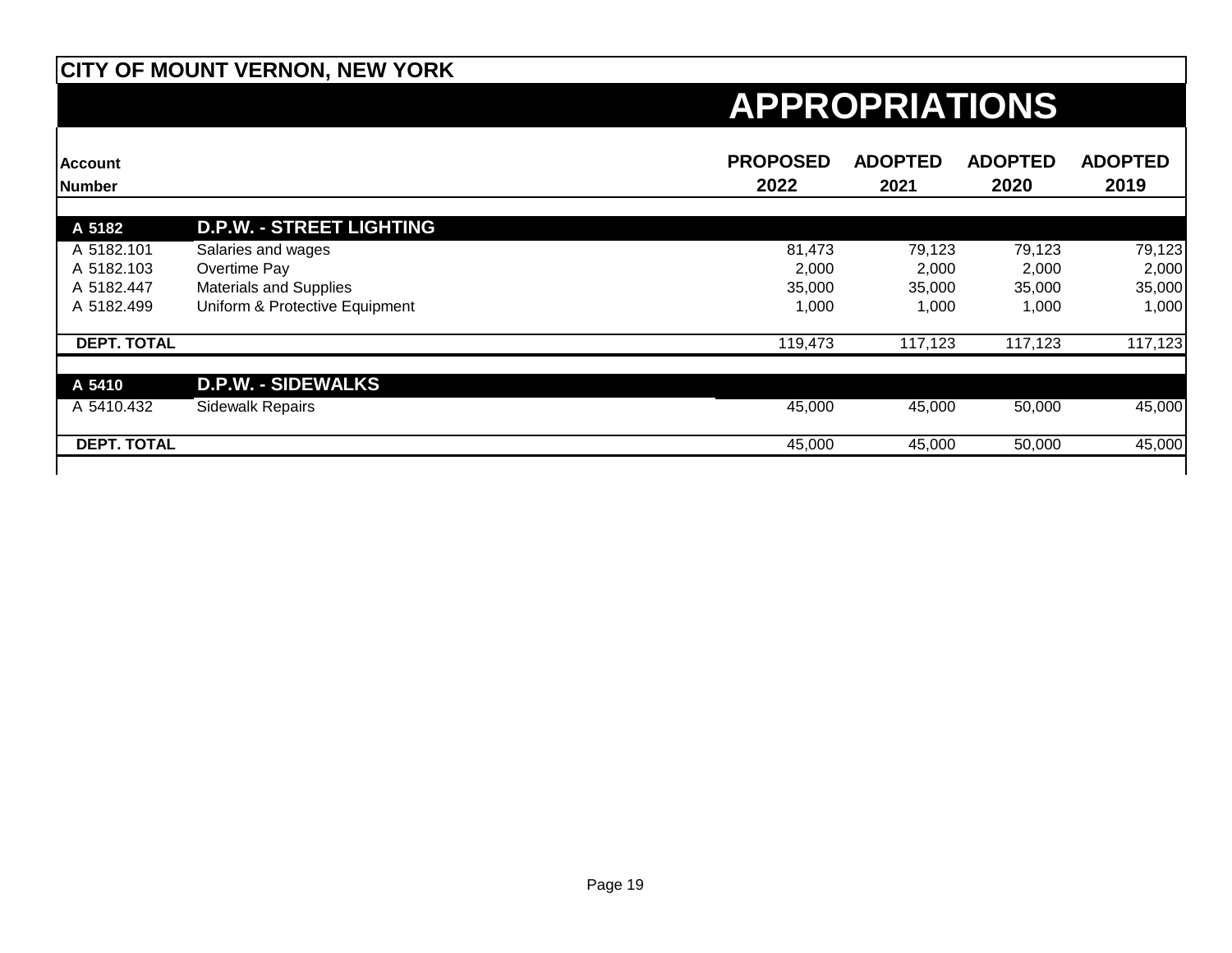## CITY OF MOUNT VERNON, NEW YORK

# APPROPRIATIONS

| Account Number | | PROPOSED 2022 | ADOPTED 2021 | ADOPTED 2020 | ADOPTED 2019 |
|---|---|---|---|---|---|
| **A 5182** | **D.P.W. - STREET LIGHTING** | | | | |
| A 5182.101 | Salaries and wages | 81,473 | 79,123 | 79,123 | 79,123 |
| A 5182.103 | Overtime Pay | 2,000 | 2,000 | 2,000 | 2,000 |
| A 5182.447 | Materials and Supplies | 35,000 | 35,000 | 35,000 | 35,000 |
| A 5182.499 | Uniform & Protective Equipment | 1,000 | 1,000 | 1,000 | 1,000 |
| **DEPT. TOTAL** | | 119,473 | 117,123 | 117,123 | 117,123 |
| **A 5410** | **D.P.W. - SIDEWALKS** | | | | |
| A 5410.432 | Sidewalk Repairs | 45,000 | 45,000 | 50,000 | 45,000 |
| **DEPT. TOTAL** | | 45,000 | 45,000 | 50,000 | 45,000 |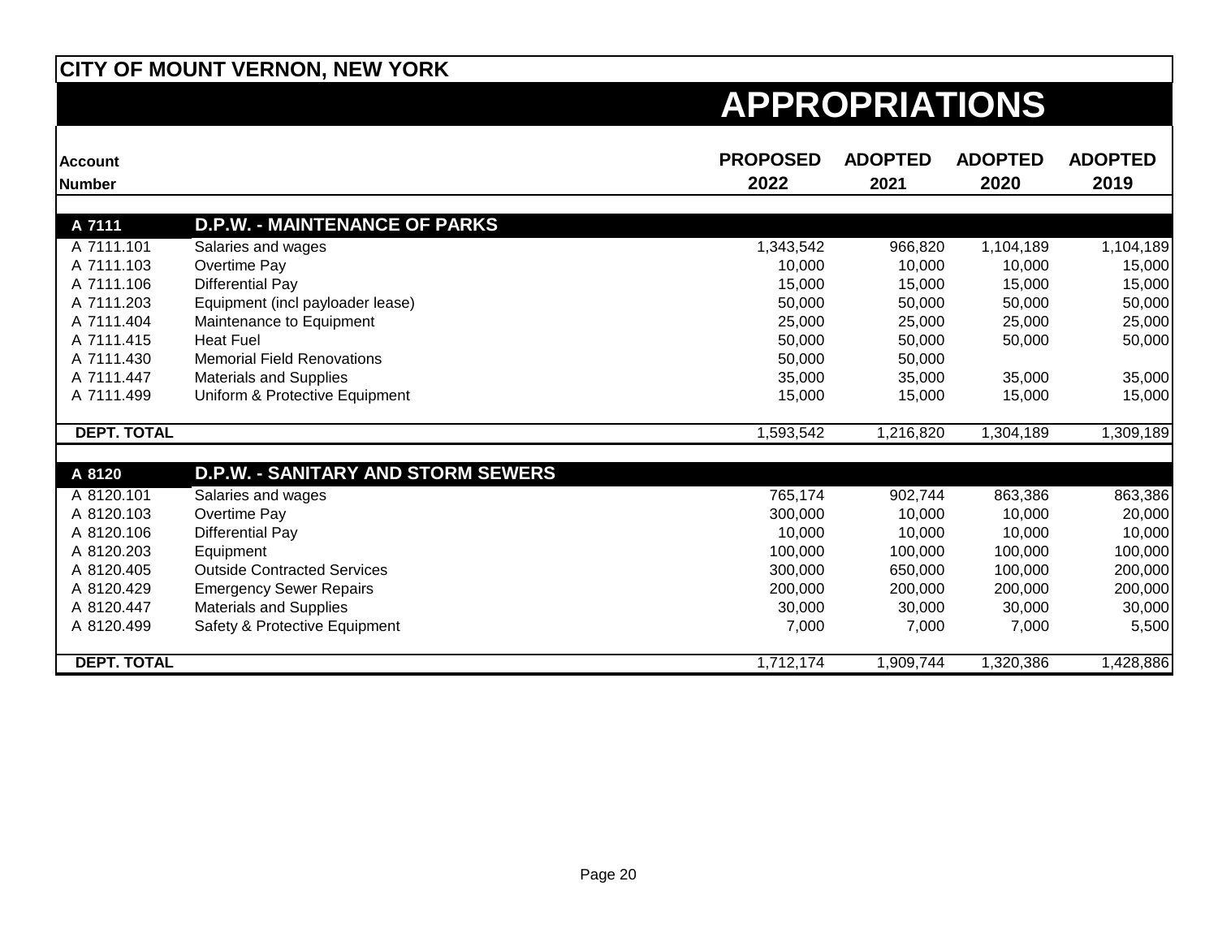# CITY OF MOUNT VERNON, NEW YORK

## APPROPRIATIONS

| Account Number | | PROPOSED 2022 | ADOPTED 2021 | ADOPTED 2020 | ADOPTED 2019 |
|---|---|---|---|---|---|
| **A 7111** | **D.P.W. - MAINTENANCE OF PARKS** | | | | |
| A 7111.101 | Salaries and wages | 1,343,542 | 966,820 | 1,104,189 | 1,104,189 |
| A 7111.103 | Overtime Pay | 10,000 | 10,000 | 10,000 | 15,000 |
| A 7111.106 | Differential Pay | 15,000 | 15,000 | 15,000 | 15,000 |
| A 7111.203 | Equipment (incl payloader lease) | 50,000 | 50,000 | 50,000 | 50,000 |
| A 7111.404 | Maintenance to Equipment | 25,000 | 25,000 | 25,000 | 25,000 |
| A 7111.415 | Heat Fuel | 50,000 | 50,000 | 50,000 | 50,000 |
| A 7111.430 | Memorial Field Renovations | 50,000 | 50,000 | | |
| A 7111.447 | Materials and Supplies | 35,000 | 35,000 | 35,000 | 35,000 |
| A 7111.499 | Uniform & Protective Equipment | 15,000 | 15,000 | 15,000 | 15,000 |
| **DEPT. TOTAL** | | 1,593,542 | 1,216,820 | 1,304,189 | 1,309,189 |
| **A 8120** | **D.P.W. - SANITARY AND STORM SEWERS** | | | | |
| A 8120.101 | Salaries and wages | 765,174 | 902,744 | 863,386 | 863,386 |
| A 8120.103 | Overtime Pay | 300,000 | 10,000 | 10,000 | 20,000 |
| A 8120.106 | Differential Pay | 10,000 | 10,000 | 10,000 | 10,000 |
| A 8120.203 | Equipment | 100,000 | 100,000 | 100,000 | 100,000 |
| A 8120.405 | Outside Contracted Services | 300,000 | 650,000 | 100,000 | 200,000 |
| A 8120.429 | Emergency Sewer Repairs | 200,000 | 200,000 | 200,000 | 200,000 |
| A 8120.447 | Materials and Supplies | 30,000 | 30,000 | 30,000 | 30,000 |
| A 8120.499 | Safety & Protective Equipment | 7,000 | 7,000 | 7,000 | 5,500 |
| **DEPT. TOTAL** | | 1,712,174 | 1,909,744 | 1,320,386 | 1,428,886 |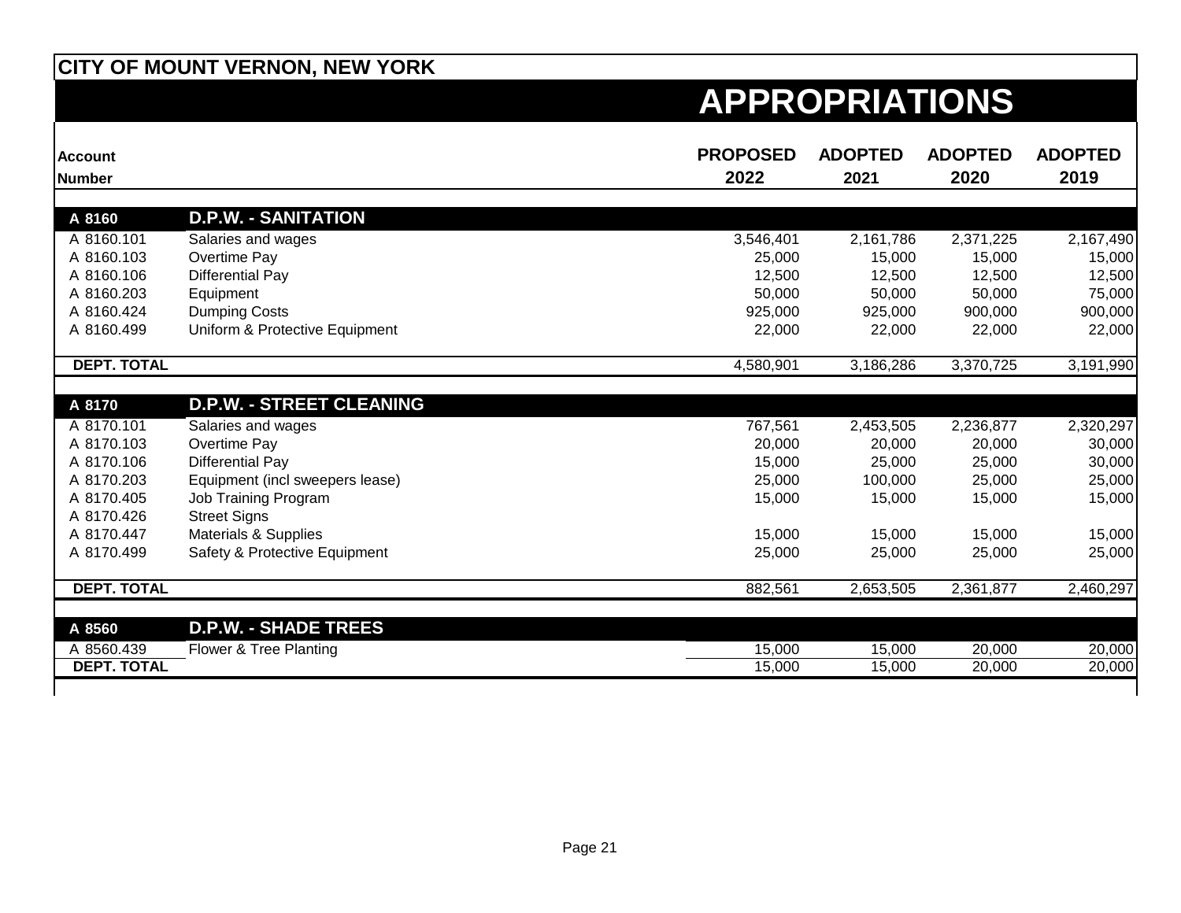# CITY OF MOUNT VERNON, NEW YORK

## APPROPRIATIONS

| Account Number | | PROPOSED 2022 | ADOPTED 2021 | ADOPTED 2020 | ADOPTED 2019 |
|---|---|---|---|---|---|
| **A 8160** | **D.P.W. - SANITATION** | | | | |
| A 8160.101 | Salaries and wages | 3,546,401 | 2,161,786 | 2,371,225 | 2,167,490 |
| A 8160.103 | Overtime Pay | 25,000 | 15,000 | 15,000 | 15,000 |
| A 8160.106 | Differential Pay | 12,500 | 12,500 | 12,500 | 12,500 |
| A 8160.203 | Equipment | 50,000 | 50,000 | 50,000 | 75,000 |
| A 8160.424 | Dumping Costs | 925,000 | 925,000 | 900,000 | 900,000 |
| A 8160.499 | Uniform & Protective Equipment | 22,000 | 22,000 | 22,000 | 22,000 |
| **DEPT. TOTAL** | | 4,580,901 | 3,186,286 | 3,370,725 | 3,191,990 |
| **A 8170** | **D.P.W. - STREET CLEANING** | | | | |
| A 8170.101 | Salaries and wages | 767,561 | 2,453,505 | 2,236,877 | 2,320,297 |
| A 8170.103 | Overtime Pay | 20,000 | 20,000 | 20,000 | 30,000 |
| A 8170.106 | Differential Pay | 15,000 | 25,000 | 25,000 | 30,000 |
| A 8170.203 | Equipment (incl sweepers lease) | 25,000 | 100,000 | 25,000 | 25,000 |
| A 8170.405 | Job Training Program | 15,000 | 15,000 | 15,000 | 15,000 |
| A 8170.426 | Street Signs | | | | |
| A 8170.447 | Materials & Supplies | 15,000 | 15,000 | 15,000 | 15,000 |
| A 8170.499 | Safety & Protective Equipment | 25,000 | 25,000 | 25,000 | 25,000 |
| **DEPT. TOTAL** | | 882,561 | 2,653,505 | 2,361,877 | 2,460,297 |
| **A 8560** | **D.P.W. - SHADE TREES** | | | | |
| A 8560.439 | Flower & Tree Planting | 15,000 | 15,000 | 20,000 | 20,000 |
| **DEPT. TOTAL** | | 15,000 | 15,000 | 20,000 | 20,000 |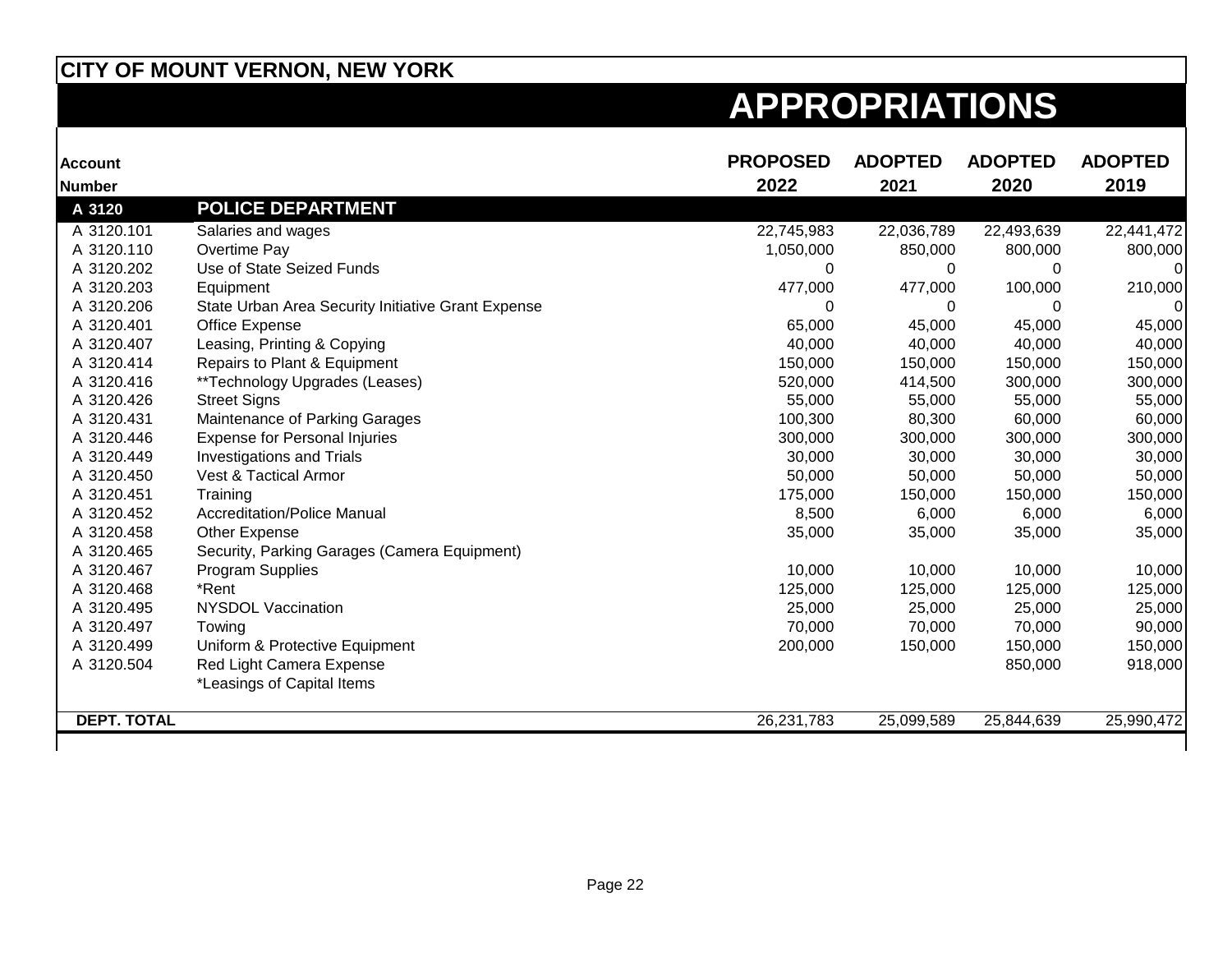# CITY OF MOUNT VERNON, NEW YORK

## APPROPRIATIONS

| Account Number | | PROPOSED 2022 | ADOPTED 2021 | ADOPTED 2020 | ADOPTED 2019 |
|---|---|---|---|---|---|
| **A 3120** | **POLICE DEPARTMENT** | | | | |
| A 3120.101 | Salaries and wages | 22,745,983 | 22,036,789 | 22,493,639 | 22,441,472 |
| A 3120.110 | Overtime Pay | 1,050,000 | 850,000 | 800,000 | 800,000 |
| A 3120.202 | Use of State Seized Funds | 0 | 0 | 0 | 0 |
| A 3120.203 | Equipment | 477,000 | 477,000 | 100,000 | 210,000 |
| A 3120.206 | State Urban Area Security Initiative Grant Expense | 0 | 0 | 0 | 0 |
| A 3120.401 | Office Expense | 65,000 | 45,000 | 45,000 | 45,000 |
| A 3120.407 | Leasing, Printing & Copying | 40,000 | 40,000 | 40,000 | 40,000 |
| A 3120.414 | Repairs to Plant & Equipment | 150,000 | 150,000 | 150,000 | 150,000 |
| A 3120.416 | **Technology Upgrades (Leases) | 520,000 | 414,500 | 300,000 | 300,000 |
| A 3120.426 | Street Signs | 55,000 | 55,000 | 55,000 | 55,000 |
| A 3120.431 | Maintenance of Parking Garages | 100,300 | 80,300 | 60,000 | 60,000 |
| A 3120.446 | Expense for Personal Injuries | 300,000 | 300,000 | 300,000 | 300,000 |
| A 3120.449 | Investigations and Trials | 30,000 | 30,000 | 30,000 | 30,000 |
| A 3120.450 | Vest & Tactical Armor | 50,000 | 50,000 | 50,000 | 50,000 |
| A 3120.451 | Training | 175,000 | 150,000 | 150,000 | 150,000 |
| A 3120.452 | Accreditation/Police Manual | 8,500 | 6,000 | 6,000 | 6,000 |
| A 3120.458 | Other Expense | 35,000 | 35,000 | 35,000 | 35,000 |
| A 3120.465 | Security, Parking Garages (Camera Equipment) | | | | |
| A 3120.467 | Program Supplies | 10,000 | 10,000 | 10,000 | 10,000 |
| A 3120.468 | *Rent | 125,000 | 125,000 | 125,000 | 125,000 |
| A 3120.495 | NYSDOL Vaccination | 25,000 | 25,000 | 25,000 | 25,000 |
| A 3120.497 | Towing | 70,000 | 70,000 | 70,000 | 90,000 |
| A 3120.499 | Uniform & Protective Equipment | 200,000 | 150,000 | 150,000 | 150,000 |
| A 3120.504 | Red Light Camera Expense | | | 850,000 | 918,000 |
| | *Leasings of Capital Items | | | | |
| **DEPT. TOTAL** | | 26,231,783 | 25,099,589 | 25,844,639 | 25,990,472 |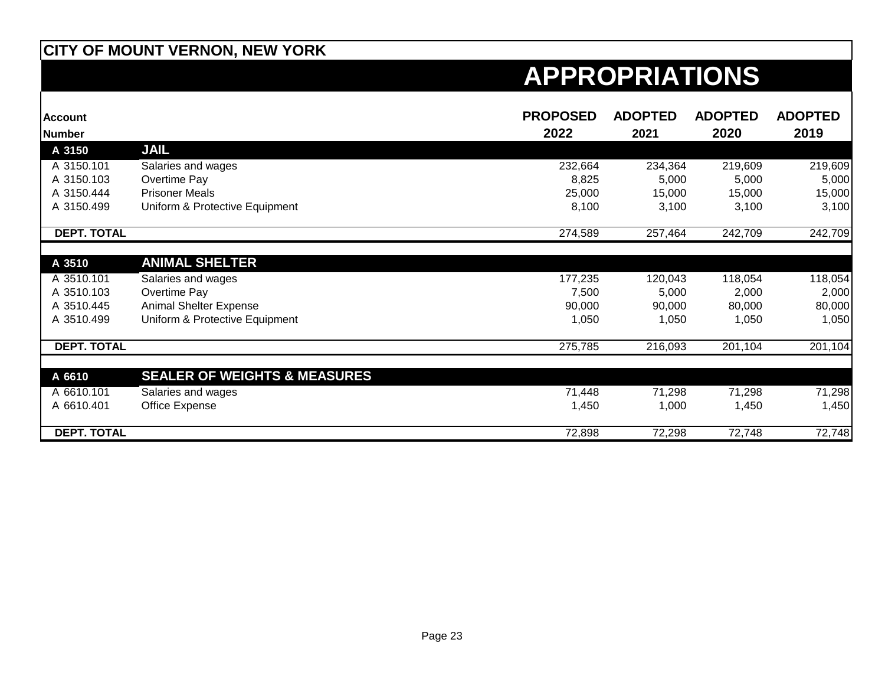# CITY OF MOUNT VERNON, NEW YORK

## APPROPRIATIONS

| Account Number | | PROPOSED 2022 | ADOPTED 2021 | ADOPTED 2020 | ADOPTED 2019 |
|---|---|---|---|---|---|
| **A 3150** | **JAIL** | | | | |
| A 3150.101 | Salaries and wages | 232,664 | 234,364 | 219,609 | 219,609 |
| A 3150.103 | Overtime Pay | 8,825 | 5,000 | 5,000 | 5,000 |
| A 3150.444 | Prisoner Meals | 25,000 | 15,000 | 15,000 | 15,000 |
| A 3150.499 | Uniform & Protective Equipment | 8,100 | 3,100 | 3,100 | 3,100 |
| **DEPT. TOTAL** | | 274,589 | 257,464 | 242,709 | 242,709 |
| **A 3510** | **ANIMAL SHELTER** | | | | |
| A 3510.101 | Salaries and wages | 177,235 | 120,043 | 118,054 | 118,054 |
| A 3510.103 | Overtime Pay | 7,500 | 5,000 | 2,000 | 2,000 |
| A 3510.445 | Animal Shelter Expense | 90,000 | 90,000 | 80,000 | 80,000 |
| A 3510.499 | Uniform & Protective Equipment | 1,050 | 1,050 | 1,050 | 1,050 |
| **DEPT. TOTAL** | | 275,785 | 216,093 | 201,104 | 201,104 |
| **A 6610** | **SEALER OF WEIGHTS & MEASURES** | | | | |
| A 6610.101 | Salaries and wages | 71,448 | 71,298 | 71,298 | 71,298 |
| A 6610.401 | Office Expense | 1,450 | 1,000 | 1,450 | 1,450 |
| **DEPT. TOTAL** | | 72,898 | 72,298 | 72,748 | 72,748 |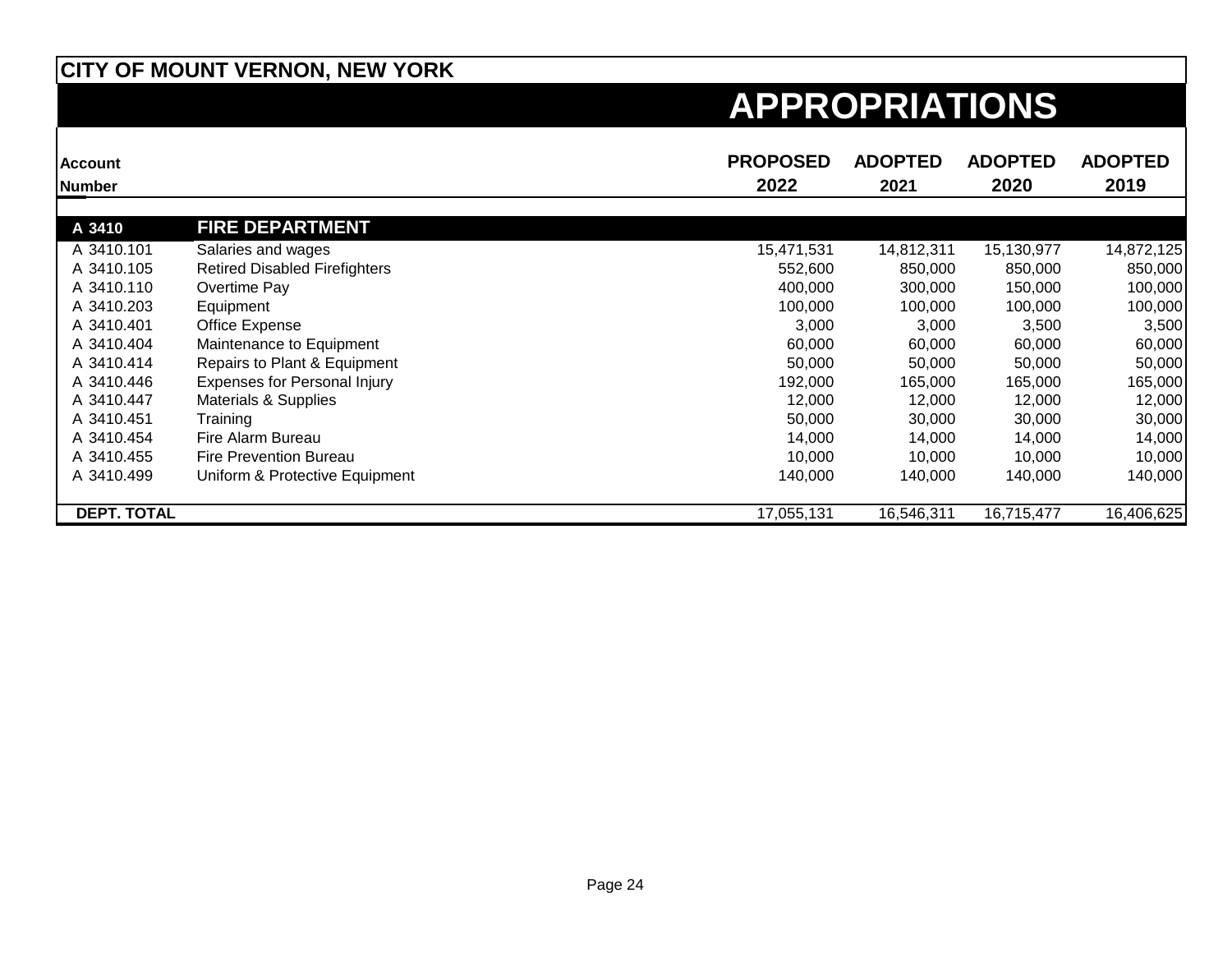# CITY OF MOUNT VERNON, NEW YORK

## APPROPRIATIONS

| Account Number | | PROPOSED 2022 | ADOPTED 2021 | ADOPTED 2020 | ADOPTED 2019 |
|---|---|---|---|---|---|
| **A 3410** | **FIRE DEPARTMENT** | | | | |
| A 3410.101 | Salaries and wages | 15,471,531 | 14,812,311 | 15,130,977 | 14,872,125 |
| A 3410.105 | Retired Disabled Firefighters | 552,600 | 850,000 | 850,000 | 850,000 |
| A 3410.110 | Overtime Pay | 400,000 | 300,000 | 150,000 | 100,000 |
| A 3410.203 | Equipment | 100,000 | 100,000 | 100,000 | 100,000 |
| A 3410.401 | Office Expense | 3,000 | 3,000 | 3,500 | 3,500 |
| A 3410.404 | Maintenance to Equipment | 60,000 | 60,000 | 60,000 | 60,000 |
| A 3410.414 | Repairs to Plant & Equipment | 50,000 | 50,000 | 50,000 | 50,000 |
| A 3410.446 | Expenses for Personal Injury | 192,000 | 165,000 | 165,000 | 165,000 |
| A 3410.447 | Materials & Supplies | 12,000 | 12,000 | 12,000 | 12,000 |
| A 3410.451 | Training | 50,000 | 30,000 | 30,000 | 30,000 |
| A 3410.454 | Fire Alarm Bureau | 14,000 | 14,000 | 14,000 | 14,000 |
| A 3410.455 | Fire Prevention Bureau | 10,000 | 10,000 | 10,000 | 10,000 |
| A 3410.499 | Uniform & Protective Equipment | 140,000 | 140,000 | 140,000 | 140,000 |
| **DEPT. TOTAL** | | 17,055,131 | 16,546,311 | 16,715,477 | 16,406,625 |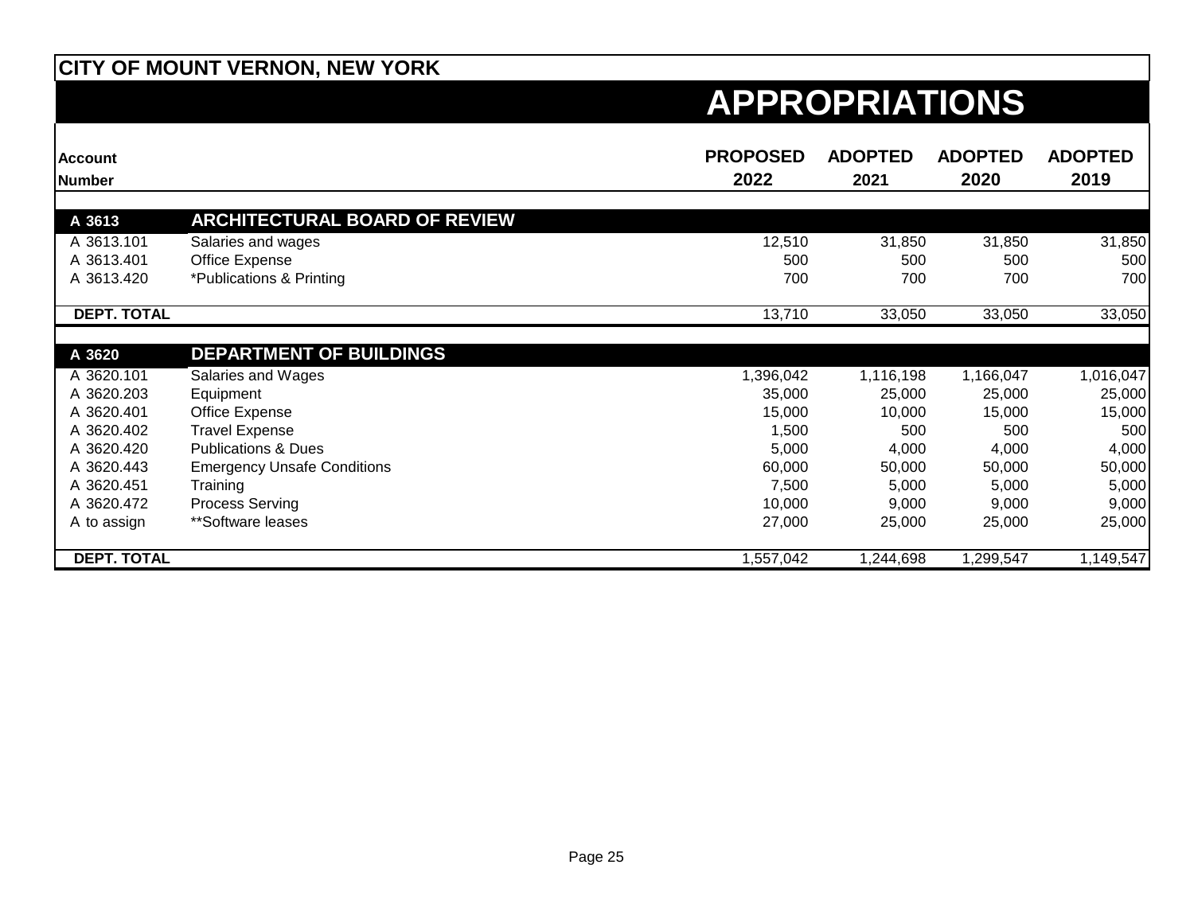**CITY OF MOUNT VERNON, NEW YORK**

# APPROPRIATIONS

| Account Number | | PROPOSED 2022 | ADOPTED 2021 | ADOPTED 2020 | ADOPTED 2019 |
|---|---|---|---|---|---|
| **A 3613** | **ARCHITECTURAL BOARD OF REVIEW** | | | | |
| A 3613.101 | Salaries and wages | 12,510 | 31,850 | 31,850 | 31,850 |
| A 3613.401 | Office Expense | 500 | 500 | 500 | 500 |
| A 3613.420 | *Publications & Printing | 700 | 700 | 700 | 700 |
| **DEPT. TOTAL** | | 13,710 | 33,050 | 33,050 | 33,050 |
| **A 3620** | **DEPARTMENT OF BUILDINGS** | | | | |
| A 3620.101 | Salaries and Wages | 1,396,042 | 1,116,198 | 1,166,047 | 1,016,047 |
| A 3620.203 | Equipment | 35,000 | 25,000 | 25,000 | 25,000 |
| A 3620.401 | Office Expense | 15,000 | 10,000 | 15,000 | 15,000 |
| A 3620.402 | Travel Expense | 1,500 | 500 | 500 | 500 |
| A 3620.420 | Publications & Dues | 5,000 | 4,000 | 4,000 | 4,000 |
| A 3620.443 | Emergency Unsafe Conditions | 60,000 | 50,000 | 50,000 | 50,000 |
| A 3620.451 | Training | 7,500 | 5,000 | 5,000 | 5,000 |
| A 3620.472 | Process Serving | 10,000 | 9,000 | 9,000 | 9,000 |
| A to assign | **Software leases | 27,000 | 25,000 | 25,000 | 25,000 |
| **DEPT. TOTAL** | | 1,557,042 | 1,244,698 | 1,299,547 | 1,149,547 |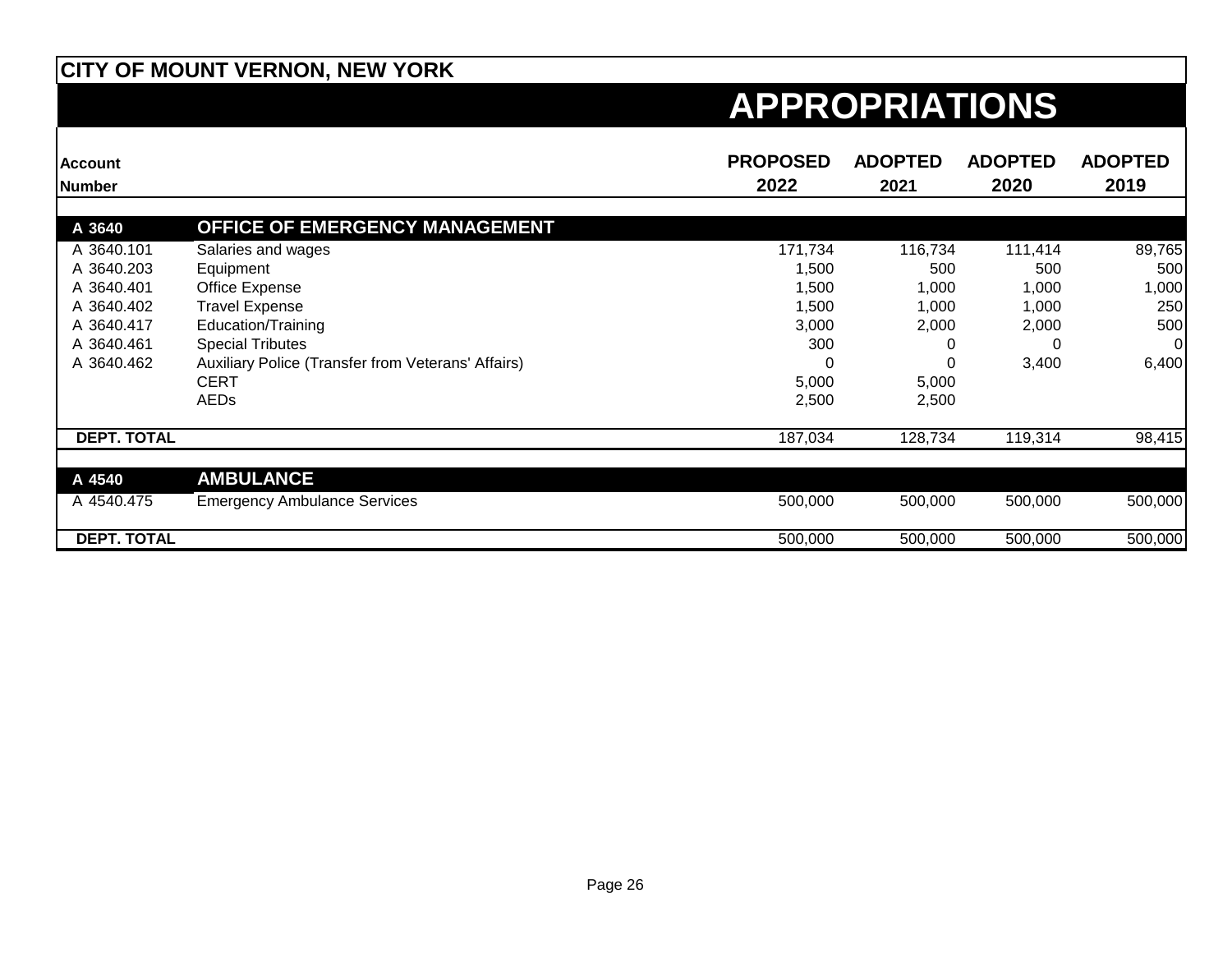**CITY OF MOUNT VERNON, NEW YORK**

# APPROPRIATIONS

| Account Number | | PROPOSED 2022 | ADOPTED 2021 | ADOPTED 2020 | ADOPTED 2019 |
|---|---|---|---|---|---|
| **A 3640** | **OFFICE OF EMERGENCY MANAGEMENT** | | | | |
| A 3640.101 | Salaries and wages | 171,734 | 116,734 | 111,414 | 89,765 |
| A 3640.203 | Equipment | 1,500 | 500 | 500 | 500 |
| A 3640.401 | Office Expense | 1,500 | 1,000 | 1,000 | 1,000 |
| A 3640.402 | Travel Expense | 1,500 | 1,000 | 1,000 | 250 |
| A 3640.417 | Education/Training | 3,000 | 2,000 | 2,000 | 500 |
| A 3640.461 | Special Tributes | 300 | 0 | 0 | 0 |
| A 3640.462 | Auxiliary Police (Transfer from Veterans' Affairs) | 0 | 0 | 3,400 | 6,400 |
| | CERT | 5,000 | 5,000 | | |
| | AEDs | 2,500 | 2,500 | | |
| **DEPT. TOTAL** | | 187,034 | 128,734 | 119,314 | 98,415 |
| **A 4540** | **AMBULANCE** | | | | |
| A 4540.475 | Emergency Ambulance Services | 500,000 | 500,000 | 500,000 | 500,000 |
| **DEPT. TOTAL** | | 500,000 | 500,000 | 500,000 | 500,000 |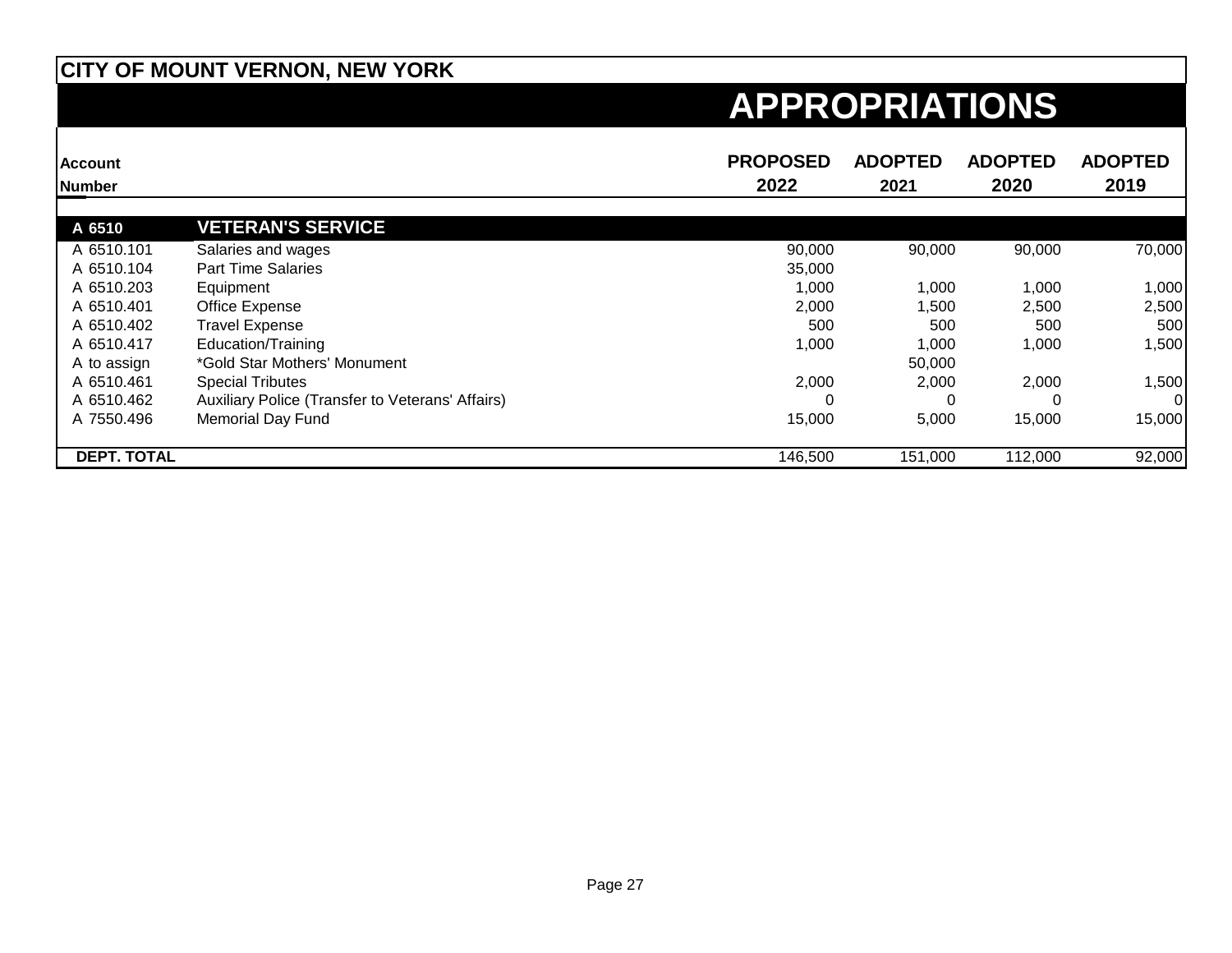# CITY OF MOUNT VERNON, NEW YORK

## APPROPRIATIONS

| Account Number | | PROPOSED 2022 | ADOPTED 2021 | ADOPTED 2020 | ADOPTED 2019 |
|---|---|---|---|---|---|
| **A 6510** | **VETERAN'S SERVICE** | | | | |
| A 6510.101 | Salaries and wages | 90,000 | 90,000 | 90,000 | 70,000 |
| A 6510.104 | Part Time Salaries | 35,000 | | | |
| A 6510.203 | Equipment | 1,000 | 1,000 | 1,000 | 1,000 |
| A 6510.401 | Office Expense | 2,000 | 1,500 | 2,500 | 2,500 |
| A 6510.402 | Travel Expense | 500 | 500 | 500 | 500 |
| A 6510.417 | Education/Training | 1,000 | 1,000 | 1,000 | 1,500 |
| A to assign | *Gold Star Mothers' Monument | | 50,000 | | |
| A 6510.461 | Special Tributes | 2,000 | 2,000 | 2,000 | 1,500 |
| A 6510.462 | Auxiliary Police (Transfer to Veterans' Affairs) | 0 | 0 | 0 | 0 |
| A 7550.496 | Memorial Day Fund | 15,000 | 5,000 | 15,000 | 15,000 |
| **DEPT. TOTAL** | | 146,500 | 151,000 | 112,000 | 92,000 |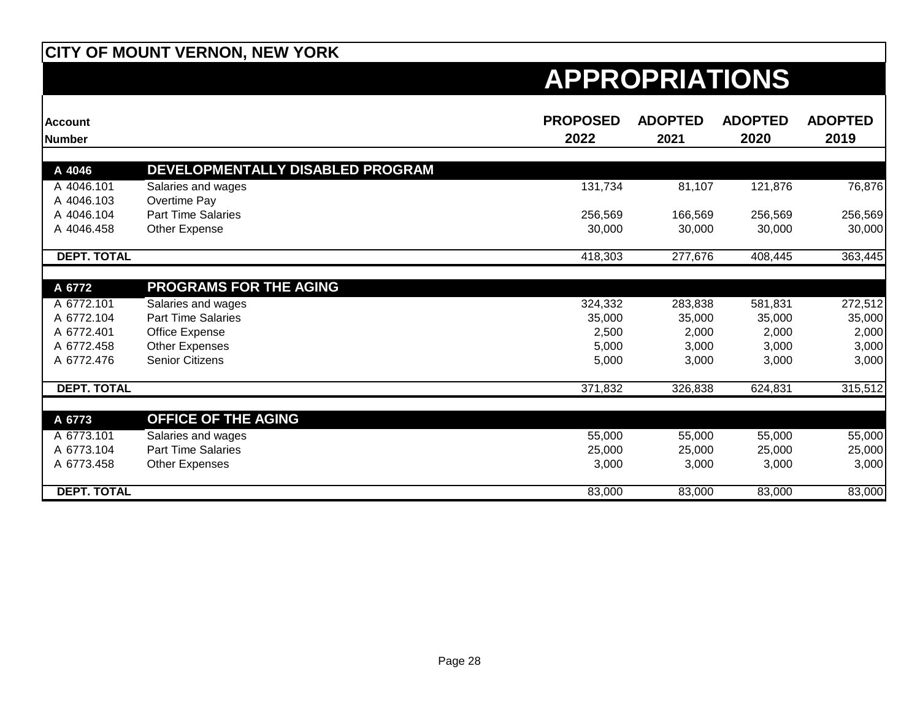**CITY OF MOUNT VERNON, NEW YORK**

# APPROPRIATIONS

| Account Number | | PROPOSED 2022 | ADOPTED 2021 | ADOPTED 2020 | ADOPTED 2019 |
|---|---|---|---|---|---|
| **A 4046** | **DEVELOPMENTALLY DISABLED PROGRAM** | | | | |
| A 4046.101 | Salaries and wages | 131,734 | 81,107 | 121,876 | 76,876 |
| A 4046.103 | Overtime Pay | | | | |
| A 4046.104 | Part Time Salaries | 256,569 | 166,569 | 256,569 | 256,569 |
| A 4046.458 | Other Expense | 30,000 | 30,000 | 30,000 | 30,000 |
| **DEPT. TOTAL** | | 418,303 | 277,676 | 408,445 | 363,445 |
| **A 6772** | **PROGRAMS FOR THE AGING** | | | | |
| A 6772.101 | Salaries and wages | 324,332 | 283,838 | 581,831 | 272,512 |
| A 6772.104 | Part Time Salaries | 35,000 | 35,000 | 35,000 | 35,000 |
| A 6772.401 | Office Expense | 2,500 | 2,000 | 2,000 | 2,000 |
| A 6772.458 | Other Expenses | 5,000 | 3,000 | 3,000 | 3,000 |
| A 6772.476 | Senior Citizens | 5,000 | 3,000 | 3,000 | 3,000 |
| **DEPT. TOTAL** | | 371,832 | 326,838 | 624,831 | 315,512 |
| **A 6773** | **OFFICE OF THE AGING** | | | | |
| A 6773.101 | Salaries and wages | 55,000 | 55,000 | 55,000 | 55,000 |
| A 6773.104 | Part Time Salaries | 25,000 | 25,000 | 25,000 | 25,000 |
| A 6773.458 | Other Expenses | 3,000 | 3,000 | 3,000 | 3,000 |
| **DEPT. TOTAL** | | 83,000 | 83,000 | 83,000 | 83,000 |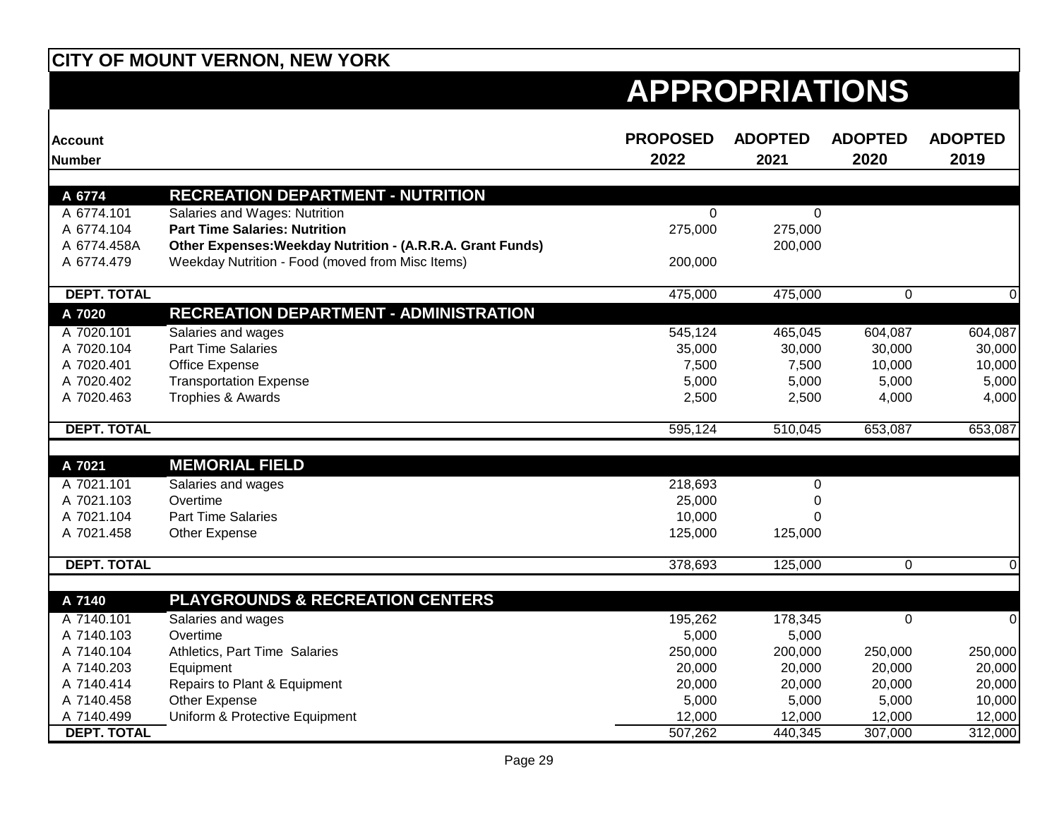**CITY OF MOUNT VERNON, NEW YORK**

# APPROPRIATIONS

| Account Number | | PROPOSED 2022 | ADOPTED 2021 | ADOPTED 2020 | ADOPTED 2019 |
|---|---|---|---|---|---|
| **A 6774** | **RECREATION DEPARTMENT - NUTRITION** | | | | |
| A 6774.101 | Salaries and Wages: Nutrition | 0 | 0 | | |
| A 6774.104 | **Part Time Salaries: Nutrition** | 275,000 | 275,000 | | |
| A 6774.458A | **Other Expenses:Weekday Nutrition - (A.R.R.A. Grant Funds)** | | 200,000 | | |
| A 6774.479 | Weekday Nutrition - Food (moved from Misc Items) | 200,000 | | | |
| **DEPT. TOTAL** | | 475,000 | 475,000 | 0 | 0 |
| **A 7020** | **RECREATION DEPARTMENT - ADMINISTRATION** | | | | |
| A 7020.101 | Salaries and wages | 545,124 | 465,045 | 604,087 | 604,087 |
| A 7020.104 | Part Time Salaries | 35,000 | 30,000 | 30,000 | 30,000 |
| A 7020.401 | Office Expense | 7,500 | 7,500 | 10,000 | 10,000 |
| A 7020.402 | Transportation Expense | 5,000 | 5,000 | 5,000 | 5,000 |
| A 7020.463 | Trophies & Awards | 2,500 | 2,500 | 4,000 | 4,000 |
| **DEPT. TOTAL** | | 595,124 | 510,045 | 653,087 | 653,087 |
| **A 7021** | **MEMORIAL FIELD** | | | | |
| A 7021.101 | Salaries and wages | 218,693 | 0 | | |
| A 7021.103 | Overtime | 25,000 | 0 | | |
| A 7021.104 | Part Time Salaries | 10,000 | 0 | | |
| A 7021.458 | Other Expense | 125,000 | 125,000 | | |
| **DEPT. TOTAL** | | 378,693 | 125,000 | 0 | 0 |
| **A 7140** | **PLAYGROUNDS & RECREATION CENTERS** | | | | |
| A 7140.101 | Salaries and wages | 195,262 | 178,345 | 0 | 0 |
| A 7140.103 | Overtime | 5,000 | 5,000 | | |
| A 7140.104 | Athletics, Part Time Salaries | 250,000 | 200,000 | 250,000 | 250,000 |
| A 7140.203 | Equipment | 20,000 | 20,000 | 20,000 | 20,000 |
| A 7140.414 | Repairs to Plant & Equipment | 20,000 | 20,000 | 20,000 | 20,000 |
| A 7140.458 | Other Expense | 5,000 | 5,000 | 5,000 | 10,000 |
| A 7140.499 | Uniform & Protective Equipment | 12,000 | 12,000 | 12,000 | 12,000 |
| **DEPT. TOTAL** | | 507,262 | 440,345 | 307,000 | 312,000 |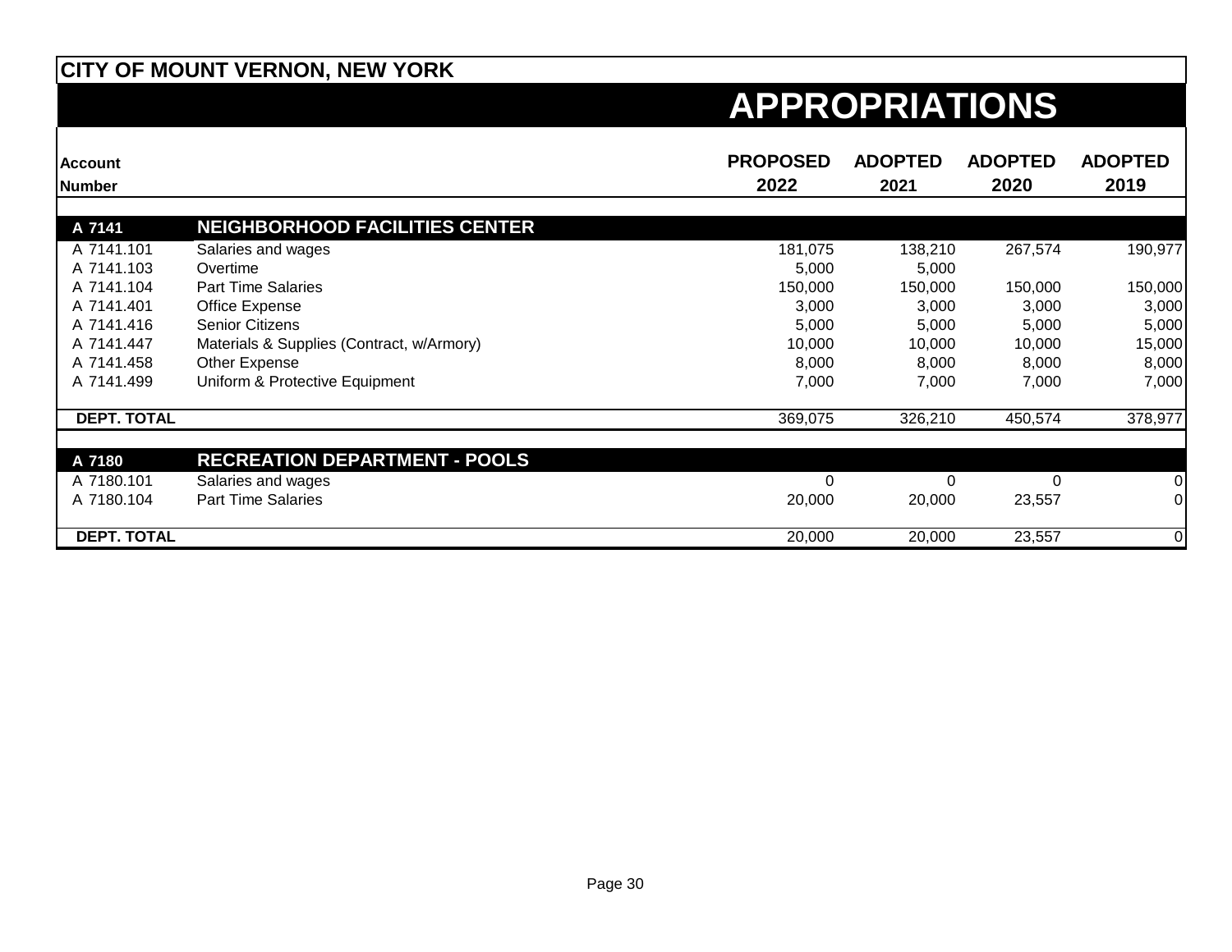# CITY OF MOUNT VERNON, NEW YORK

## APPROPRIATIONS

| Account Number | | PROPOSED 2022 | ADOPTED 2021 | ADOPTED 2020 | ADOPTED 2019 |
|---|---|---|---|---|---|
| **A 7141** | **NEIGHBORHOOD FACILITIES CENTER** | | | | |
| A 7141.101 | Salaries and wages | 181,075 | 138,210 | 267,574 | 190,977 |
| A 7141.103 | Overtime | 5,000 | 5,000 | | |
| A 7141.104 | Part Time Salaries | 150,000 | 150,000 | 150,000 | 150,000 |
| A 7141.401 | Office Expense | 3,000 | 3,000 | 3,000 | 3,000 |
| A 7141.416 | Senior Citizens | 5,000 | 5,000 | 5,000 | 5,000 |
| A 7141.447 | Materials & Supplies (Contract, w/Armory) | 10,000 | 10,000 | 10,000 | 15,000 |
| A 7141.458 | Other Expense | 8,000 | 8,000 | 8,000 | 8,000 |
| A 7141.499 | Uniform & Protective Equipment | 7,000 | 7,000 | 7,000 | 7,000 |
| **DEPT. TOTAL** | | 369,075 | 326,210 | 450,574 | 378,977 |
| **A 7180** | **RECREATION DEPARTMENT - POOLS** | | | | |
| A 7180.101 | Salaries and wages | 0 | 0 | 0 | 0 |
| A 7180.104 | Part Time Salaries | 20,000 | 20,000 | 23,557 | 0 |
| **DEPT. TOTAL** | | 20,000 | 20,000 | 23,557 | 0 |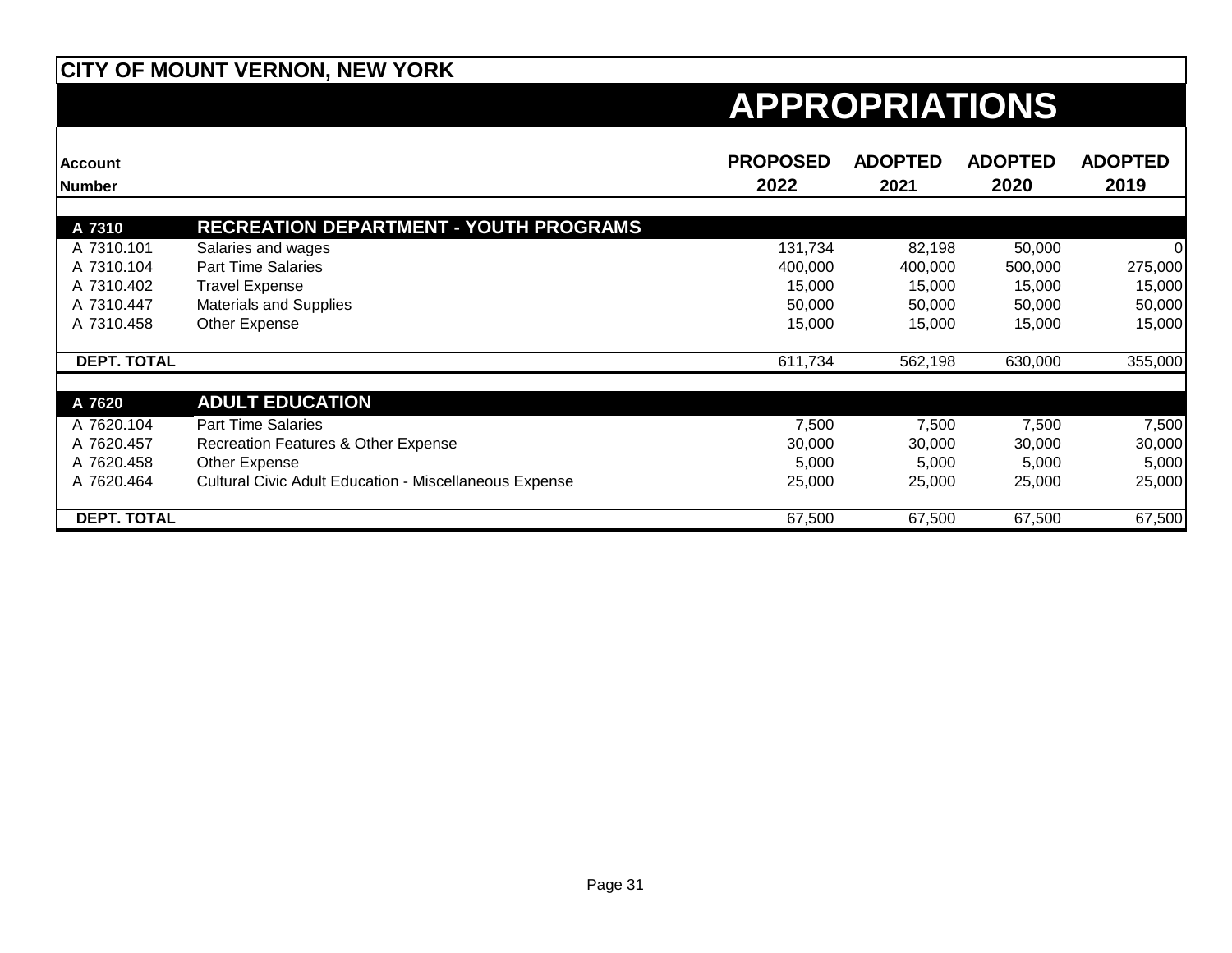**CITY OF MOUNT VERNON, NEW YORK**

# APPROPRIATIONS

| Account Number | | PROPOSED 2022 | ADOPTED 2021 | ADOPTED 2020 | ADOPTED 2019 |
|---|---|---|---|---|---|
| **A 7310** | **RECREATION DEPARTMENT - YOUTH PROGRAMS** | | | | |
| A 7310.101 | Salaries and wages | 131,734 | 82,198 | 50,000 | 0 |
| A 7310.104 | Part Time Salaries | 400,000 | 400,000 | 500,000 | 275,000 |
| A 7310.402 | Travel Expense | 15,000 | 15,000 | 15,000 | 15,000 |
| A 7310.447 | Materials and Supplies | 50,000 | 50,000 | 50,000 | 50,000 |
| A 7310.458 | Other Expense | 15,000 | 15,000 | 15,000 | 15,000 |
| **DEPT. TOTAL** | | 611,734 | 562,198 | 630,000 | 355,000 |
| **A 7620** | **ADULT EDUCATION** | | | | |
| A 7620.104 | Part Time Salaries | 7,500 | 7,500 | 7,500 | 7,500 |
| A 7620.457 | Recreation Features & Other Expense | 30,000 | 30,000 | 30,000 | 30,000 |
| A 7620.458 | Other Expense | 5,000 | 5,000 | 5,000 | 5,000 |
| A 7620.464 | Cultural Civic Adult Education - Miscellaneous Expense | 25,000 | 25,000 | 25,000 | 25,000 |
| **DEPT. TOTAL** | | 67,500 | 67,500 | 67,500 | 67,500 |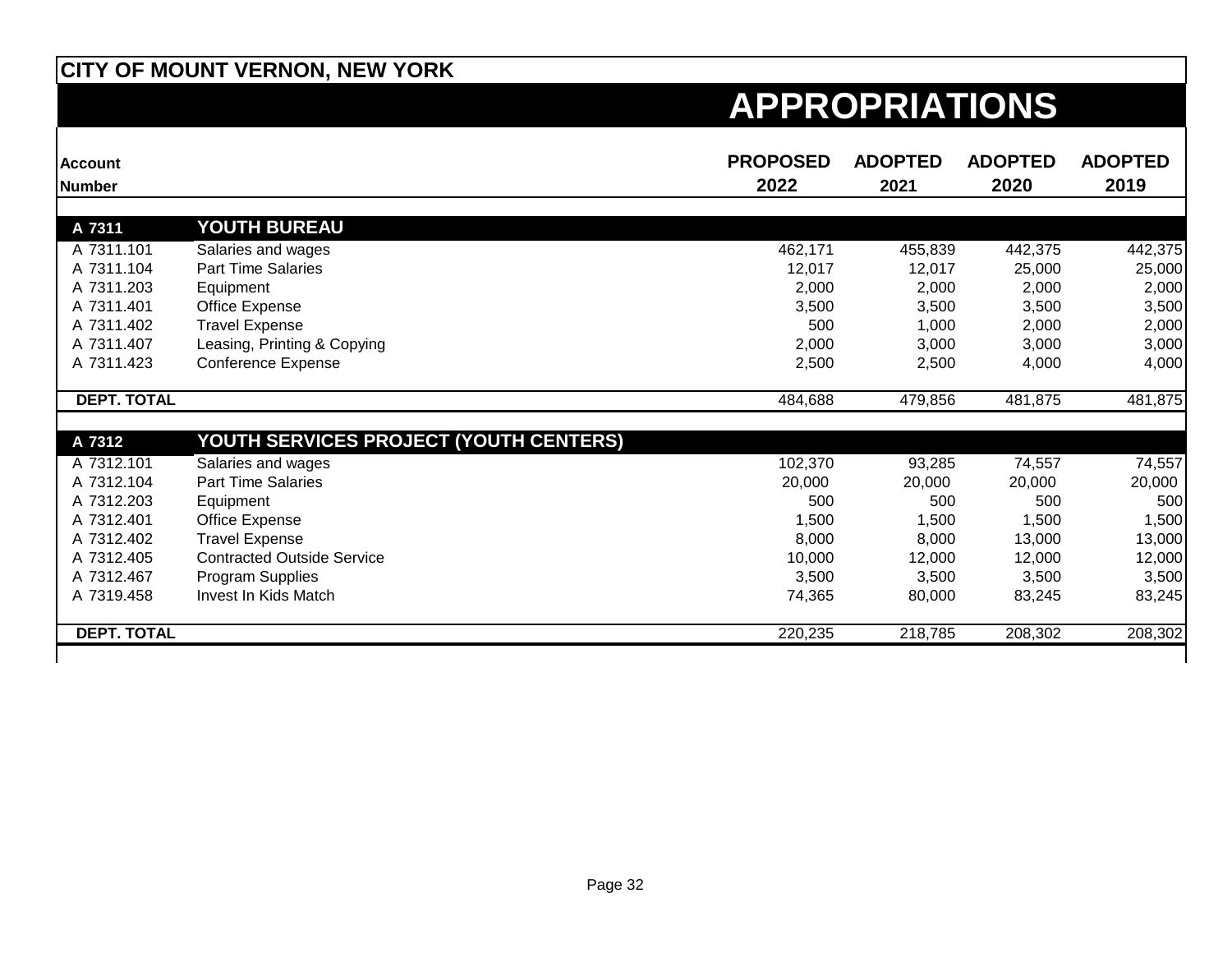# CITY OF MOUNT VERNON, NEW YORK

## APPROPRIATIONS

| Account Number | | PROPOSED 2022 | ADOPTED 2021 | ADOPTED 2020 | ADOPTED 2019 |
|---|---|---|---|---|---|
| **A 7311** | **YOUTH BUREAU** | | | | |
| A 7311.101 | Salaries and wages | 462,171 | 455,839 | 442,375 | 442,375 |
| A 7311.104 | Part Time Salaries | 12,017 | 12,017 | 25,000 | 25,000 |
| A 7311.203 | Equipment | 2,000 | 2,000 | 2,000 | 2,000 |
| A 7311.401 | Office Expense | 3,500 | 3,500 | 3,500 | 3,500 |
| A 7311.402 | Travel Expense | 500 | 1,000 | 2,000 | 2,000 |
| A 7311.407 | Leasing, Printing & Copying | 2,000 | 3,000 | 3,000 | 3,000 |
| A 7311.423 | Conference Expense | 2,500 | 2,500 | 4,000 | 4,000 |
| **DEPT. TOTAL** | | 484,688 | 479,856 | 481,875 | 481,875 |
| **A 7312** | **YOUTH SERVICES PROJECT (YOUTH CENTERS)** | | | | |
| A 7312.101 | Salaries and wages | 102,370 | 93,285 | 74,557 | 74,557 |
| A 7312.104 | Part Time Salaries | 20,000 | 20,000 | 20,000 | 20,000 |
| A 7312.203 | Equipment | 500 | 500 | 500 | 500 |
| A 7312.401 | Office Expense | 1,500 | 1,500 | 1,500 | 1,500 |
| A 7312.402 | Travel Expense | 8,000 | 8,000 | 13,000 | 13,000 |
| A 7312.405 | Contracted Outside Service | 10,000 | 12,000 | 12,000 | 12,000 |
| A 7312.467 | Program Supplies | 3,500 | 3,500 | 3,500 | 3,500 |
| A 7319.458 | Invest In Kids Match | 74,365 | 80,000 | 83,245 | 83,245 |
| **DEPT. TOTAL** | | 220,235 | 218,785 | 208,302 | 208,302 |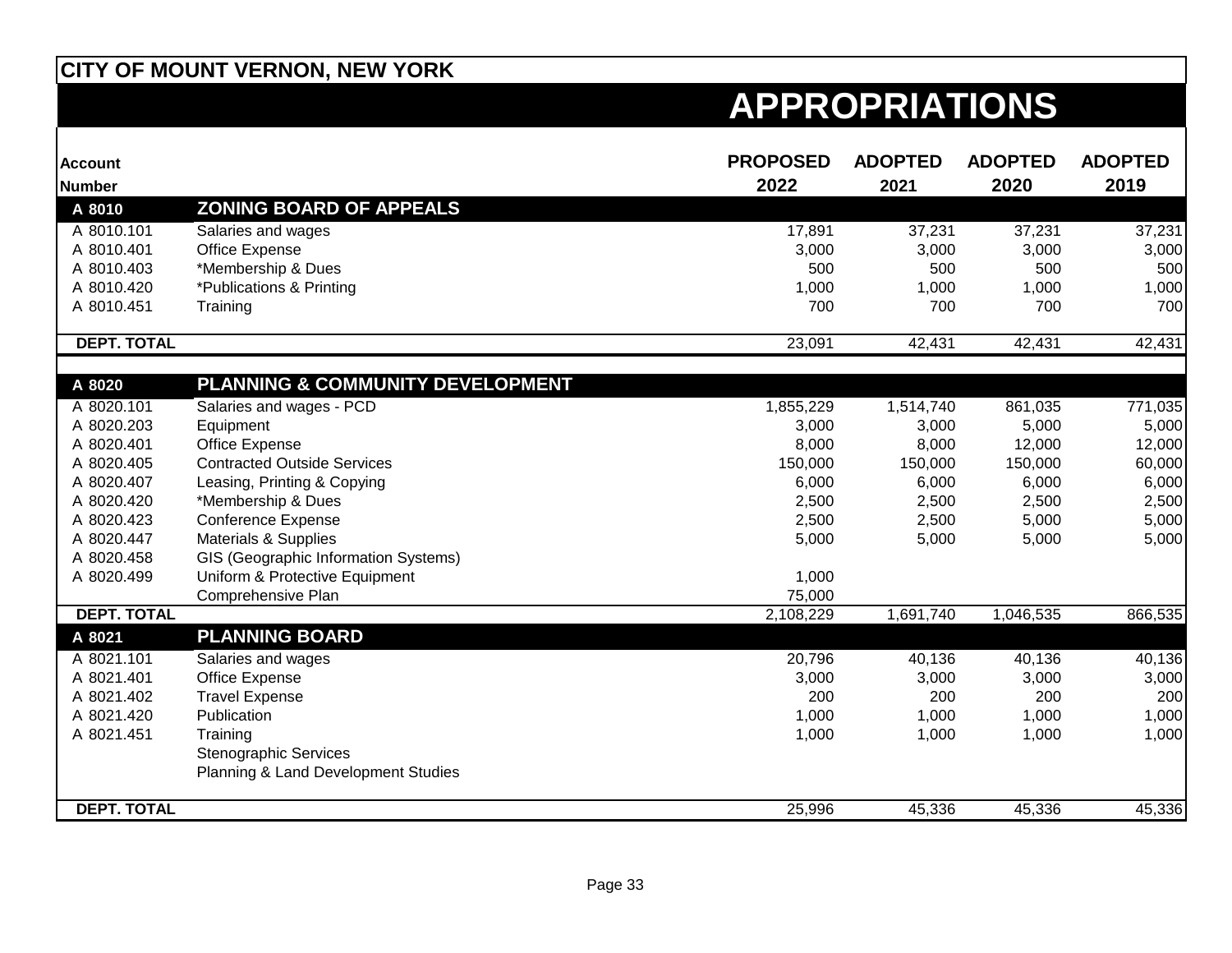# CITY OF MOUNT VERNON, NEW YORK

## APPROPRIATIONS

| Account Number | | PROPOSED 2022 | ADOPTED 2021 | ADOPTED 2020 | ADOPTED 2019 |
|---|---|---|---|---|---|
| **A 8010** | **ZONING BOARD OF APPEALS** | | | | |
| A 8010.101 | Salaries and wages | 17,891 | 37,231 | 37,231 | 37,231 |
| A 8010.401 | Office Expense | 3,000 | 3,000 | 3,000 | 3,000 |
| A 8010.403 | *Membership & Dues | 500 | 500 | 500 | 500 |
| A 8010.420 | *Publications & Printing | 1,000 | 1,000 | 1,000 | 1,000 |
| A 8010.451 | Training | 700 | 700 | 700 | 700 |
| **DEPT. TOTAL** | | 23,091 | 42,431 | 42,431 | 42,431 |
| **A 8020** | **PLANNING & COMMUNITY DEVELOPMENT** | | | | |
| A 8020.101 | Salaries and wages - PCD | 1,855,229 | 1,514,740 | 861,035 | 771,035 |
| A 8020.203 | Equipment | 3,000 | 3,000 | 5,000 | 5,000 |
| A 8020.401 | Office Expense | 8,000 | 8,000 | 12,000 | 12,000 |
| A 8020.405 | Contracted Outside Services | 150,000 | 150,000 | 150,000 | 60,000 |
| A 8020.407 | Leasing, Printing & Copying | 6,000 | 6,000 | 6,000 | 6,000 |
| A 8020.420 | *Membership & Dues | 2,500 | 2,500 | 2,500 | 2,500 |
| A 8020.423 | Conference Expense | 2,500 | 2,500 | 5,000 | 5,000 |
| A 8020.447 | Materials & Supplies | 5,000 | 5,000 | 5,000 | 5,000 |
| A 8020.458 | GIS (Geographic Information Systems) | | | | |
| A 8020.499 | Uniform & Protective Equipment | 1,000 | | | |
| | Comprehensive Plan | 75,000 | | | |
| **DEPT. TOTAL** | | 2,108,229 | 1,691,740 | 1,046,535 | 866,535 |
| **A 8021** | **PLANNING BOARD** | | | | |
| A 8021.101 | Salaries and wages | 20,796 | 40,136 | 40,136 | 40,136 |
| A 8021.401 | Office Expense | 3,000 | 3,000 | 3,000 | 3,000 |
| A 8021.402 | Travel Expense | 200 | 200 | 200 | 200 |
| A 8021.420 | Publication | 1,000 | 1,000 | 1,000 | 1,000 |
| A 8021.451 | Training | 1,000 | 1,000 | 1,000 | 1,000 |
| | Stenographic Services | | | | |
| | Planning & Land Development Studies | | | | |
| **DEPT. TOTAL** | | 25,996 | 45,336 | 45,336 | 45,336 |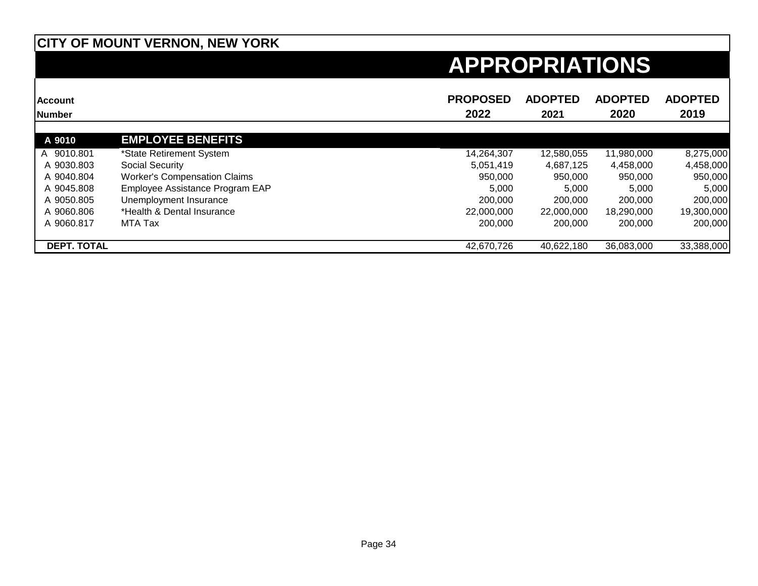# CITY OF MOUNT VERNON, NEW YORK

## APPROPRIATIONS

| Account Number | | PROPOSED 2022 | ADOPTED 2021 | ADOPTED 2020 | ADOPTED 2019 |
|---|---|---|---|---|---|
| **A 9010** | **EMPLOYEE BENEFITS** | | | | |
| A 9010.801 | *State Retirement System | 14,264,307 | 12,580,055 | 11,980,000 | 8,275,000 |
| A 9030.803 | Social Security | 5,051,419 | 4,687,125 | 4,458,000 | 4,458,000 |
| A 9040.804 | Worker's Compensation Claims | 950,000 | 950,000 | 950,000 | 950,000 |
| A 9045.808 | Employee Assistance Program EAP | 5,000 | 5,000 | 5,000 | 5,000 |
| A 9050.805 | Unemployment Insurance | 200,000 | 200,000 | 200,000 | 200,000 |
| A 9060.806 | *Health & Dental Insurance | 22,000,000 | 22,000,000 | 18,290,000 | 19,300,000 |
| A 9060.817 | MTA Tax | 200,000 | 200,000 | 200,000 | 200,000 |
| **DEPT. TOTAL** | | 42,670,726 | 40,622,180 | 36,083,000 | 33,388,000 |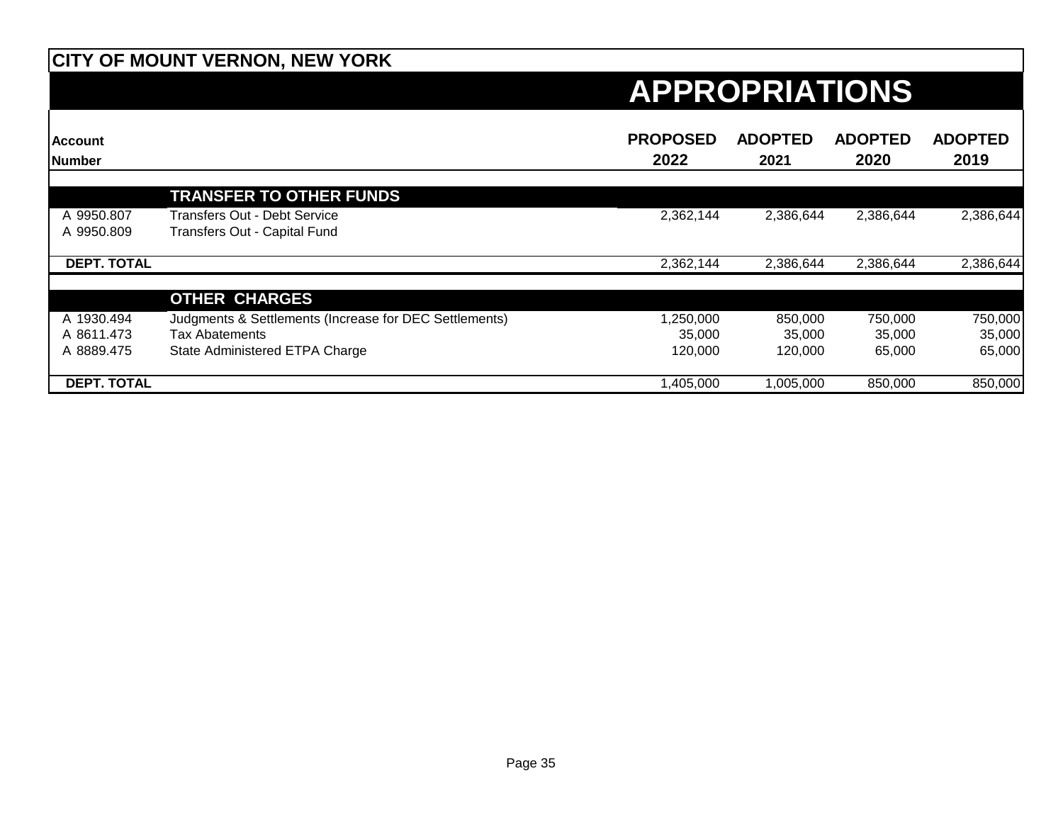# CITY OF MOUNT VERNON, NEW YORK

## APPROPRIATIONS

| Account Number | | PROPOSED 2022 | ADOPTED 2021 | ADOPTED 2020 | ADOPTED 2019 |
|---|---|---|---|---|---|
| | **TRANSFER TO OTHER FUNDS** | | | | |
| A 9950.807 | Transfers Out - Debt Service | 2,362,144 | 2,386,644 | 2,386,644 | 2,386,644 |
| A 9950.809 | Transfers Out - Capital Fund | | | | |
| **DEPT. TOTAL** | | 2,362,144 | 2,386,644 | 2,386,644 | 2,386,644 |
| | **OTHER CHARGES** | | | | |
| A 1930.494 | Judgments & Settlements (Increase for DEC Settlements) | 1,250,000 | 850,000 | 750,000 | 750,000 |
| A 8611.473 | Tax Abatements | 35,000 | 35,000 | 35,000 | 35,000 |
| A 8889.475 | State Administered ETPA Charge | 120,000 | 120,000 | 65,000 | 65,000 |
| **DEPT. TOTAL** | | 1,405,000 | 1,005,000 | 850,000 | 850,000 |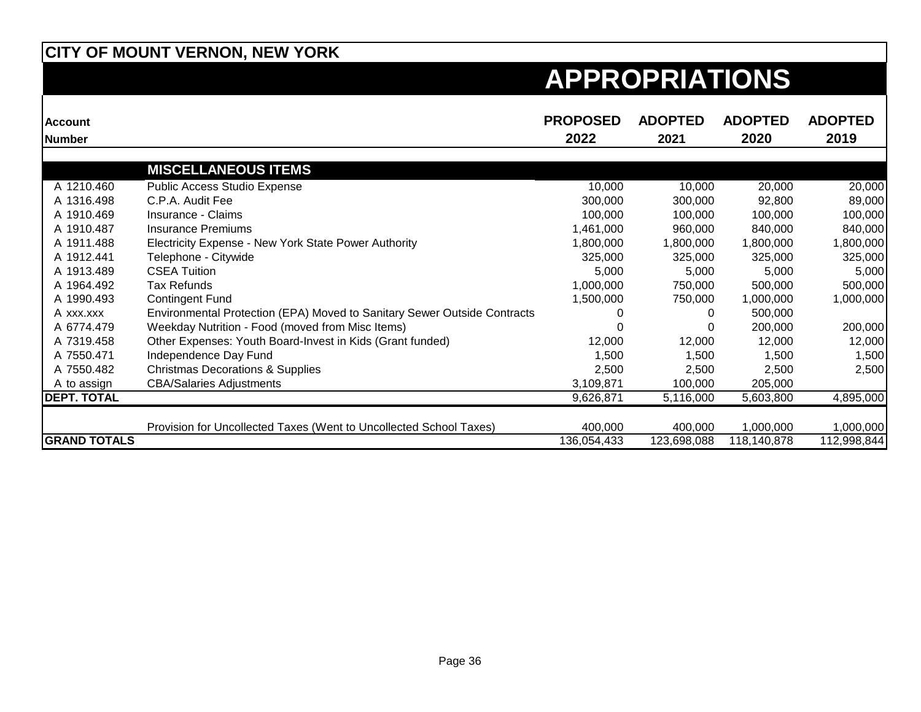## CITY OF MOUNT VERNON, NEW YORK

# APPROPRIATIONS

| Account Number | | PROPOSED 2022 | ADOPTED 2021 | ADOPTED 2020 | ADOPTED 2019 |
|---|---|---|---|---|---|
| | **MISCELLANEOUS ITEMS** | | | | |
| A 1210.460 | Public Access Studio Expense | 10,000 | 10,000 | 20,000 | 20,000 |
| A 1316.498 | C.P.A. Audit Fee | 300,000 | 300,000 | 92,800 | 89,000 |
| A 1910.469 | Insurance - Claims | 100,000 | 100,000 | 100,000 | 100,000 |
| A 1910.487 | Insurance Premiums | 1,461,000 | 960,000 | 840,000 | 840,000 |
| A 1911.488 | Electricity Expense - New York State Power Authority | 1,800,000 | 1,800,000 | 1,800,000 | 1,800,000 |
| A 1912.441 | Telephone - Citywide | 325,000 | 325,000 | 325,000 | 325,000 |
| A 1913.489 | CSEA Tuition | 5,000 | 5,000 | 5,000 | 5,000 |
| A 1964.492 | Tax Refunds | 1,000,000 | 750,000 | 500,000 | 500,000 |
| A 1990.493 | Contingent Fund | 1,500,000 | 750,000 | 1,000,000 | 1,000,000 |
| A xxx.xxx | Environmental Protection (EPA) Moved to Sanitary Sewer Outside Contracts | 0 | 0 | 500,000 | |
| A 6774.479 | Weekday Nutrition - Food (moved from Misc Items) | 0 | 0 | 200,000 | 200,000 |
| A 7319.458 | Other Expenses: Youth Board-Invest in Kids (Grant funded) | 12,000 | 12,000 | 12,000 | 12,000 |
| A 7550.471 | Independence Day Fund | 1,500 | 1,500 | 1,500 | 1,500 |
| A 7550.482 | Christmas Decorations & Supplies | 2,500 | 2,500 | 2,500 | 2,500 |
| A to assign | CBA/Salaries Adjustments | 3,109,871 | 100,000 | 205,000 | |
| **DEPT. TOTAL** | | 9,626,871 | 5,116,000 | 5,603,800 | 4,895,000 |
| | Provision for Uncollected Taxes (Went to Uncollected School Taxes) | 400,000 | 400,000 | 1,000,000 | 1,000,000 |
| **GRAND TOTALS** | | 136,054,433 | 123,698,088 | 118,140,878 | 112,998,844 |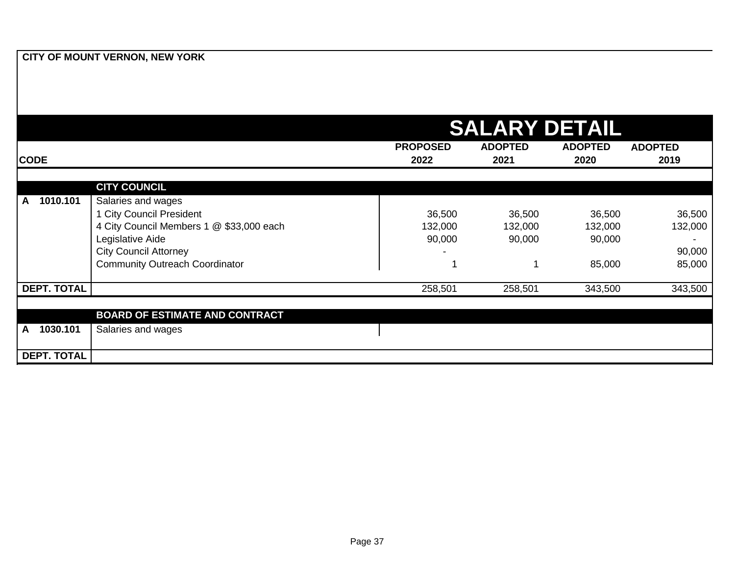**CITY OF MOUNT VERNON, NEW YORK**

# SALARY DETAIL

| CODE | | PROPOSED 2022 | ADOPTED 2021 | ADOPTED 2020 | ADOPTED 2019 |
|---|---|---|---|---|---|
| | **CITY COUNCIL** | | | | |
| A 1010.101 | Salaries and wages | | | | |
| | 1 City Council President | 36,500 | 36,500 | 36,500 | 36,500 |
| | 4 City Council Members 1 @ $33,000 each | 132,000 | 132,000 | 132,000 | 132,000 |
| | Legislative Aide | 90,000 | 90,000 | 90,000 | - |
| | City Council Attorney | - | | | 90,000 |
| | Community Outreach Coordinator | 1 | 1 | 85,000 | 85,000 |
| **DEPT. TOTAL** | | 258,501 | 258,501 | 343,500 | 343,500 |
| | **BOARD OF ESTIMATE AND CONTRACT** | | | | |
| A 1030.101 | Salaries and wages | | | | |
| **DEPT. TOTAL** | | | | | |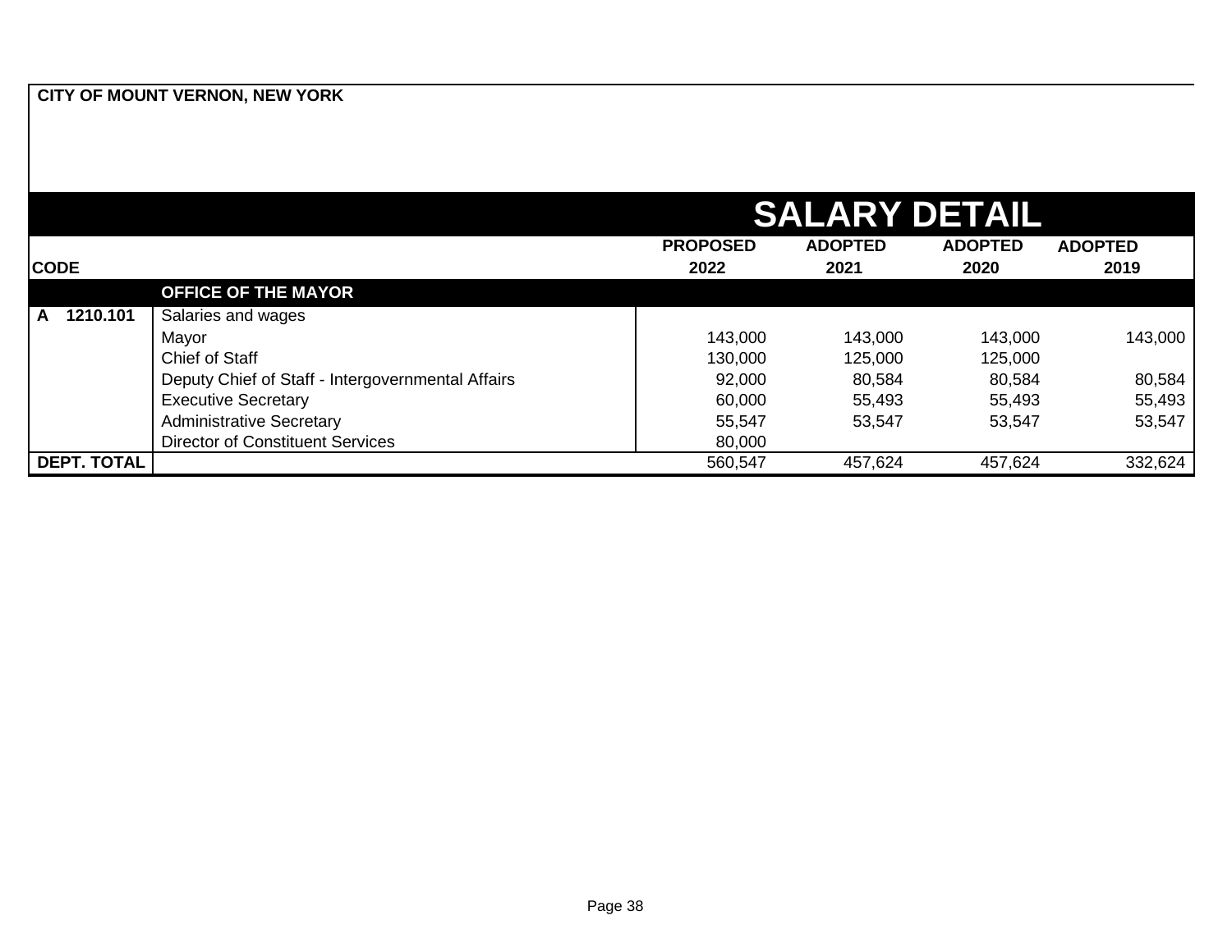**CITY OF MOUNT VERNON, NEW YORK**

# SALARY DETAIL

| CODE | | PROPOSED 2022 | ADOPTED 2021 | ADOPTED 2020 | ADOPTED 2019 |
|---|---|---|---|---|---|
| | **OFFICE OF THE MAYOR** | | | | |
| **A 1210.101** | Salaries and wages | | | | |
| | Mayor | 143,000 | 143,000 | 143,000 | 143,000 |
| | Chief of Staff | 130,000 | 125,000 | 125,000 | |
| | Deputy Chief of Staff - Intergovernmental Affairs | 92,000 | 80,584 | 80,584 | 80,584 |
| | Executive Secretary | 60,000 | 55,493 | 55,493 | 55,493 |
| | Administrative Secretary | 55,547 | 53,547 | 53,547 | 53,547 |
| | Director of Constituent Services | 80,000 | | | |
| **DEPT. TOTAL** | | 560,547 | 457,624 | 457,624 | 332,624 |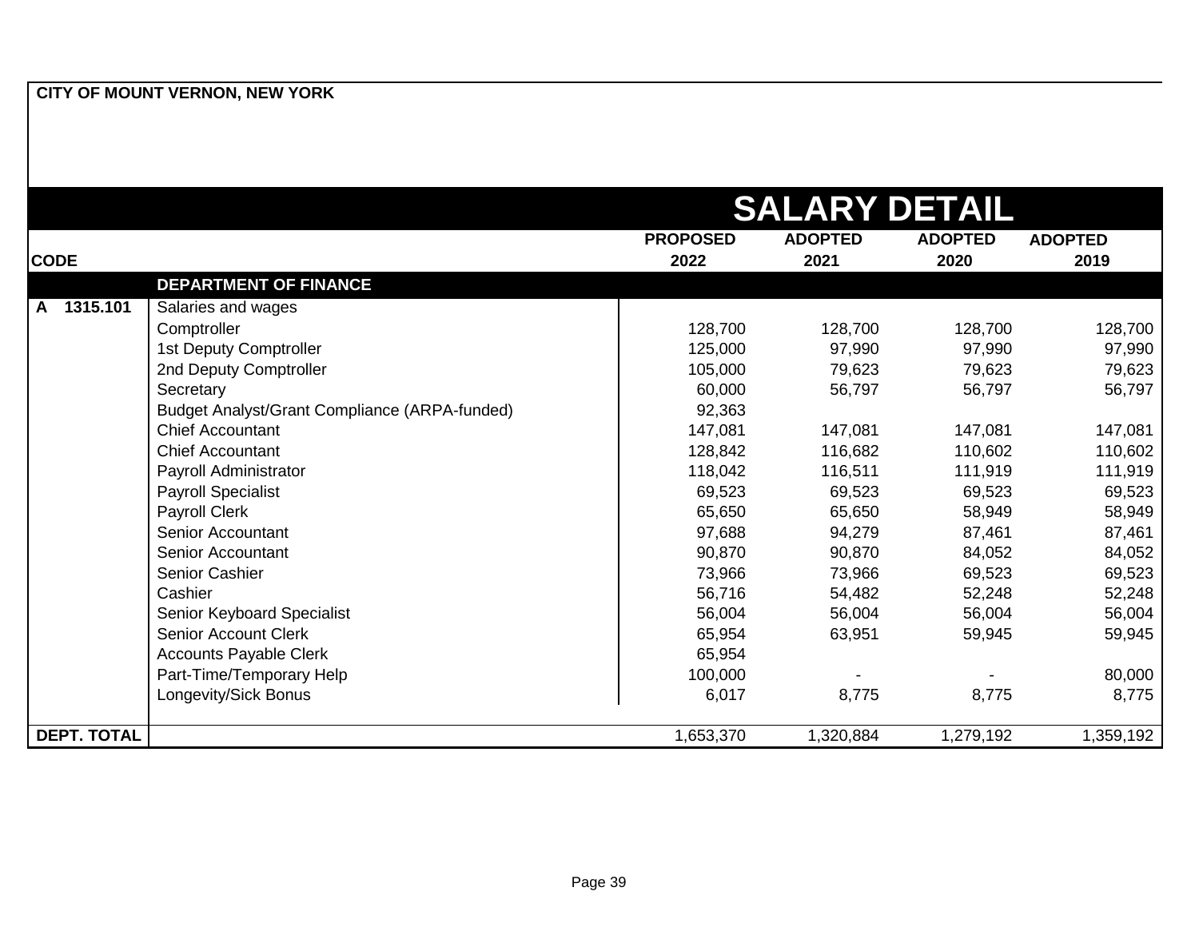**CITY OF MOUNT VERNON, NEW YORK**

# SALARY DETAIL

| CODE | | PROPOSED 2022 | ADOPTED 2021 | ADOPTED 2020 | ADOPTED 2019 |
|---|---|---|---|---|---|
| | **DEPARTMENT OF FINANCE** | | | | |
| A 1315.101 | Salaries and wages | | | | |
| | Comptroller | 128,700 | 128,700 | 128,700 | 128,700 |
| | 1st Deputy Comptroller | 125,000 | 97,990 | 97,990 | 97,990 |
| | 2nd Deputy Comptroller | 105,000 | 79,623 | 79,623 | 79,623 |
| | Secretary | 60,000 | 56,797 | 56,797 | 56,797 |
| | Budget Analyst/Grant Compliance (ARPA-funded) | 92,363 | | | |
| | Chief Accountant | 147,081 | 147,081 | 147,081 | 147,081 |
| | Chief Accountant | 128,842 | 116,682 | 110,602 | 110,602 |
| | Payroll Administrator | 118,042 | 116,511 | 111,919 | 111,919 |
| | Payroll Specialist | 69,523 | 69,523 | 69,523 | 69,523 |
| | Payroll Clerk | 65,650 | 65,650 | 58,949 | 58,949 |
| | Senior Accountant | 97,688 | 94,279 | 87,461 | 87,461 |
| | Senior Accountant | 90,870 | 90,870 | 84,052 | 84,052 |
| | Senior Cashier | 73,966 | 73,966 | 69,523 | 69,523 |
| | Cashier | 56,716 | 54,482 | 52,248 | 52,248 |
| | Senior Keyboard Specialist | 56,004 | 56,004 | 56,004 | 56,004 |
| | Senior Account Clerk | 65,954 | 63,951 | 59,945 | 59,945 |
| | Accounts Payable Clerk | 65,954 | | | |
| | Part-Time/Temporary Help | 100,000 | - | - | 80,000 |
| | Longevity/Sick Bonus | 6,017 | 8,775 | 8,775 | 8,775 |
| **DEPT. TOTAL** | | 1,653,370 | 1,320,884 | 1,279,192 | 1,359,192 |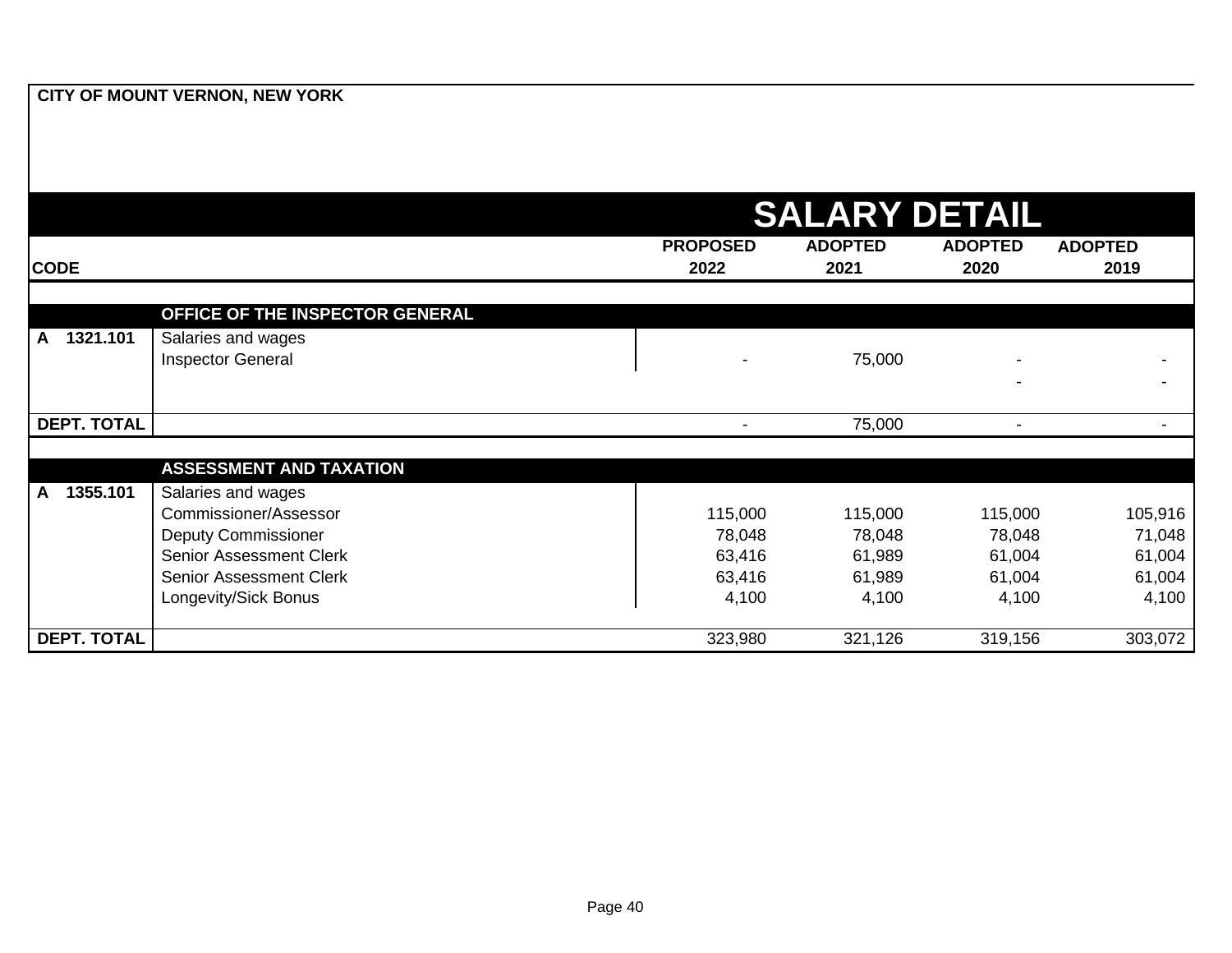CITY OF MOUNT VERNON, NEW YORK

## SALARY DETAIL

| CODE | | PROPOSED 2022 | ADOPTED 2021 | ADOPTED 2020 | ADOPTED 2019 |
|---|---|---|---|---|---|
| | **OFFICE OF THE INSPECTOR GENERAL** | | | | |
| A 1321.101 | Salaries and wages | | | | |
| | Inspector General | - | 75,000 | - | - |
| | | | | - | - |
| **DEPT. TOTAL** | | - | 75,000 | - | - |
| | **ASSESSMENT AND TAXATION** | | | | |
| A 1355.101 | Salaries and wages | | | | |
| | Commissioner/Assessor | 115,000 | 115,000 | 115,000 | 105,916 |
| | Deputy Commissioner | 78,048 | 78,048 | 78,048 | 71,048 |
| | Senior Assessment Clerk | 63,416 | 61,989 | 61,004 | 61,004 |
| | Senior Assessment Clerk | 63,416 | 61,989 | 61,004 | 61,004 |
| | Longevity/Sick Bonus | 4,100 | 4,100 | 4,100 | 4,100 |
| **DEPT. TOTAL** | | 323,980 | 321,126 | 319,156 | 303,072 |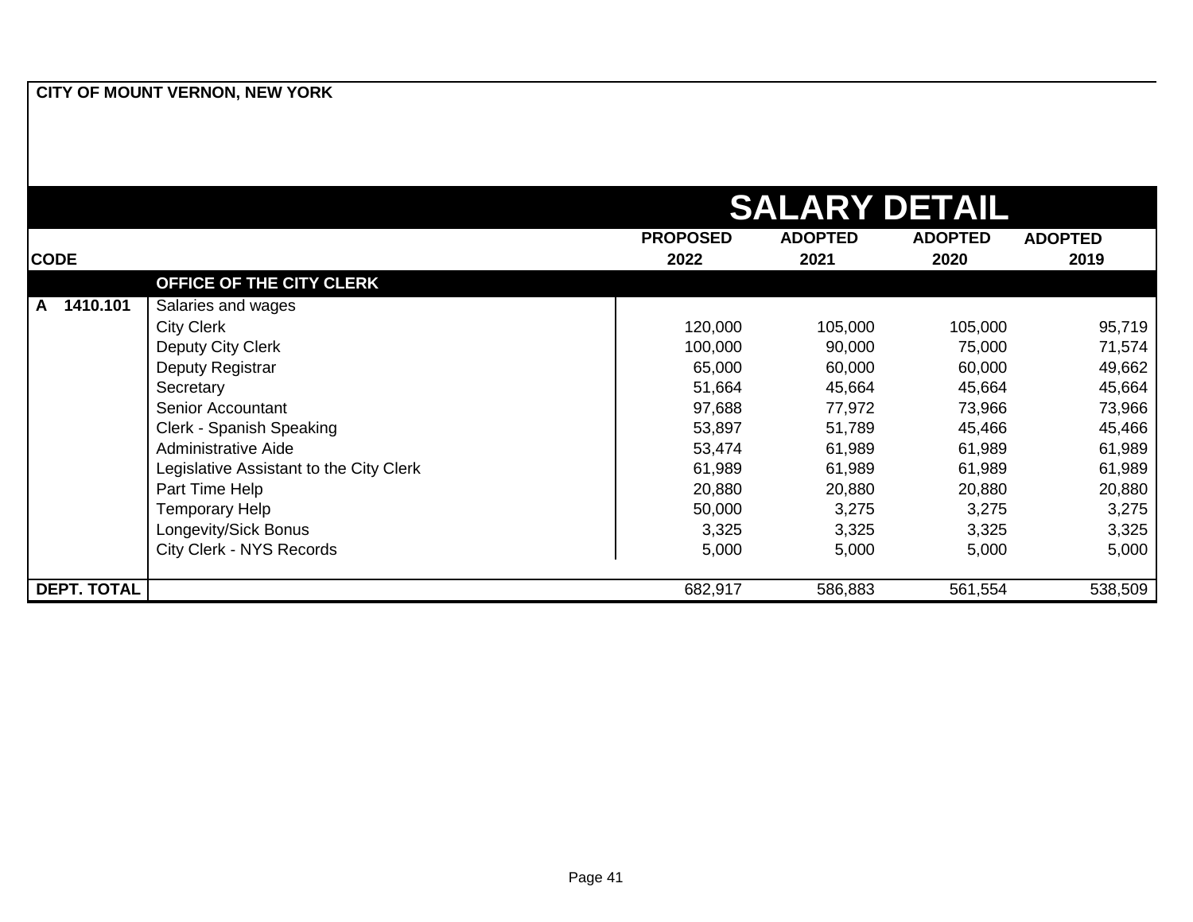**CITY OF MOUNT VERNON, NEW YORK**

# SALARY DETAIL

| CODE | | PROPOSED 2022 | ADOPTED 2021 | ADOPTED 2020 | ADOPTED 2019 |
|---|---|---|---|---|---|
| | **OFFICE OF THE CITY CLERK** | | | | |
| **A 1410.101** | Salaries and wages | | | | |
| | City Clerk | 120,000 | 105,000 | 105,000 | 95,719 |
| | Deputy City Clerk | 100,000 | 90,000 | 75,000 | 71,574 |
| | Deputy Registrar | 65,000 | 60,000 | 60,000 | 49,662 |
| | Secretary | 51,664 | 45,664 | 45,664 | 45,664 |
| | Senior Accountant | 97,688 | 77,972 | 73,966 | 73,966 |
| | Clerk - Spanish Speaking | 53,897 | 51,789 | 45,466 | 45,466 |
| | Administrative Aide | 53,474 | 61,989 | 61,989 | 61,989 |
| | Legislative Assistant to the City Clerk | 61,989 | 61,989 | 61,989 | 61,989 |
| | Part Time Help | 20,880 | 20,880 | 20,880 | 20,880 |
| | Temporary Help | 50,000 | 3,275 | 3,275 | 3,275 |
| | Longevity/Sick Bonus | 3,325 | 3,325 | 3,325 | 3,325 |
| | City Clerk - NYS Records | 5,000 | 5,000 | 5,000 | 5,000 |
| **DEPT. TOTAL** | | 682,917 | 586,883 | 561,554 | 538,509 |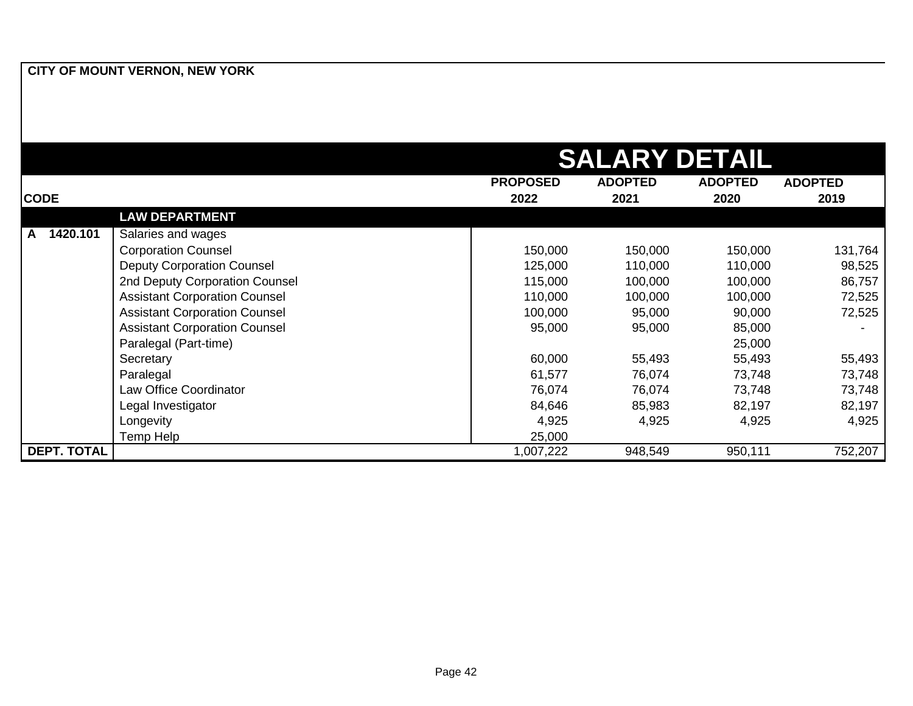**CITY OF MOUNT VERNON, NEW YORK**

# SALARY DETAIL

| CODE | | PROPOSED 2022 | ADOPTED 2021 | ADOPTED 2020 | ADOPTED 2019 |
|---|---|---|---|---|---|
| | **LAW DEPARTMENT** | | | | |
| **A 1420.101** | Salaries and wages | | | | |
| | Corporation Counsel | 150,000 | 150,000 | 150,000 | 131,764 |
| | Deputy Corporation Counsel | 125,000 | 110,000 | 110,000 | 98,525 |
| | 2nd Deputy Corporation Counsel | 115,000 | 100,000 | 100,000 | 86,757 |
| | Assistant Corporation Counsel | 110,000 | 100,000 | 100,000 | 72,525 |
| | Assistant Corporation Counsel | 100,000 | 95,000 | 90,000 | 72,525 |
| | Assistant Corporation Counsel | 95,000 | 95,000 | 85,000 | - |
| | Paralegal (Part-time) | | | 25,000 | |
| | Secretary | 60,000 | 55,493 | 55,493 | 55,493 |
| | Paralegal | 61,577 | 76,074 | 73,748 | 73,748 |
| | Law Office Coordinator | 76,074 | 76,074 | 73,748 | 73,748 |
| | Legal Investigator | 84,646 | 85,983 | 82,197 | 82,197 |
| | Longevity | 4,925 | 4,925 | 4,925 | 4,925 |
| | Temp Help | 25,000 | | | |
| **DEPT. TOTAL** | | 1,007,222 | 948,549 | 950,111 | 752,207 |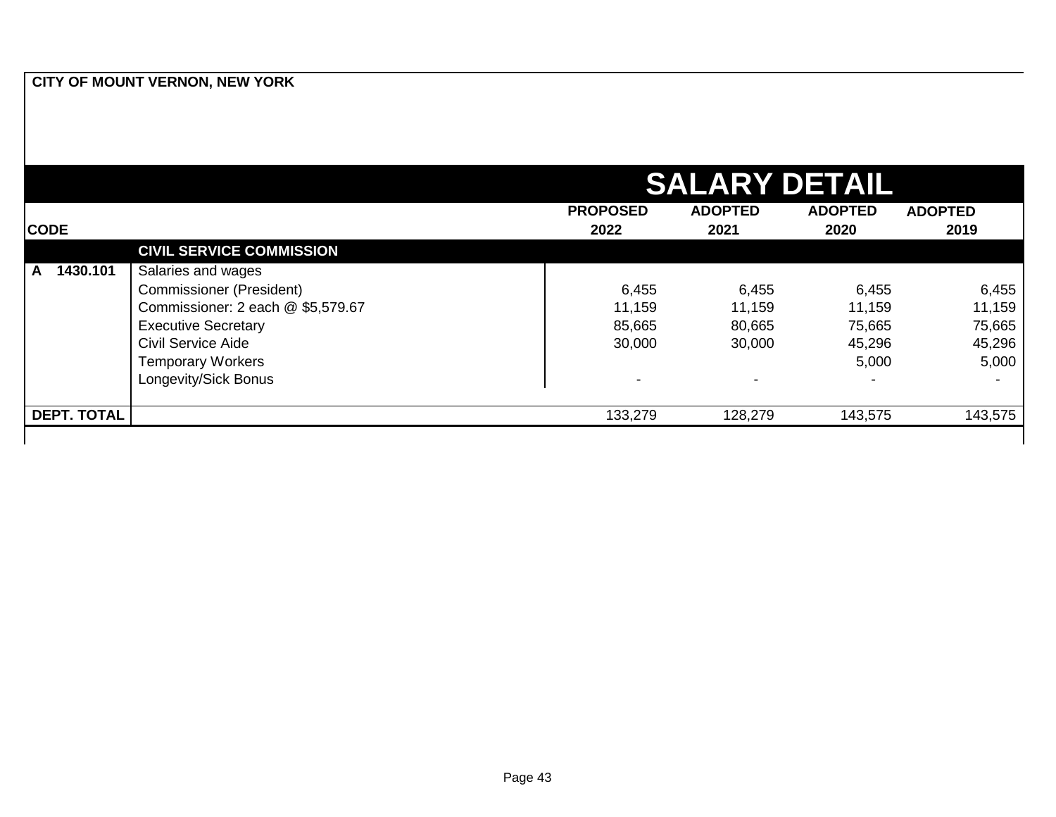**CITY OF MOUNT VERNON, NEW YORK**

# SALARY DETAIL

| CODE | | PROPOSED 2022 | ADOPTED 2021 | ADOPTED 2020 | ADOPTED 2019 |
|---|---|---|---|---|---|
| | **CIVIL SERVICE COMMISSION** | | | | |
| **A 1430.101** | Salaries and wages | | | | |
| | Commissioner (President) | 6,455 | 6,455 | 6,455 | 6,455 |
| | Commissioner: 2 each @ $5,579.67 | 11,159 | 11,159 | 11,159 | 11,159 |
| | Executive Secretary | 85,665 | 80,665 | 75,665 | 75,665 |
| | Civil Service Aide | 30,000 | 30,000 | 45,296 | 45,296 |
| | Temporary Workers | | | 5,000 | 5,000 |
| | Longevity/Sick Bonus | - | - | - | - |
| **DEPT. TOTAL** | | 133,279 | 128,279 | 143,575 | 143,575 |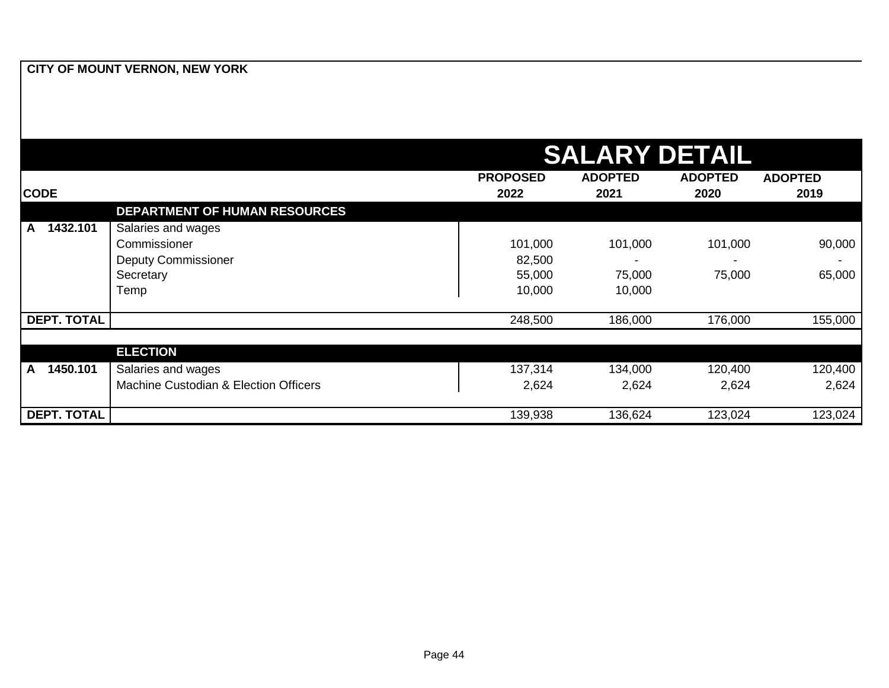**CITY OF MOUNT VERNON, NEW YORK**

# SALARY DETAIL

| CODE | | PROPOSED 2022 | ADOPTED 2021 | ADOPTED 2020 | ADOPTED 2019 |
|---|---|---|---|---|---|
| | **DEPARTMENT OF HUMAN RESOURCES** | | | | |
| **A 1432.101** | Salaries and wages | | | | |
| | Commissioner | 101,000 | 101,000 | 101,000 | 90,000 |
| | Deputy Commissioner | 82,500 | - | - | - |
| | Secretary | 55,000 | 75,000 | 75,000 | 65,000 |
| | Temp | 10,000 | 10,000 | | |
| **DEPT. TOTAL** | | 248,500 | 186,000 | 176,000 | 155,000 |
| | **ELECTION** | | | | |
| **A 1450.101** | Salaries and wages | 137,314 | 134,000 | 120,400 | 120,400 |
| | Machine Custodian & Election Officers | 2,624 | 2,624 | 2,624 | 2,624 |
| **DEPT. TOTAL** | | 139,938 | 136,624 | 123,024 | 123,024 |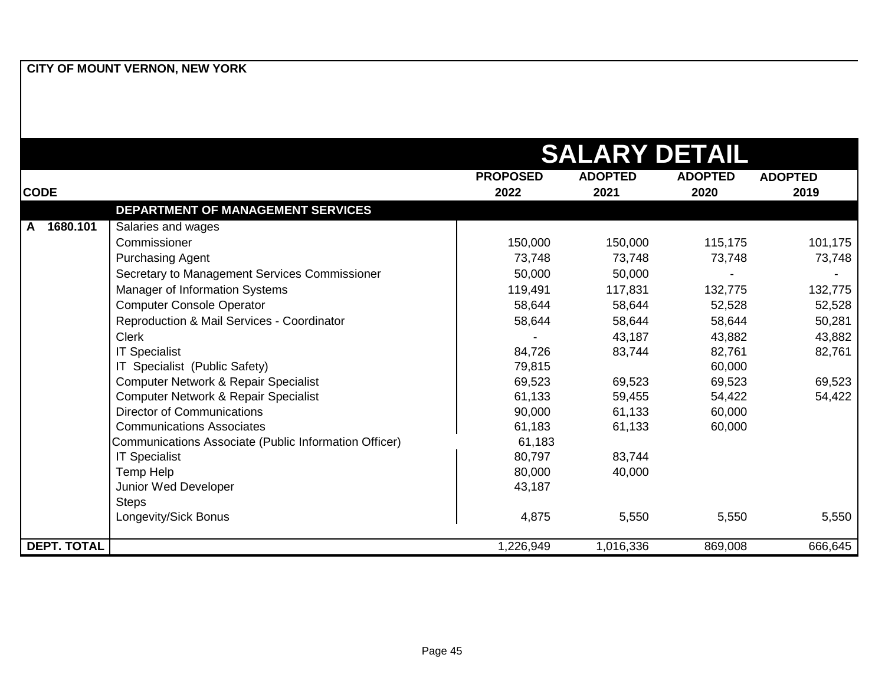**CITY OF MOUNT VERNON, NEW YORK**

# SALARY DETAIL

| CODE | | PROPOSED 2022 | ADOPTED 2021 | ADOPTED 2020 | ADOPTED 2019 |
|---|---|---|---|---|---|
| | **DEPARTMENT OF MANAGEMENT SERVICES** | | | | |
| A 1680.101 | Salaries and wages | | | | |
| | Commissioner | 150,000 | 150,000 | 115,175 | 101,175 |
| | Purchasing Agent | 73,748 | 73,748 | 73,748 | 73,748 |
| | Secretary to Management Services Commissioner | 50,000 | 50,000 | - | - |
| | Manager of Information Systems | 119,491 | 117,831 | 132,775 | 132,775 |
| | Computer Console Operator | 58,644 | 58,644 | 52,528 | 52,528 |
| | Reproduction & Mail Services - Coordinator | 58,644 | 58,644 | 58,644 | 50,281 |
| | Clerk | - | 43,187 | 43,882 | 43,882 |
| | IT Specialist | 84,726 | 83,744 | 82,761 | 82,761 |
| | IT Specialist (Public Safety) | 79,815 | | 60,000 | |
| | Computer Network & Repair Specialist | 69,523 | 69,523 | 69,523 | 69,523 |
| | Computer Network & Repair Specialist | 61,133 | 59,455 | 54,422 | 54,422 |
| | Director of Communications | 90,000 | 61,133 | 60,000 | |
| | Communications Associates | 61,183 | 61,133 | 60,000 | |
| | Communications Associate (Public Information Officer) | 61,183 | | | |
| | IT Specialist | 80,797 | 83,744 | | |
| | Temp Help | 80,000 | 40,000 | | |
| | Junior Wed Developer | 43,187 | | | |
| | Steps | | | | |
| | Longevity/Sick Bonus | 4,875 | 5,550 | 5,550 | 5,550 |
| **DEPT. TOTAL** | | 1,226,949 | 1,016,336 | 869,008 | 666,645 |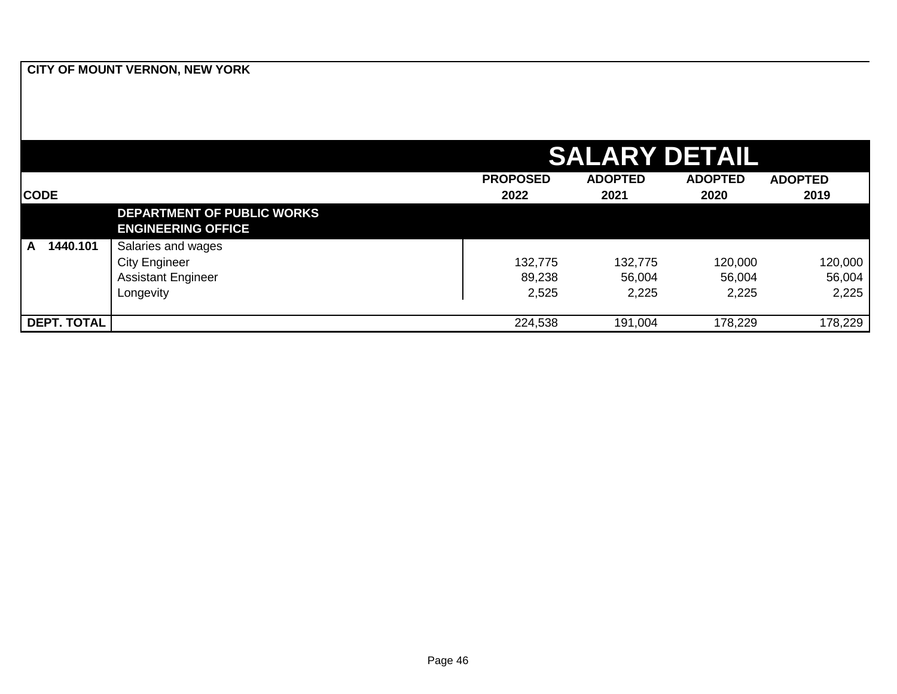**CITY OF MOUNT VERNON, NEW YORK**

# SALARY DETAIL

| CODE | | PROPOSED 2022 | ADOPTED 2021 | ADOPTED 2020 | ADOPTED 2019 |
|---|---|---|---|---|---|
| | **DEPARTMENT OF PUBLIC WORKS** **ENGINEERING OFFICE** | | | | |
| **A 1440.101** | Salaries and wages | | | | |
| | City Engineer | 132,775 | 132,775 | 120,000 | 120,000 |
| | Assistant Engineer | 89,238 | 56,004 | 56,004 | 56,004 |
| | Longevity | 2,525 | 2,225 | 2,225 | 2,225 |
| **DEPT. TOTAL** | | 224,538 | 191,004 | 178,229 | 178,229 |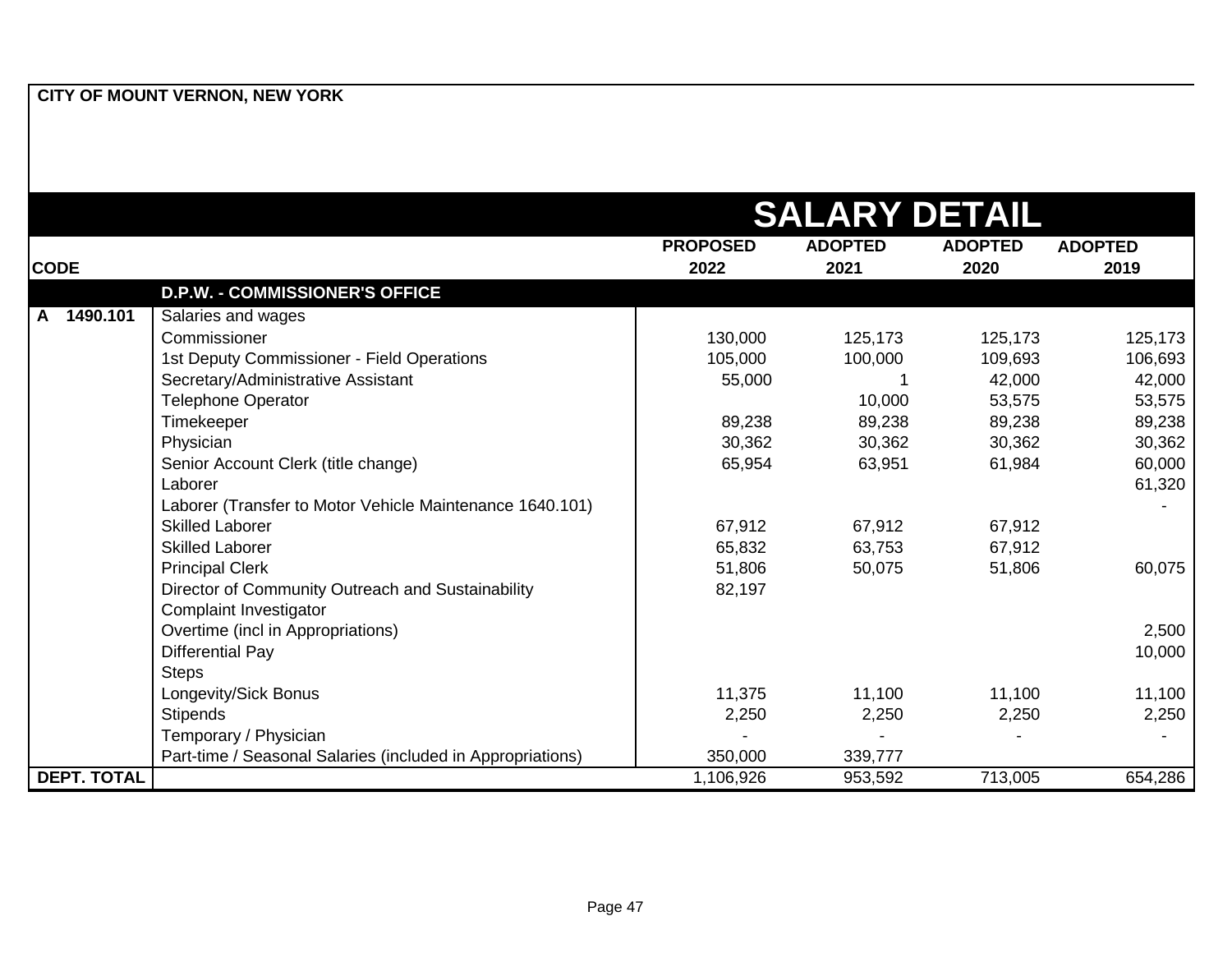**CITY OF MOUNT VERNON, NEW YORK**

# SALARY DETAIL

| CODE | | PROPOSED 2022 | ADOPTED 2021 | ADOPTED 2020 | ADOPTED 2019 |
|---|---|---|---|---|---|
| | **D.P.W. - COMMISSIONER'S OFFICE** | | | | |
| A 1490.101 | Salaries and wages | | | | |
| | Commissioner | 130,000 | 125,173 | 125,173 | 125,173 |
| | 1st Deputy Commissioner - Field Operations | 105,000 | 100,000 | 109,693 | 106,693 |
| | Secretary/Administrative Assistant | 55,000 | 1 | 42,000 | 42,000 |
| | Telephone Operator | | 10,000 | 53,575 | 53,575 |
| | Timekeeper | 89,238 | 89,238 | 89,238 | 89,238 |
| | Physician | 30,362 | 30,362 | 30,362 | 30,362 |
| | Senior Account Clerk (title change) | 65,954 | 63,951 | 61,984 | 60,000 |
| | Laborer | | | | 61,320 |
| | Laborer (Transfer to Motor Vehicle Maintenance 1640.101) | | | | - |
| | Skilled Laborer | 67,912 | 67,912 | 67,912 | |
| | Skilled Laborer | 65,832 | 63,753 | 67,912 | |
| | Principal Clerk | 51,806 | 50,075 | 51,806 | 60,075 |
| | Director of Community Outreach and Sustainability | 82,197 | | | |
| | Complaint Investigator | | | | |
| | Overtime (incl in Appropriations) | | | | 2,500 |
| | Differential Pay | | | | 10,000 |
| | Steps | | | | |
| | Longevity/Sick Bonus | 11,375 | 11,100 | 11,100 | 11,100 |
| | Stipends | 2,250 | 2,250 | 2,250 | 2,250 |
| | Temporary / Physician | - | - | - | - |
| | Part-time / Seasonal Salaries (included in Appropriations) | 350,000 | 339,777 | | |
| **DEPT. TOTAL** | | 1,106,926 | 953,592 | 713,005 | 654,286 |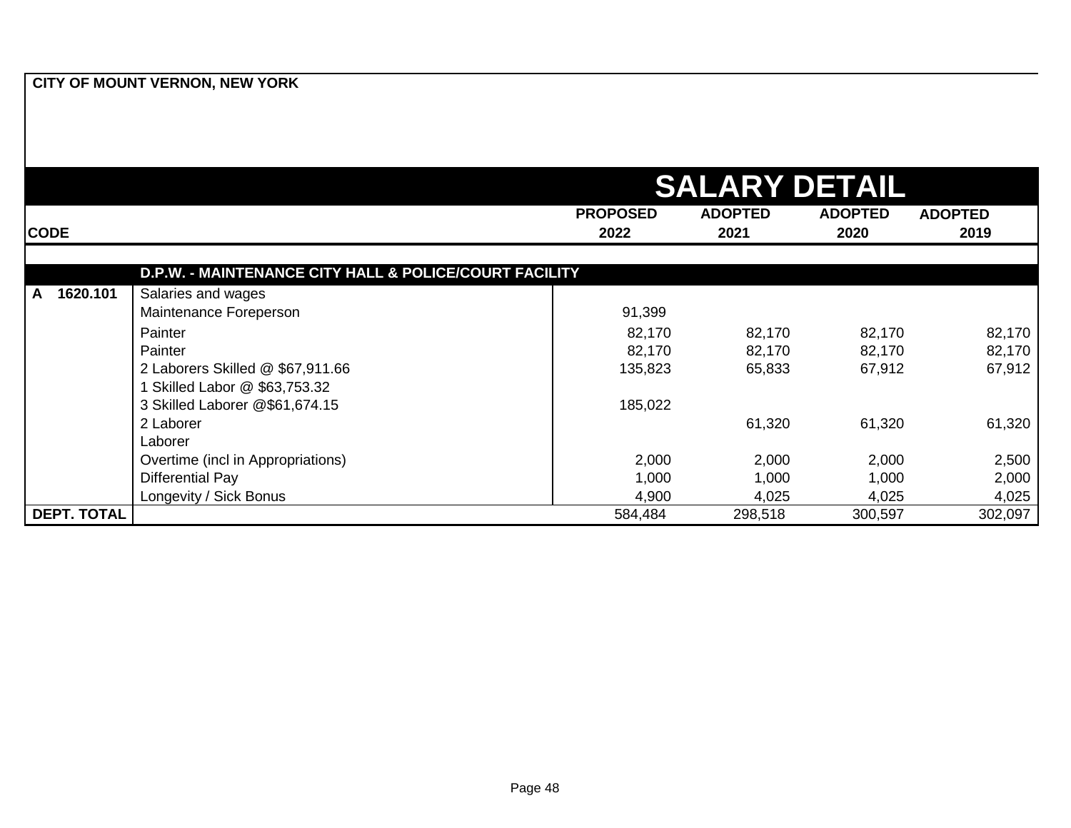**CITY OF MOUNT VERNON, NEW YORK**

# SALARY DETAIL

| CODE | | PROPOSED 2022 | ADOPTED 2021 | ADOPTED 2020 | ADOPTED 2019 |
|---|---|---|---|---|---|
| | **D.P.W. - MAINTENANCE CITY HALL & POLICE/COURT FACILITY** | | | | |
| **A 1620.101** | Salaries and wages | | | | |
| | Maintenance Foreperson | 91,399 | | | |
| | Painter | 82,170 | 82,170 | 82,170 | 82,170 |
| | Painter | 82,170 | 82,170 | 82,170 | 82,170 |
| | 2 Laborers Skilled @ $67,911.66 | 135,823 | 65,833 | 67,912 | 67,912 |
| | 1 Skilled Labor @ $63,753.32 | | | | |
| | 3 Skilled Laborer @$61,674.15 | 185,022 | | | |
| | 2 Laborer | | 61,320 | 61,320 | 61,320 |
| | Laborer | | | | |
| | Overtime (incl in Appropriations) | 2,000 | 2,000 | 2,000 | 2,500 |
| | Differential Pay | 1,000 | 1,000 | 1,000 | 2,000 |
| | Longevity / Sick Bonus | 4,900 | 4,025 | 4,025 | 4,025 |
| **DEPT. TOTAL** | | 584,484 | 298,518 | 300,597 | 302,097 |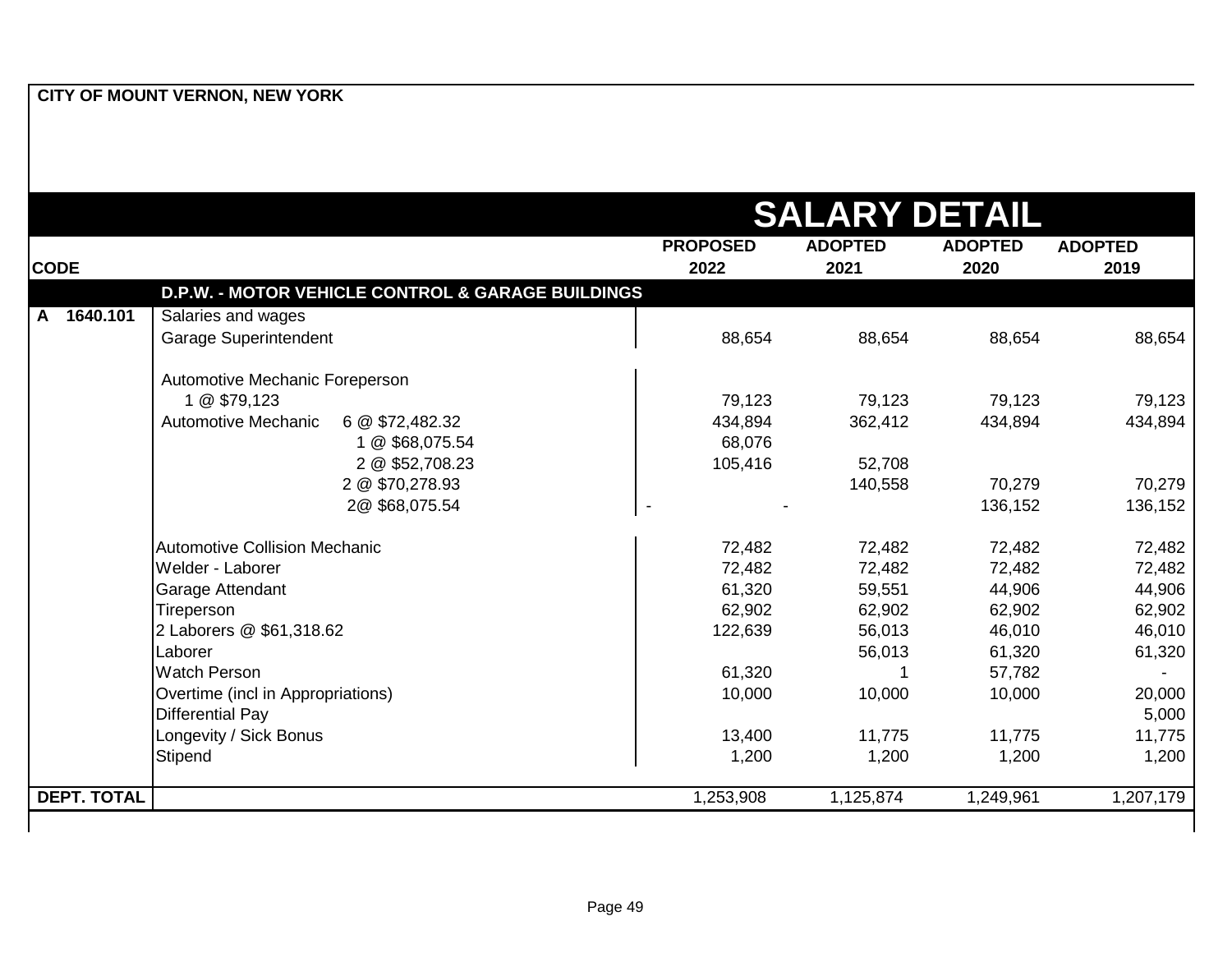**CITY OF MOUNT VERNON, NEW YORK**

# SALARY DETAIL

| CODE | | PROPOSED 2022 | ADOPTED 2021 | ADOPTED 2020 | ADOPTED 2019 |
|---|---|---|---|---|---|
| | **D.P.W. - MOTOR VEHICLE CONTROL & GARAGE BUILDINGS** | | | | |
| A 1640.101 | Salaries and wages | | | | |
| | Garage Superintendent | 88,654 | 88,654 | 88,654 | 88,654 |
| | Automotive Mechanic Foreperson | | | | |
| | 1 @ $79,123 | 79,123 | 79,123 | 79,123 | 79,123 |
| | Automotive Mechanic 6 @ $72,482.32 | 434,894 | 362,412 | 434,894 | 434,894 |
| | 1 @ $68,075.54 | 68,076 | | | |
| | 2 @ $52,708.23 | 105,416 | 52,708 | | |
| | 2 @ $70,278.93 | | 140,558 | 70,279 | 70,279 |
| | 2@ $68,075.54 | - | - | 136,152 | 136,152 |
| | Automotive Collision Mechanic | 72,482 | 72,482 | 72,482 | 72,482 |
| | Welder - Laborer | 72,482 | 72,482 | 72,482 | 72,482 |
| | Garage Attendant | 61,320 | 59,551 | 44,906 | 44,906 |
| | Tireperson | 62,902 | 62,902 | 62,902 | 62,902 |
| | 2 Laborers @ $61,318.62 | 122,639 | 56,013 | 46,010 | 46,010 |
| | Laborer | | 56,013 | 61,320 | 61,320 |
| | Watch Person | 61,320 | 1 | 57,782 | - |
| | Overtime (incl in Appropriations) | 10,000 | 10,000 | 10,000 | 20,000 |
| | Differential Pay | | | | 5,000 |
| | Longevity / Sick Bonus | 13,400 | 11,775 | 11,775 | 11,775 |
| | Stipend | 1,200 | 1,200 | 1,200 | 1,200 |
| **DEPT. TOTAL** | | 1,253,908 | 1,125,874 | 1,249,961 | 1,207,179 |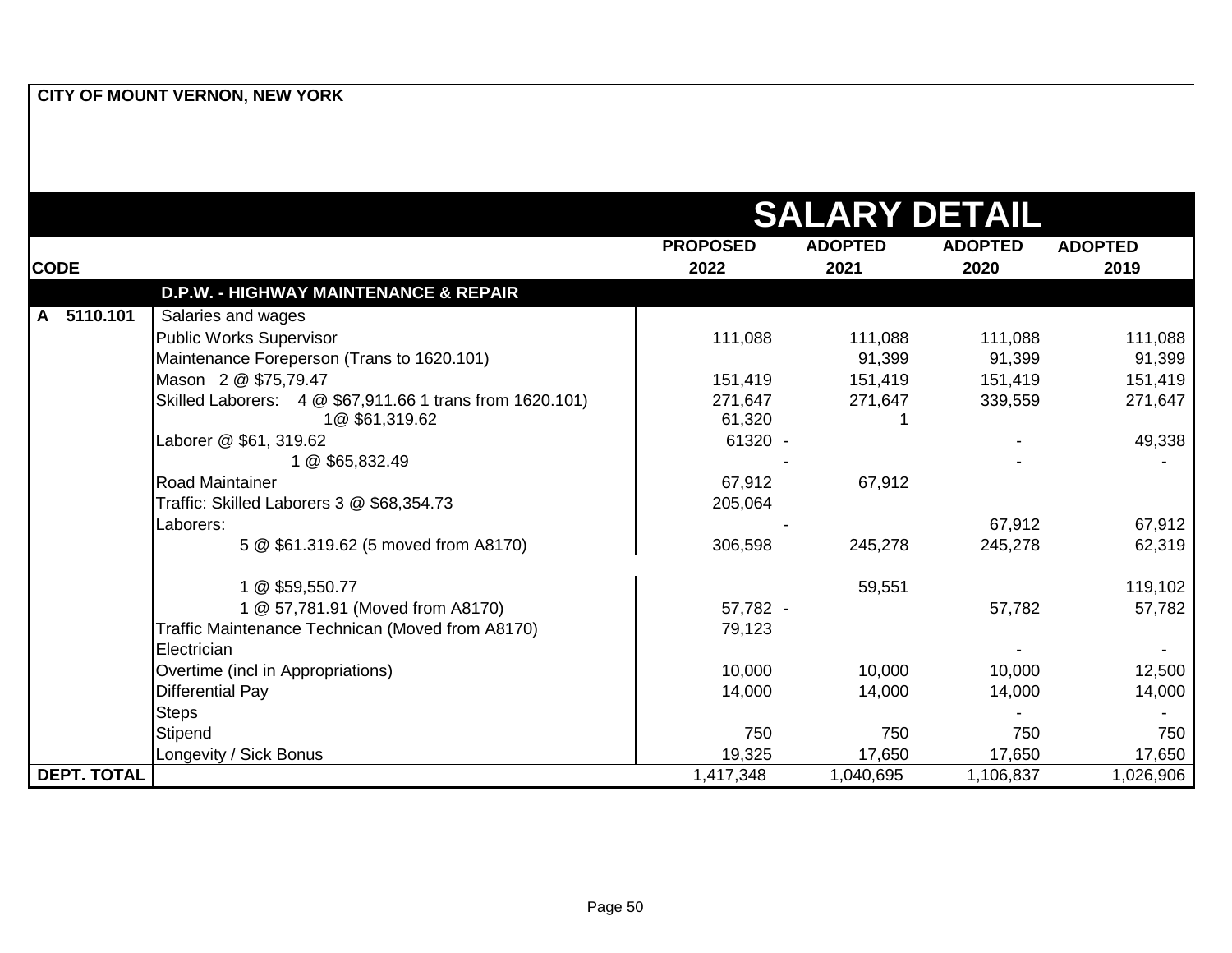**CITY OF MOUNT VERNON, NEW YORK**

# SALARY DETAIL

| CODE | | PROPOSED 2022 | ADOPTED 2021 | ADOPTED 2020 | ADOPTED 2019 |
|---|---|---|---|---|---|
| | **D.P.W. - HIGHWAY MAINTENANCE & REPAIR** | | | | |
| A 5110.101 | Salaries and wages | | | | |
| | Public Works Supervisor | 111,088 | 111,088 | 111,088 | 111,088 |
| | Maintenance Foreperson (Trans to 1620.101) | | 91,399 | 91,399 | 91,399 |
| | Mason 2 @ $75,79.47 | 151,419 | 151,419 | 151,419 | 151,419 |
| | Skilled Laborers: 4 @ $67,911.66 1 trans from 1620.101) | 271,647 | 271,647 | 339,559 | 271,647 |
| | 1@ $61,319.62 | 61,320 | 1 | | |
| | Laborer @ $61, 319.62 | 61320 | - | - | 49,338 |
| | 1 @ $65,832.49 | | - | - | - |
| | Road Maintainer | 67,912 | 67,912 | | |
| | Traffic: Skilled Laborers 3 @ $68,354.73 | 205,064 | | | |
| | Laborers: | | - | 67,912 | 67,912 |
| | 5 @ $61.319.62 (5 moved from A8170) | 306,598 | 245,278 | 245,278 | 62,319 |
| | 1 @ $59,550.77 | | 59,551 | | 119,102 |
| | 1 @ 57,781.91 (Moved from A8170) | 57,782 | - | 57,782 | 57,782 |
| | Traffic Maintenance Technican (Moved from A8170) | 79,123 | | | |
| | Electrician | | | - | - |
| | Overtime (incl in Appropriations) | 10,000 | 10,000 | 10,000 | 12,500 |
| | Differential Pay | 14,000 | 14,000 | 14,000 | 14,000 |
| | Steps | | | - | - |
| | Stipend | 750 | 750 | 750 | 750 |
| | Longevity / Sick Bonus | 19,325 | 17,650 | 17,650 | 17,650 |
| **DEPT. TOTAL** | | 1,417,348 | 1,040,695 | 1,106,837 | 1,026,906 |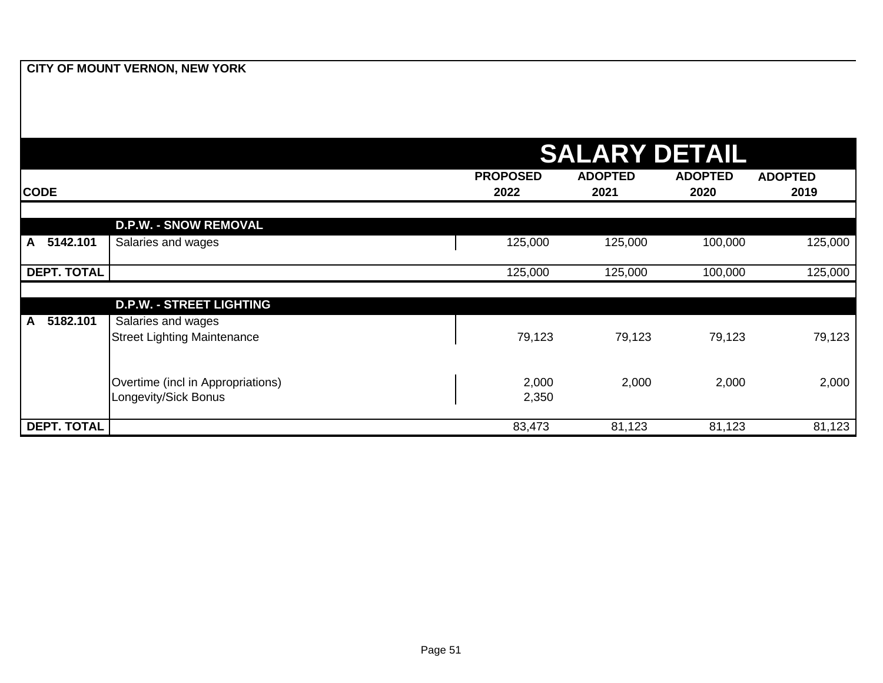CITY OF MOUNT VERNON, NEW YORK

# SALARY DETAIL

| CODE | | PROPOSED 2022 | ADOPTED 2021 | ADOPTED 2020 | ADOPTED 2019 |
|---|---|---|---|---|---|
| | **D.P.W. - SNOW REMOVAL** | | | | |
| A 5142.101 | Salaries and wages | 125,000 | 125,000 | 100,000 | 125,000 |
| DEPT. TOTAL | | 125,000 | 125,000 | 100,000 | 125,000 |
| | **D.P.W. - STREET LIGHTING** | | | | |
| A 5182.101 | Salaries and wages | | | | |
| | Street Lighting Maintenance | 79,123 | 79,123 | 79,123 | 79,123 |
| | Overtime (incl in Appropriations) | 2,000 | 2,000 | 2,000 | 2,000 |
| | Longevity/Sick Bonus | 2,350 | | | |
| DEPT. TOTAL | | 83,473 | 81,123 | 81,123 | 81,123 |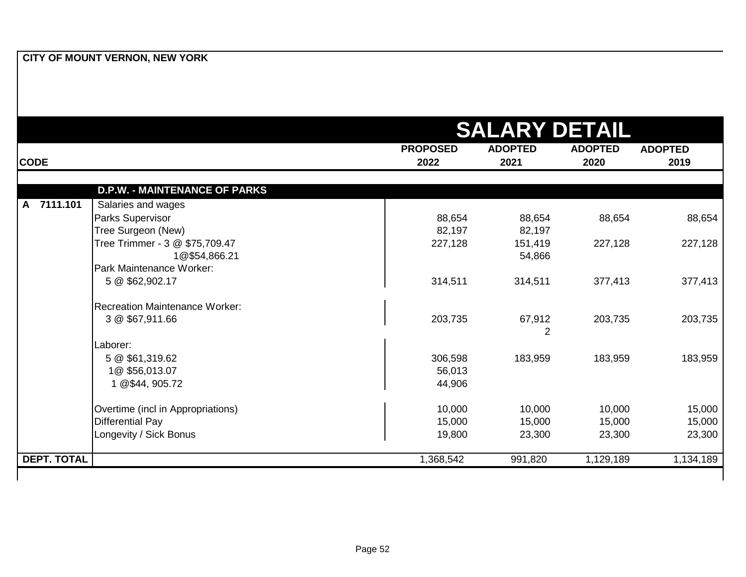**CITY OF MOUNT VERNON, NEW YORK**

# SALARY DETAIL

| CODE | | PROPOSED 2022 | ADOPTED 2021 | ADOPTED 2020 | ADOPTED 2019 |
|---|---|---|---|---|---|
| | **D.P.W. - MAINTENANCE OF PARKS** | | | | |
| A 7111.101 | Salaries and wages | | | | |
| | Parks Supervisor | 88,654 | 88,654 | 88,654 | 88,654 |
| | Tree Surgeon (New) | 82,197 | 82,197 | | |
| | Tree Trimmer - 3 @ $75,709.47 | 227,128 | 151,419 | 227,128 | 227,128 |
| | 1@$54,866.21 | | 54,866 | | |
| | Park Maintenance Worker: | | | | |
| | 5 @ $62,902.17 | 314,511 | 314,511 | 377,413 | 377,413 |
| | Recreation Maintenance Worker: | | | | |
| | 3 @ $67,911.66 | 203,735 | 67,912 | 203,735 | 203,735 |
| | | | 2 | | |
| | Laborer: | | | | |
| | 5 @ $61,319.62 | 306,598 | 183,959 | 183,959 | 183,959 |
| | 1@ $56,013.07 | 56,013 | | | |
| | 1 @$44, 905.72 | 44,906 | | | |
| | Overtime (incl in Appropriations) | 10,000 | 10,000 | 10,000 | 15,000 |
| | Differential Pay | 15,000 | 15,000 | 15,000 | 15,000 |
| | Longevity / Sick Bonus | 19,800 | 23,300 | 23,300 | 23,300 |
| **DEPT. TOTAL** | | 1,368,542 | 991,820 | 1,129,189 | 1,134,189 |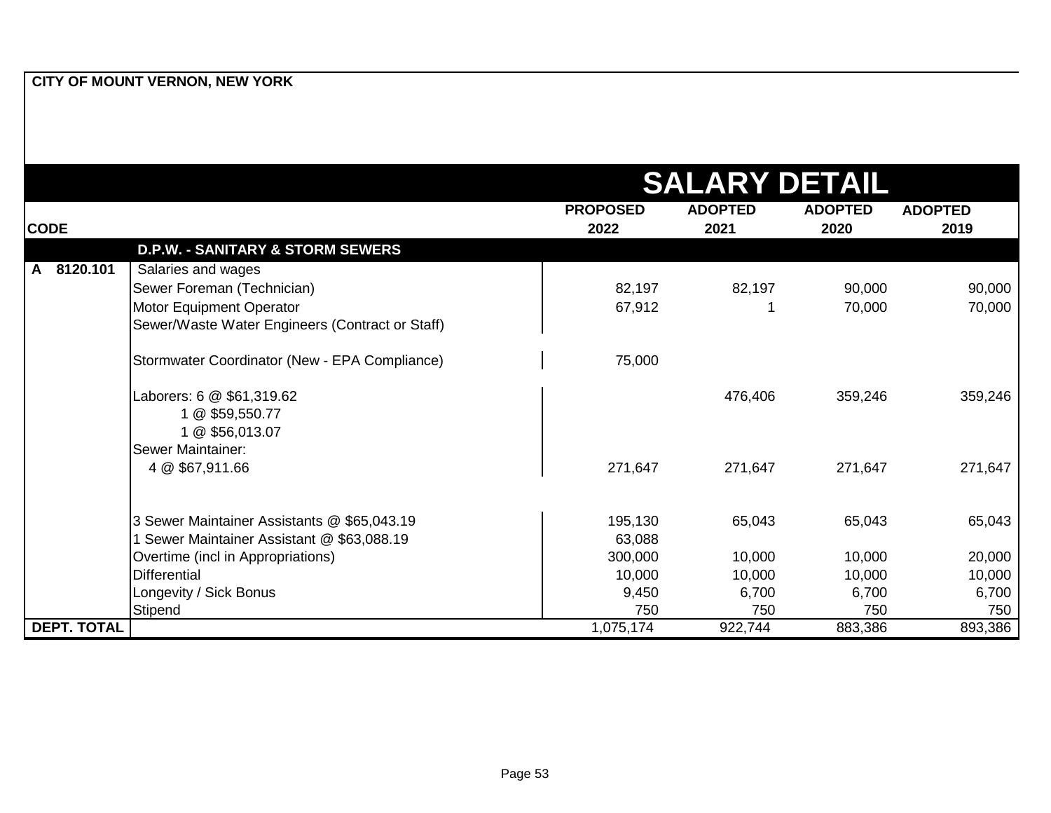**CITY OF MOUNT VERNON, NEW YORK**

# SALARY DETAIL

| CODE | | PROPOSED 2022 | ADOPTED 2021 | ADOPTED 2020 | ADOPTED 2019 |
|---|---|---|---|---|---|
| | **D.P.W. - SANITARY & STORM SEWERS** | | | | |
| **A 8120.101** | Salaries and wages | | | | |
| | Sewer Foreman (Technician) | 82,197 | 82,197 | 90,000 | 90,000 |
| | Motor Equipment Operator | 67,912 | 1 | 70,000 | 70,000 |
| | Sewer/Waste Water Engineers (Contract or Staff) | | | | |
| | Stormwater Coordinator (New - EPA Compliance) | 75,000 | | | |
| | Laborers: 6 @ $61,319.62<br>1 @ $59,550.77<br>1 @ $56,013.07 | | 476,406 | 359,246 | 359,246 |
| | Sewer Maintainer:<br>4 @ $67,911.66 | 271,647 | 271,647 | 271,647 | 271,647 |
| | 3 Sewer Maintainer Assistants @ $65,043.19 | 195,130 | 65,043 | 65,043 | 65,043 |
| | 1 Sewer Maintainer Assistant @ $63,088.19 | 63,088 | | | |
| | Overtime (incl in Appropriations) | 300,000 | 10,000 | 10,000 | 20,000 |
| | Differential | 10,000 | 10,000 | 10,000 | 10,000 |
| | Longevity / Sick Bonus | 9,450 | 6,700 | 6,700 | 6,700 |
| | Stipend | 750 | 750 | 750 | 750 |
| **DEPT. TOTAL** | | 1,075,174 | 922,744 | 883,386 | 893,386 |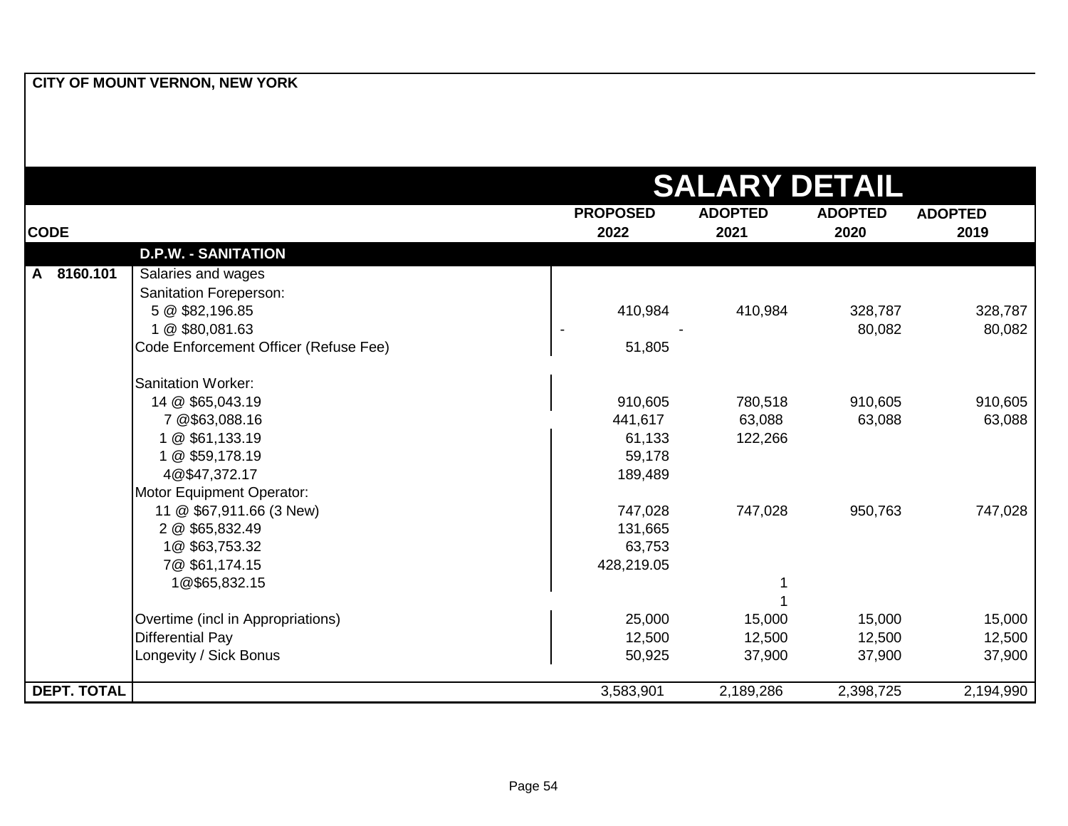**CITY OF MOUNT VERNON, NEW YORK**

# SALARY DETAIL

| CODE | | PROPOSED 2022 | ADOPTED 2021 | ADOPTED 2020 | ADOPTED 2019 |
|---|---|---|---|---|---|
| | **D.P.W. - SANITATION** | | | | |
| A 8160.101 | Salaries and wages | | | | |
| | Sanitation Foreperson: | | | | |
| | 5 @ $82,196.85 | 410,984 | 410,984 | 328,787 | 328,787 |
| | 1 @ $80,081.63 | - | - | 80,082 | 80,082 |
| | Code Enforcement Officer (Refuse Fee) | 51,805 | | | |
| | Sanitation Worker: | | | | |
| | 14 @ $65,043.19 | 910,605 | 780,518 | 910,605 | 910,605 |
| | 7 @$63,088.16 | 441,617 | 63,088 | 63,088 | 63,088 |
| | 1 @ $61,133.19 | 61,133 | 122,266 | | |
| | 1 @ $59,178.19 | 59,178 | | | |
| | 4@$47,372.17 | 189,489 | | | |
| | Motor Equipment Operator: | | | | |
| | 11 @ $67,911.66 (3 New) | 747,028 | 747,028 | 950,763 | 747,028 |
| | 2 @ $65,832.49 | 131,665 | | | |
| | 1@ $63,753.32 | 63,753 | | | |
| | 7@ $61,174.15 | 428,219.05 | | | |
| | 1@$65,832.15 | | 1 | | |
| | | | 1 | | |
| | Overtime (incl in Appropriations) | 25,000 | 15,000 | 15,000 | 15,000 |
| | Differential Pay | 12,500 | 12,500 | 12,500 | 12,500 |
| | Longevity / Sick Bonus | 50,925 | 37,900 | 37,900 | 37,900 |
| **DEPT. TOTAL** | | 3,583,901 | 2,189,286 | 2,398,725 | 2,194,990 |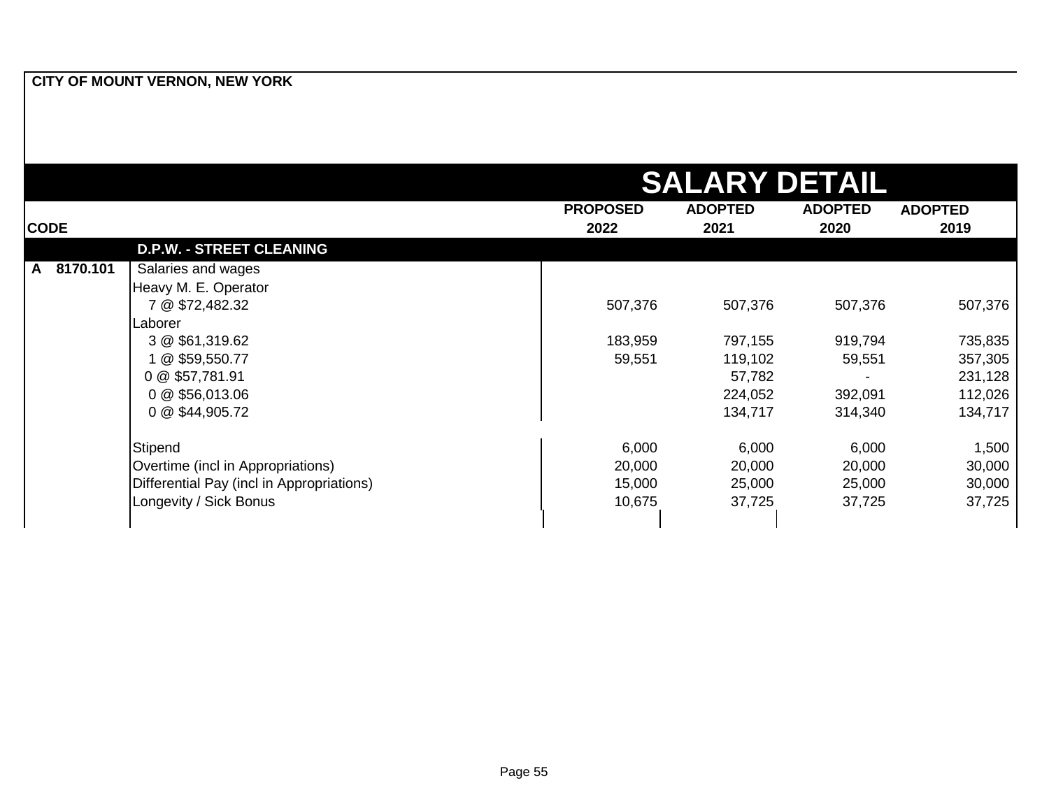CITY OF MOUNT VERNON, NEW YORK

# SALARY DETAIL

| CODE | | PROPOSED 2022 | ADOPTED 2021 | ADOPTED 2020 | ADOPTED 2019 |
|---|---|---|---|---|---|
| | **D.P.W. - STREET CLEANING** | | | | |
| **A 8170.101** | Salaries and wages | | | | |
| | Heavy M. E. Operator | | | | |
| | 7 @ $72,482.32 | 507,376 | 507,376 | 507,376 | 507,376 |
| | Laborer | | | | |
| | 3 @ $61,319.62 | 183,959 | 797,155 | 919,794 | 735,835 |
| | 1 @ $59,550.77 | 59,551 | 119,102 | 59,551 | 357,305 |
| | 0 @ $57,781.91 | | 57,782 | - | 231,128 |
| | 0 @ $56,013.06 | | 224,052 | 392,091 | 112,026 |
| | 0 @ $44,905.72 | | 134,717 | 314,340 | 134,717 |
| | Stipend | 6,000 | 6,000 | 6,000 | 1,500 |
| | Overtime (incl in Appropriations) | 20,000 | 20,000 | 20,000 | 30,000 |
| | Differential Pay (incl in Appropriations) | 15,000 | 25,000 | 25,000 | 30,000 |
| | Longevity / Sick Bonus | 10,675 | 37,725 | 37,725 | 37,725 |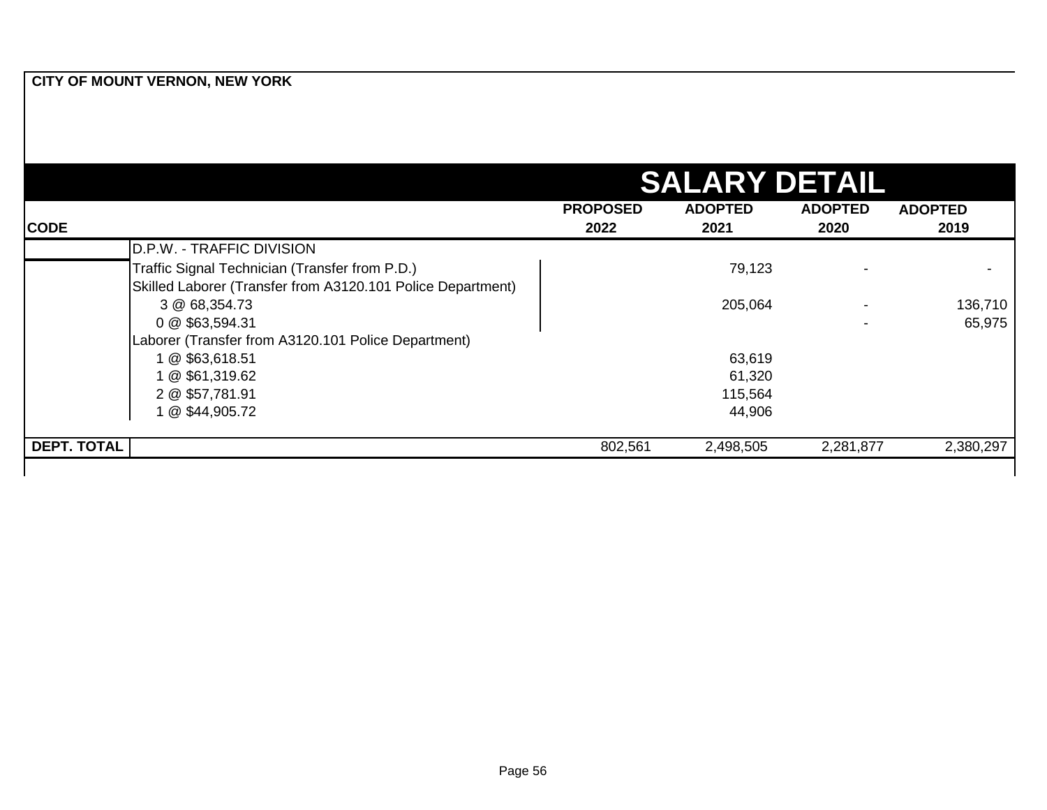**CITY OF MOUNT VERNON, NEW YORK**

# SALARY DETAIL

| CODE | | PROPOSED 2022 | ADOPTED 2021 | ADOPTED 2020 | ADOPTED 2019 |
|---|---|---|---|---|---|
| | D.P.W. - TRAFFIC DIVISION | | | | |
| | Traffic Signal Technician (Transfer from P.D.) | | 79,123 | - | - |
| | Skilled Laborer (Transfer from A3120.101 Police Department) | | | | |
| | 3 @ 68,354.73 | | 205,064 | - | 136,710 |
| | 0 @ $63,594.31 | | | - | 65,975 |
| | Laborer (Transfer from A3120.101 Police Department) | | | | |
| | 1 @ $63,618.51 | | 63,619 | | |
| | 1 @ $61,319.62 | | 61,320 | | |
| | 2 @ $57,781.91 | | 115,564 | | |
| | 1 @ $44,905.72 | | 44,906 | | |
| **DEPT. TOTAL** | | 802,561 | 2,498,505 | 2,281,877 | 2,380,297 |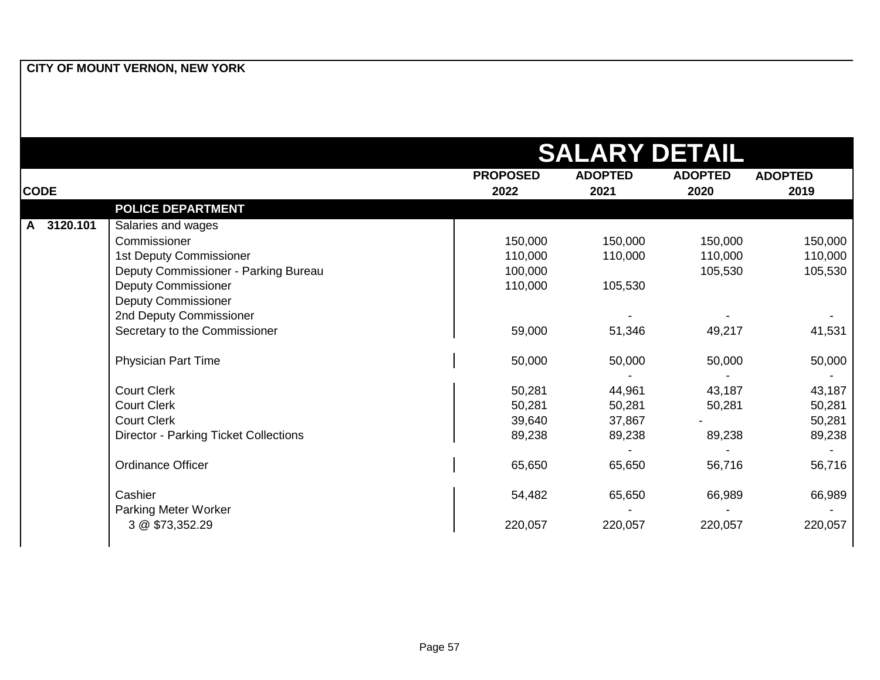CITY OF MOUNT VERNON, NEW YORK

# SALARY DETAIL

| CODE | | PROPOSED 2022 | ADOPTED 2021 | ADOPTED 2020 | ADOPTED 2019 |
|---|---|---|---|---|---|
| | **POLICE DEPARTMENT** | | | | |
| A 3120.101 | Salaries and wages | | | | |
| | Commissioner | 150,000 | 150,000 | 150,000 | 150,000 |
| | 1st Deputy Commissioner | 110,000 | 110,000 | 110,000 | 110,000 |
| | Deputy Commissioner - Parking Bureau | 100,000 | | 105,530 | 105,530 |
| | Deputy Commissioner | 110,000 | 105,530 | | |
| | Deputy Commissioner | | | | |
| | 2nd Deputy Commissioner | | - | - | - |
| | Secretary to the Commissioner | 59,000 | 51,346 | 49,217 | 41,531 |
| | Physician Part Time | 50,000 | 50,000 | 50,000 | 50,000 |
| | | | - | - | - |
| | Court Clerk | 50,281 | 44,961 | 43,187 | 43,187 |
| | Court Clerk | 50,281 | 50,281 | 50,281 | 50,281 |
| | Court Clerk | 39,640 | 37,867 | - | 50,281 |
| | Director - Parking Ticket Collections | 89,238 | 89,238 | 89,238 | 89,238 |
| | | | - | - | - |
| | Ordinance Officer | 65,650 | 65,650 | 56,716 | 56,716 |
| | Cashier | 54,482 | 65,650 | 66,989 | 66,989 |
| | Parking Meter Worker | | - | - | - |
| | 3 @ $73,352.29 | 220,057 | 220,057 | 220,057 | 220,057 |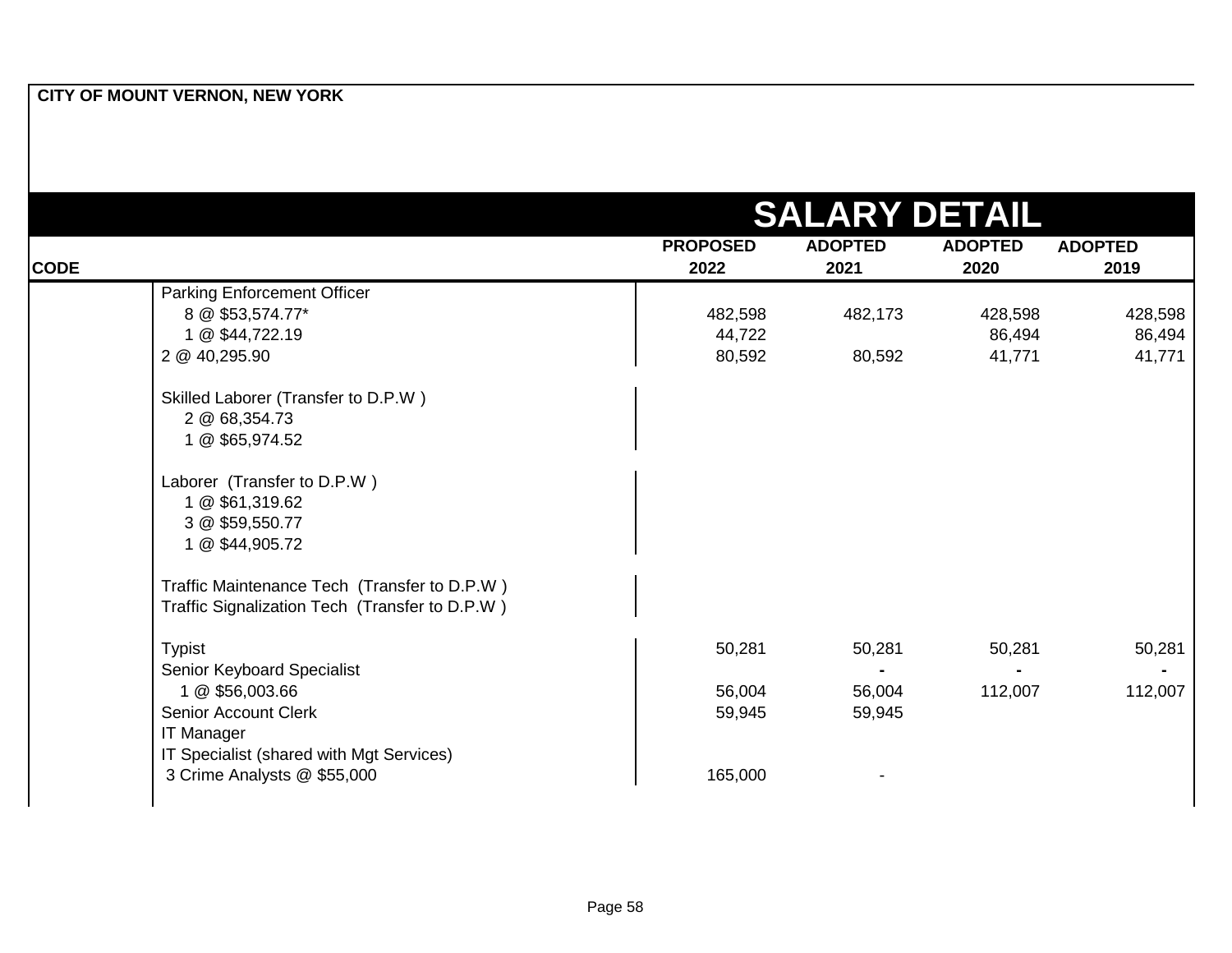**CITY OF MOUNT VERNON, NEW YORK**

# SALARY DETAIL

| CODE | | PROPOSED 2022 | ADOPTED 2021 | ADOPTED 2020 | ADOPTED 2019 |
|---|---|---|---|---|---|
| | Parking Enforcement Officer | | | | |
| | 8 @ $53,574.77* | 482,598 | 482,173 | 428,598 | 428,598 |
| | 1 @ $44,722.19 | 44,722 | | 86,494 | 86,494 |
| | 2 @ 40,295.90 | 80,592 | 80,592 | 41,771 | 41,771 |
| | | | | | |
| | Skilled Laborer (Transfer to D.P.W ) | | | | |
| | 2 @ 68,354.73 | | | | |
| | 1 @ $65,974.52 | | | | |
| | | | | | |
| | Laborer (Transfer to D.P.W ) | | | | |
| | 1 @ $61,319.62 | | | | |
| | 3 @ $59,550.77 | | | | |
| | 1 @ $44,905.72 | | | | |
| | | | | | |
| | Traffic Maintenance Tech (Transfer to D.P.W ) | | | | |
| | Traffic Signalization Tech (Transfer to D.P.W ) | | | | |
| | | | | | |
| | Typist | 50,281 | 50,281 | 50,281 | 50,281 |
| | Senior Keyboard Specialist | | - | - | - |
| | 1 @ $56,003.66 | 56,004 | 56,004 | 112,007 | 112,007 |
| | Senior Account Clerk | 59,945 | 59,945 | | |
| | IT Manager | | | | |
| | IT Specialist (shared with Mgt Services) | | | | |
| | 3 Crime Analysts @ $55,000 | 165,000 | - | | |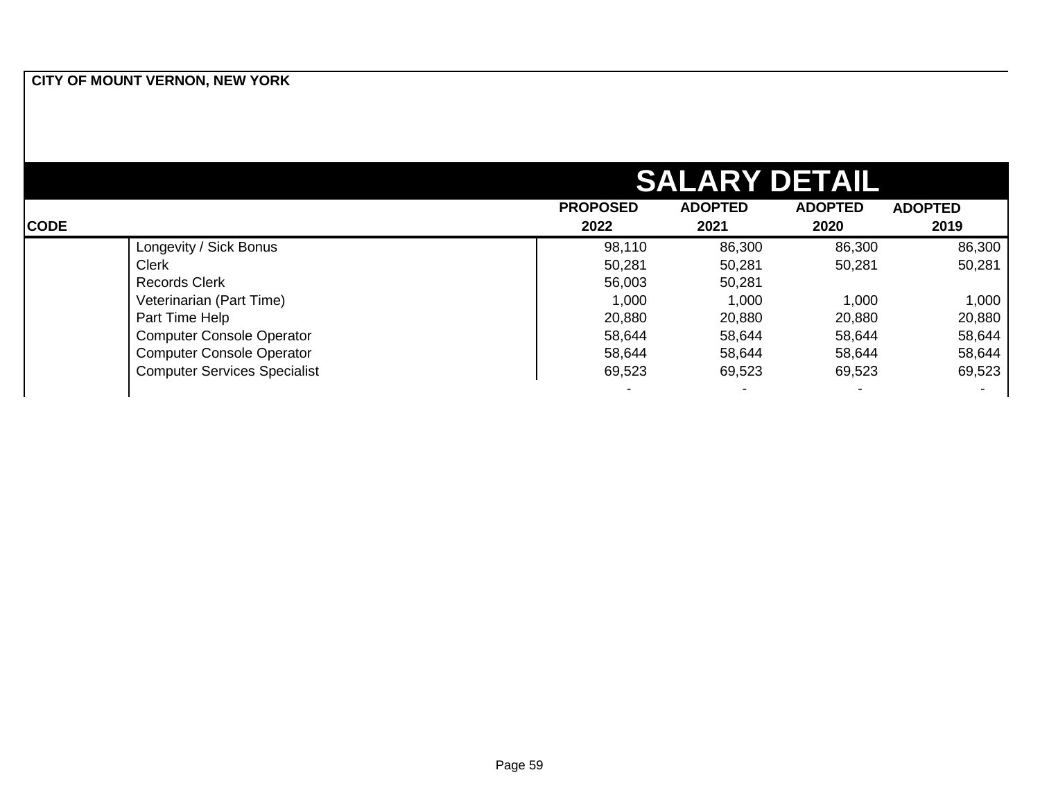**CITY OF MOUNT VERNON, NEW YORK**

# SALARY DETAIL

| CODE | | PROPOSED 2022 | ADOPTED 2021 | ADOPTED 2020 | ADOPTED 2019 |
|---|---|---|---|---|---|
| | Longevity / Sick Bonus | 98,110 | 86,300 | 86,300 | 86,300 |
| | Clerk | 50,281 | 50,281 | 50,281 | 50,281 |
| | Records Clerk | 56,003 | 50,281 | | |
| | Veterinarian (Part Time) | 1,000 | 1,000 | 1,000 | 1,000 |
| | Part Time Help | 20,880 | 20,880 | 20,880 | 20,880 |
| | Computer Console Operator | 58,644 | 58,644 | 58,644 | 58,644 |
| | Computer Console Operator | 58,644 | 58,644 | 58,644 | 58,644 |
| | Computer Services Specialist | 69,523 | 69,523 | 69,523 | 69,523 |
| | | - | - | - | - |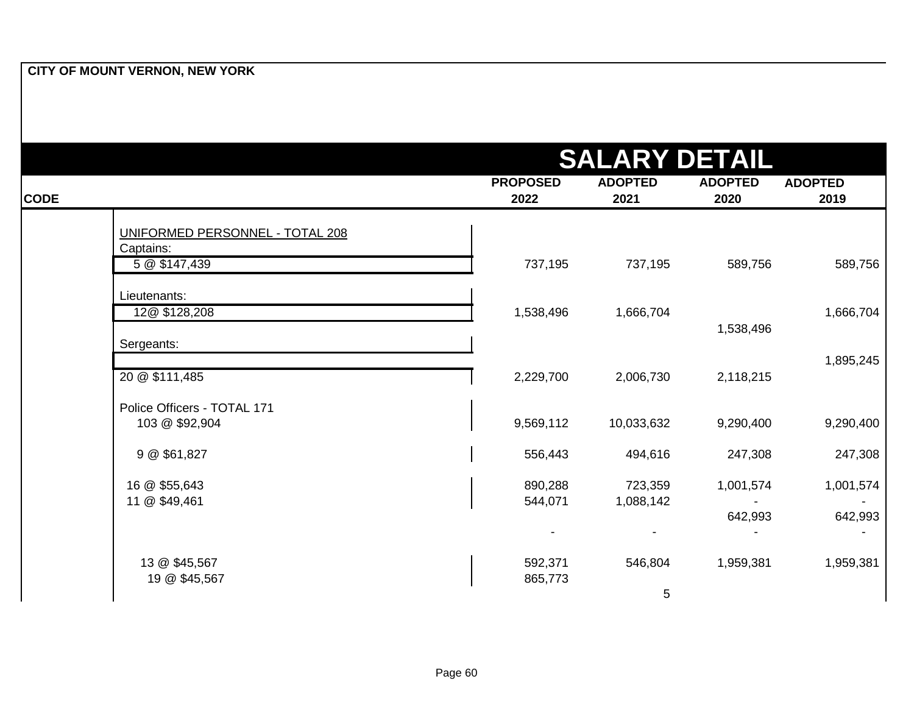CITY OF MOUNT VERNON, NEW YORK

## SALARY DETAIL

| CODE | | PROPOSED 2022 | ADOPTED 2021 | ADOPTED 2020 | ADOPTED 2019 |
|---|---|---|---|---|---|
| | UNIFORMED PERSONNEL - TOTAL 208 | | | | |
| | Captains: | | | | |
| | 5 @ $147,439 | 737,195 | 737,195 | 589,756 | 589,756 |
| | Lieutenants: | | | | |
| | 12@ $128,208 | 1,538,496 | 1,666,704 | | 1,666,704 |
| | | | | 1,538,496 | |
| | Sergeants: | | | | |
| | | | | | 1,895,245 |
| | 20 @ $111,485 | 2,229,700 | 2,006,730 | 2,118,215 | |
| | Police Officers - TOTAL 171 | | | | |
| | 103 @ $92,904 | 9,569,112 | 10,033,632 | 9,290,400 | 9,290,400 |
| | 9 @ $61,827 | 556,443 | 494,616 | 247,308 | 247,308 |
| | 16 @ $55,643 | 890,288 | 723,359 | 1,001,574 | 1,001,574 |
| | 11 @ $49,461 | 544,071 | 1,088,142 | - | - |
| | | | | 642,993 | 642,993 |
| | | - | - | - | - |
| | 13 @ $45,567 | 592,371 | 546,804 | 1,959,381 | 1,959,381 |
| | 19 @ $45,567 | 865,773 | | | |
| | | | 5 | | |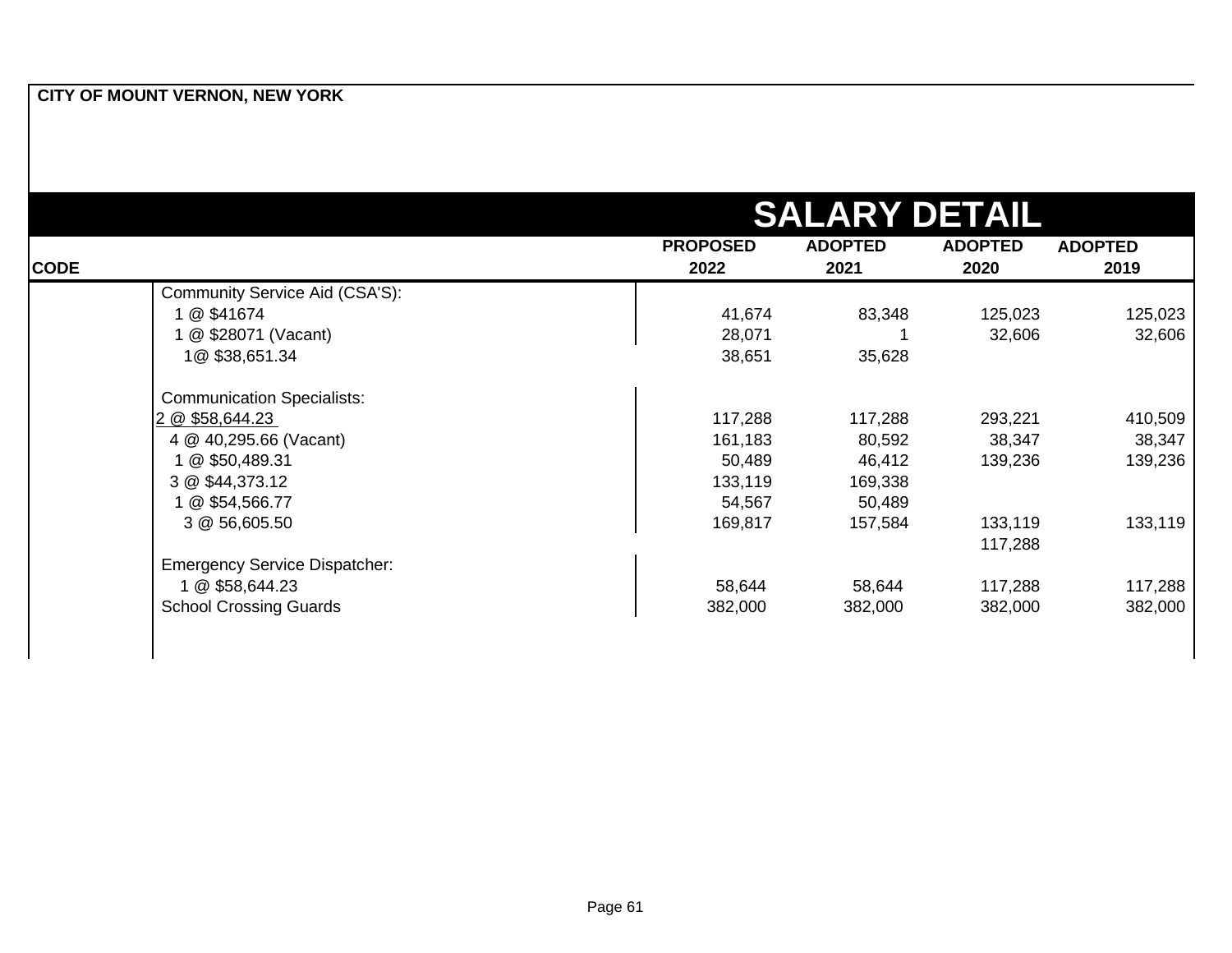CITY OF MOUNT VERNON, NEW YORK

# SALARY DETAIL

| CODE | | PROPOSED 2022 | ADOPTED 2021 | ADOPTED 2020 | ADOPTED 2019 |
|---|---|---|---|---|---|
| | Community Service Aid (CSA'S): | | | | |
| | 1 @ $41674 | 41,674 | 83,348 | 125,023 | 125,023 |
| | 1 @ $28071 (Vacant) | 28,071 | 1 | 32,606 | 32,606 |
| | 1@ $38,651.34 | 38,651 | 35,628 | | |
| | | | | | |
| | Communication Specialists: | | | | |
| | 2 @ $58,644.23 | 117,288 | 117,288 | 293,221 | 410,509 |
| | 4 @ 40,295.66 (Vacant) | 161,183 | 80,592 | 38,347 | 38,347 |
| | 1 @ $50,489.31 | 50,489 | 46,412 | 139,236 | 139,236 |
| | 3 @ $44,373.12 | 133,119 | 169,338 | | |
| | 1 @ $54,566.77 | 54,567 | 50,489 | | |
| | 3 @ 56,605.50 | 169,817 | 157,584 | 133,119 | 133,119 |
| | | | | 117,288 | |
| | Emergency Service Dispatcher: | | | | |
| | 1 @ $58,644.23 | 58,644 | 58,644 | 117,288 | 117,288 |
| | School Crossing Guards | 382,000 | 382,000 | 382,000 | 382,000 |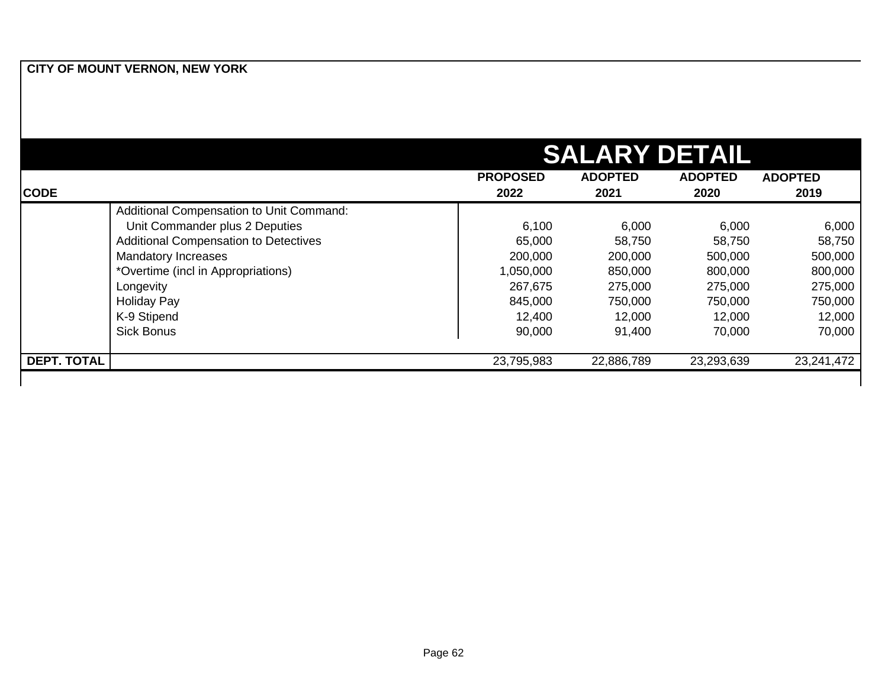**CITY OF MOUNT VERNON, NEW YORK**

# SALARY DETAIL

| CODE | | PROPOSED 2022 | ADOPTED 2021 | ADOPTED 2020 | ADOPTED 2019 |
|---|---|---|---|---|---|
| | Additional Compensation to Unit Command: | | | | |
| | Unit Commander plus 2 Deputies | 6,100 | 6,000 | 6,000 | 6,000 |
| | Additional Compensation to Detectives | 65,000 | 58,750 | 58,750 | 58,750 |
| | Mandatory Increases | 200,000 | 200,000 | 500,000 | 500,000 |
| | *Overtime (incl in Appropriations) | 1,050,000 | 850,000 | 800,000 | 800,000 |
| | Longevity | 267,675 | 275,000 | 275,000 | 275,000 |
| | Holiday Pay | 845,000 | 750,000 | 750,000 | 750,000 |
| | K-9 Stipend | 12,400 | 12,000 | 12,000 | 12,000 |
| | Sick Bonus | 90,000 | 91,400 | 70,000 | 70,000 |
| **DEPT. TOTAL** | | 23,795,983 | 22,886,789 | 23,293,639 | 23,241,472 |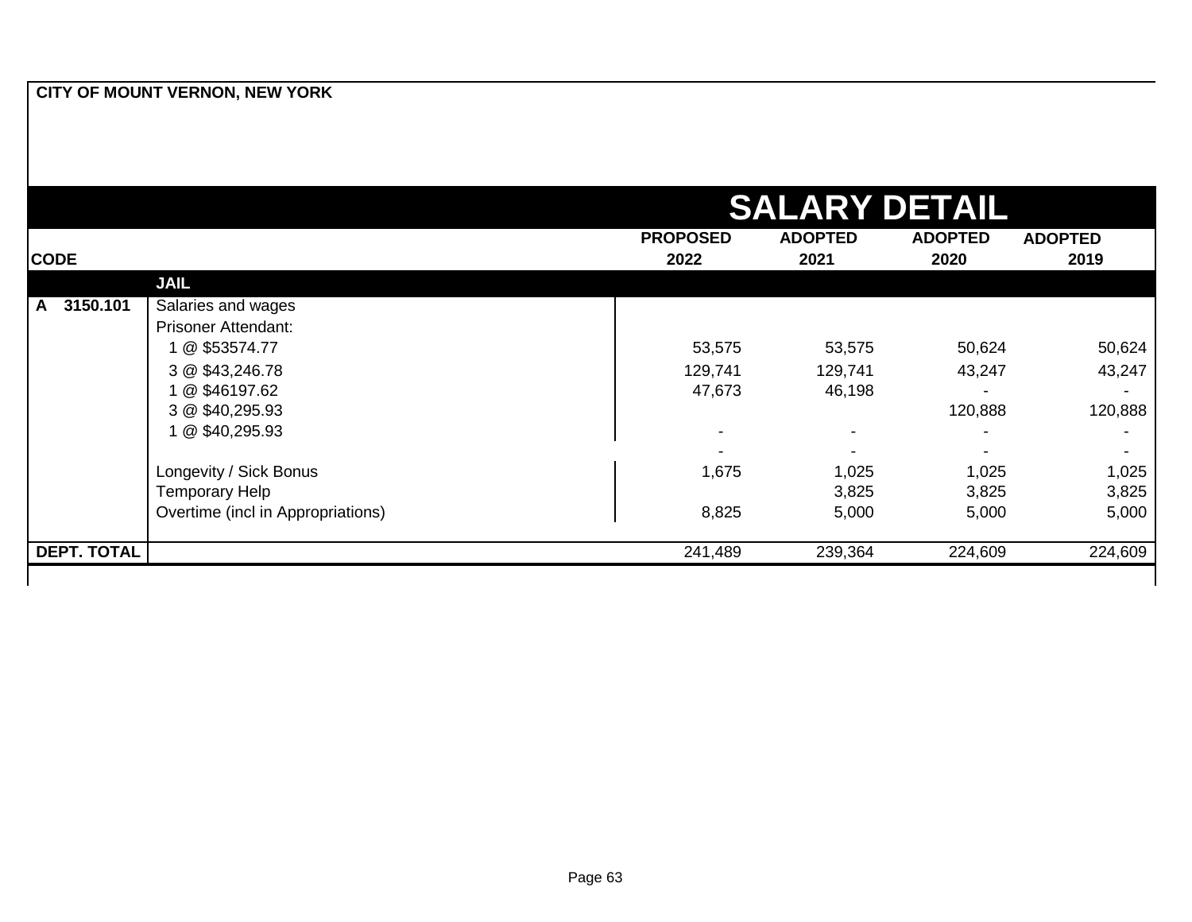**CITY OF MOUNT VERNON, NEW YORK**

# SALARY DETAIL

| CODE | | PROPOSED 2022 | ADOPTED 2021 | ADOPTED 2020 | ADOPTED 2019 |
|---|---|---|---|---|---|
| | **JAIL** | | | | |
| A 3150.101 | Salaries and wages | | | | |
| | Prisoner Attendant: | | | | |
| | 1 @ $53574.77 | 53,575 | 53,575 | 50,624 | 50,624 |
| | 3 @ $43,246.78 | 129,741 | 129,741 | 43,247 | 43,247 |
| | 1 @ $46197.62 | 47,673 | 46,198 | - | - |
| | 3 @ $40,295.93 | | | 120,888 | 120,888 |
| | 1 @ $40,295.93 | - | - | - | - |
| | | - | - | - | - |
| | Longevity / Sick Bonus | 1,675 | 1,025 | 1,025 | 1,025 |
| | Temporary Help | | 3,825 | 3,825 | 3,825 |
| | Overtime (incl in Appropriations) | 8,825 | 5,000 | 5,000 | 5,000 |
| **DEPT. TOTAL** | | 241,489 | 239,364 | 224,609 | 224,609 |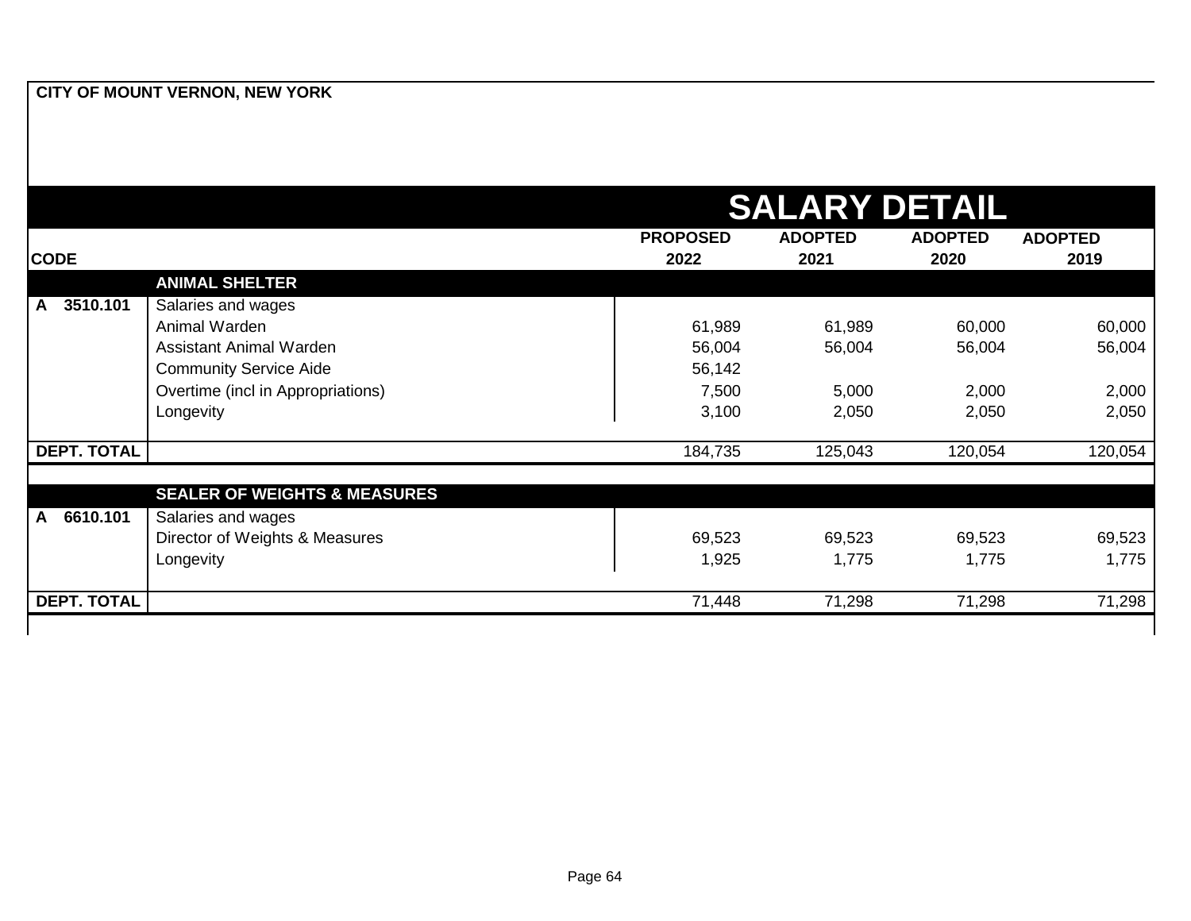**CITY OF MOUNT VERNON, NEW YORK**

# SALARY DETAIL

| CODE | | PROPOSED 2022 | ADOPTED 2021 | ADOPTED 2020 | ADOPTED 2019 |
|---|---|---|---|---|---|
| | **ANIMAL SHELTER** | | | | |
| **A 3510.101** | Salaries and wages | | | | |
| | Animal Warden | 61,989 | 61,989 | 60,000 | 60,000 |
| | Assistant Animal Warden | 56,004 | 56,004 | 56,004 | 56,004 |
| | Community Service Aide | 56,142 | | | |
| | Overtime (incl in Appropriations) | 7,500 | 5,000 | 2,000 | 2,000 |
| | Longevity | 3,100 | 2,050 | 2,050 | 2,050 |
| **DEPT. TOTAL** | | 184,735 | 125,043 | 120,054 | 120,054 |
| | **SEALER OF WEIGHTS & MEASURES** | | | | |
| **A 6610.101** | Salaries and wages | | | | |
| | Director of Weights & Measures | 69,523 | 69,523 | 69,523 | 69,523 |
| | Longevity | 1,925 | 1,775 | 1,775 | 1,775 |
| **DEPT. TOTAL** | | 71,448 | 71,298 | 71,298 | 71,298 |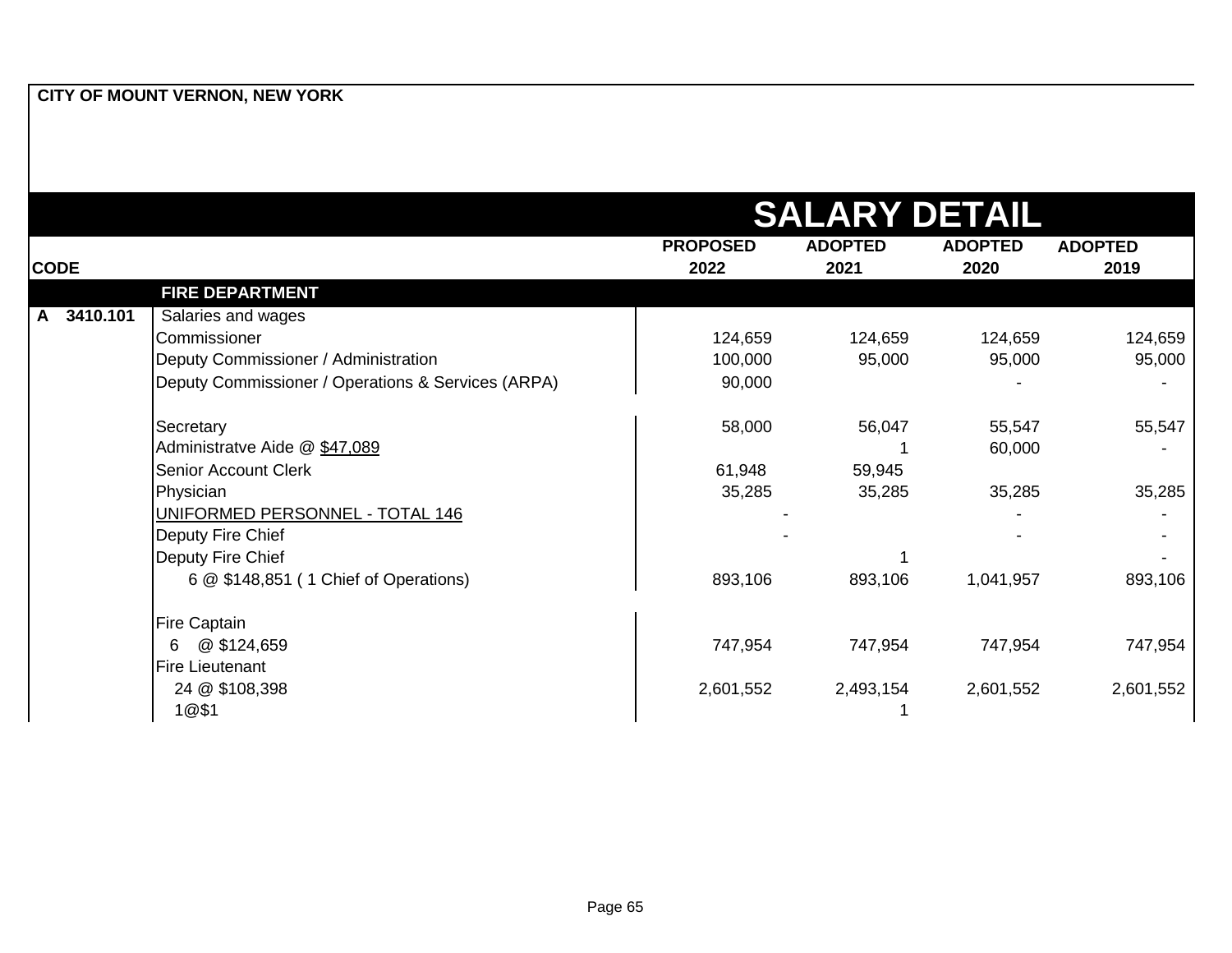**CITY OF MOUNT VERNON, NEW YORK**

## SALARY DETAIL

| CODE | | PROPOSED 2022 | ADOPTED 2021 | ADOPTED 2020 | ADOPTED 2019 |
|---|---|---|---|---|---|
| | **FIRE DEPARTMENT** | | | | |
| **A 3410.101** | Salaries and wages | | | | |
| | Commissioner | 124,659 | 124,659 | 124,659 | 124,659 |
| | Deputy Commissioner / Administration | 100,000 | 95,000 | 95,000 | 95,000 |
| | Deputy Commissioner / Operations & Services (ARPA) | 90,000 | | - | - |
| | Secretary | 58,000 | 56,047 | 55,547 | 55,547 |
| | Administratve Aide @ $47,089 | | 1 | 60,000 | - |
| | Senior Account Clerk | 61,948 | 59,945 | | |
| | Physician | 35,285 | 35,285 | 35,285 | 35,285 |
| | UNIFORMED PERSONNEL - TOTAL 146 | | - | - | - |
| | Deputy Fire Chief | | - | - | - |
| | Deputy Fire Chief | | 1 | | - |
| | 6 @ $148,851 ( 1 Chief of Operations) | 893,106 | 893,106 | 1,041,957 | 893,106 |
| | Fire Captain | | | | |
| | 6 @ $124,659 | 747,954 | 747,954 | 747,954 | 747,954 |
| | Fire Lieutenant | | | | |
| | 24 @ $108,398 | 2,601,552 | 2,493,154 | 2,601,552 | 2,601,552 |
| | 1@$1 | | 1 | | |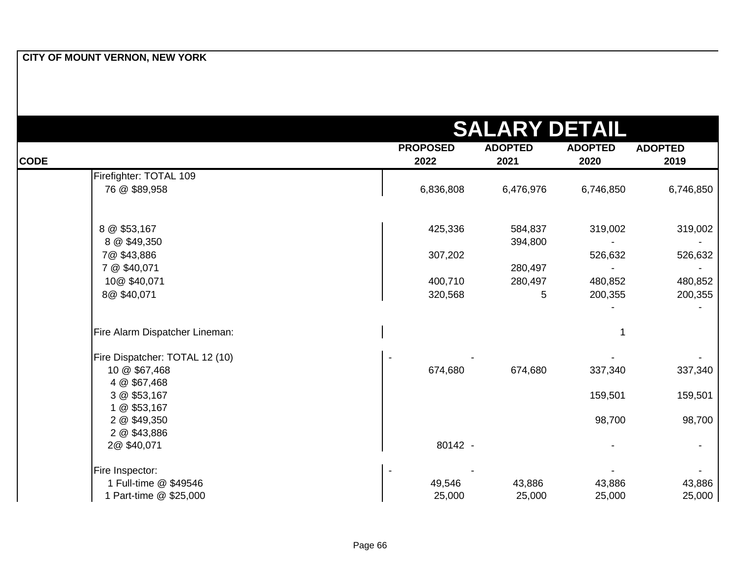**CITY OF MOUNT VERNON, NEW YORK**

# SALARY DETAIL

| CODE | | PROPOSED 2022 | ADOPTED 2021 | ADOPTED 2020 | ADOPTED 2019 |
|---|---|---|---|---|---|
| | Firefighter: TOTAL 109 | | | | |
| | 76 @ $89,958 | 6,836,808 | 6,476,976 | 6,746,850 | 6,746,850 |
| | 8 @ $53,167 | 425,336 | 584,837 | 319,002 | 319,002 |
| | 8 @ $49,350 | | 394,800 | - | - |
| | 7@ $43,886 | 307,202 | | 526,632 | 526,632 |
| | 7 @ $40,071 | | 280,497 | - | - |
| | 10@ $40,071 | 400,710 | 280,497 | 480,852 | 480,852 |
| | 8@ $40,071 | 320,568 | 5 | 200,355 | 200,355 |
| | | | | - | - |
| | Fire Alarm Dispatcher Lineman: | | | 1 | |
| | Fire Dispatcher: TOTAL 12 (10) | - | - | - | - |
| | 10 @ $67,468 | 674,680 | 674,680 | 337,340 | 337,340 |
| | 4 @ $67,468 | | | | |
| | 3 @ $53,167 | | | 159,501 | 159,501 |
| | 1 @ $53,167 | | | | |
| | 2 @ $49,350 | | | 98,700 | 98,700 |
| | 2 @ $43,886 | | | | |
| | 2@ $40,071 | 80142 | - | - | - |
| | Fire Inspector: | - | - | - | - |
| | 1 Full-time @ $49546 | 49,546 | 43,886 | 43,886 | 43,886 |
| | 1 Part-time @ $25,000 | 25,000 | 25,000 | 25,000 | 25,000 |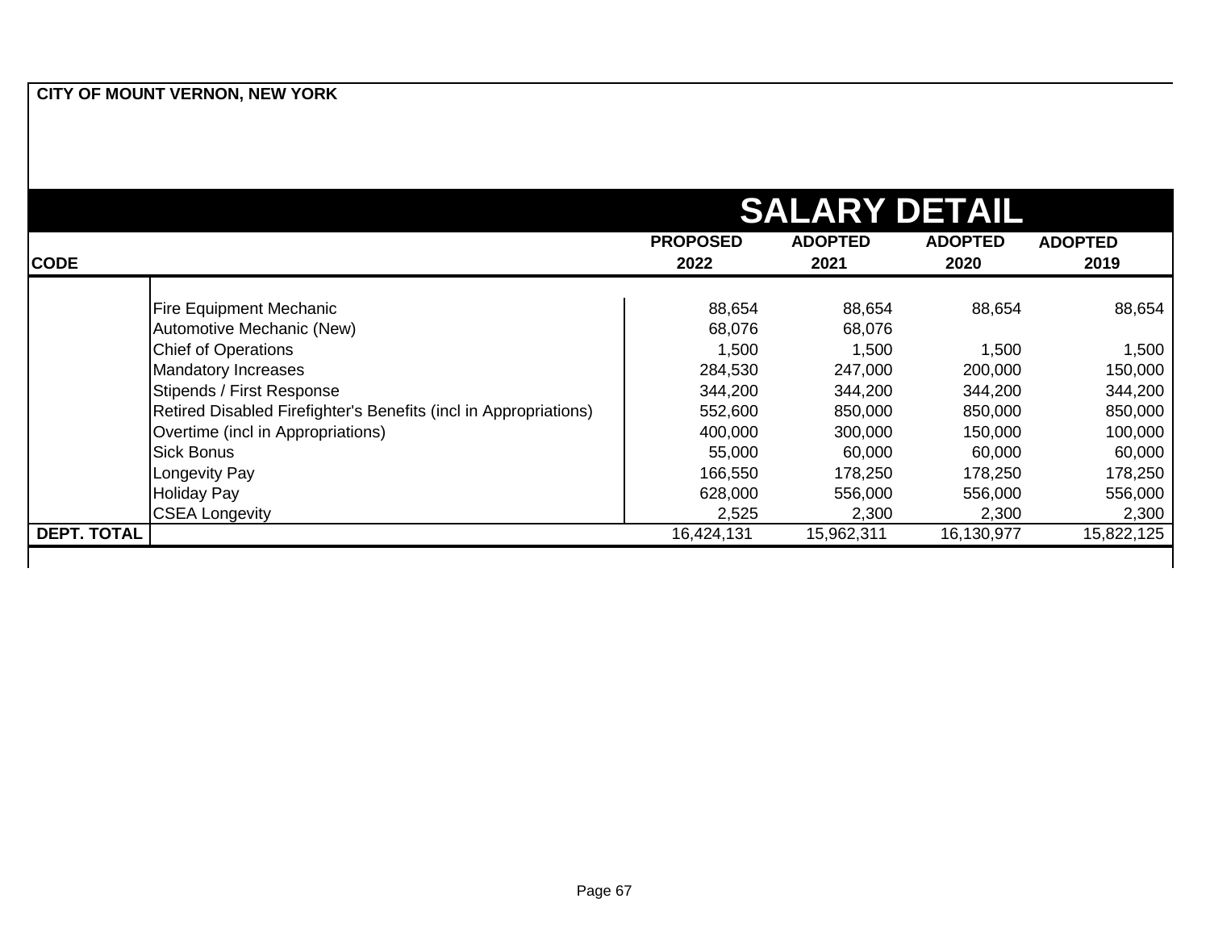**CITY OF MOUNT VERNON, NEW YORK**

# SALARY DETAIL

| CODE | | PROPOSED 2022 | ADOPTED 2021 | ADOPTED 2020 | ADOPTED 2019 |
|---|---|---|---|---|---|
| | Fire Equipment Mechanic | 88,654 | 88,654 | 88,654 | 88,654 |
| | Automotive Mechanic (New) | 68,076 | 68,076 | | |
| | Chief of Operations | 1,500 | 1,500 | 1,500 | 1,500 |
| | Mandatory Increases | 284,530 | 247,000 | 200,000 | 150,000 |
| | Stipends / First Response | 344,200 | 344,200 | 344,200 | 344,200 |
| | Retired Disabled Firefighter's Benefits (incl in Appropriations) | 552,600 | 850,000 | 850,000 | 850,000 |
| | Overtime (incl in Appropriations) | 400,000 | 300,000 | 150,000 | 100,000 |
| | Sick Bonus | 55,000 | 60,000 | 60,000 | 60,000 |
| | Longevity Pay | 166,550 | 178,250 | 178,250 | 178,250 |
| | Holiday Pay | 628,000 | 556,000 | 556,000 | 556,000 |
| | CSEA Longevity | 2,525 | 2,300 | 2,300 | 2,300 |
| **DEPT. TOTAL** | | 16,424,131 | 15,962,311 | 16,130,977 | 15,822,125 |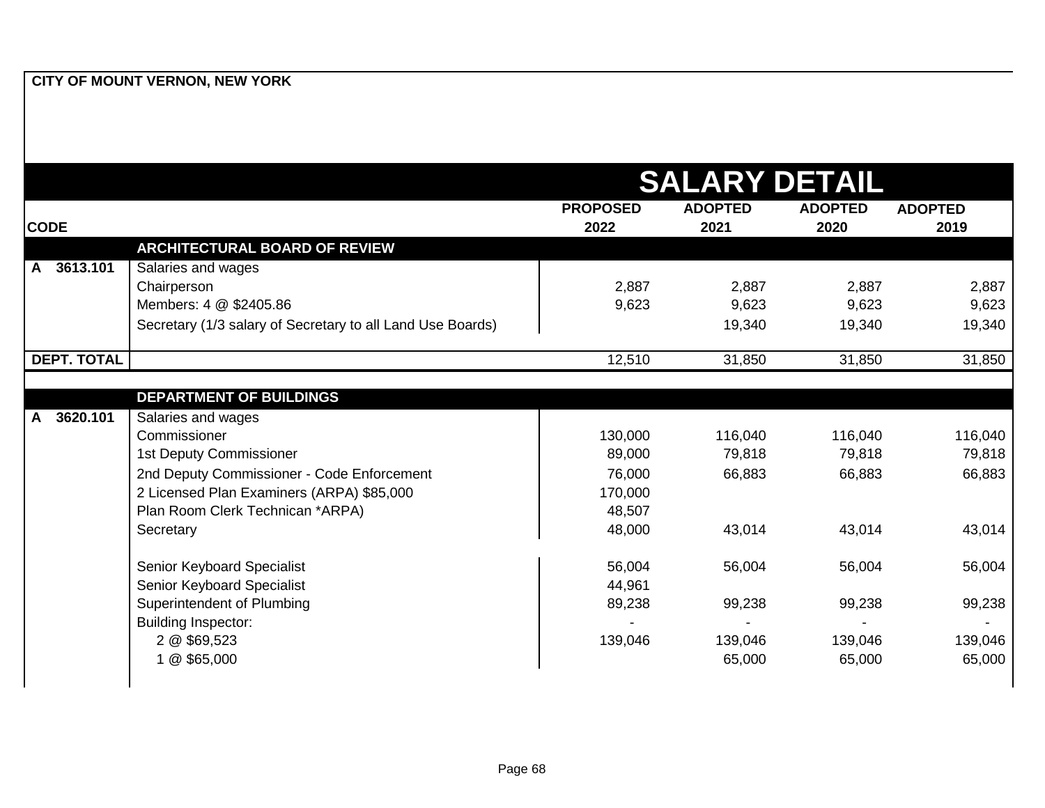**CITY OF MOUNT VERNON, NEW YORK**

# SALARY DETAIL

| CODE | | PROPOSED 2022 | ADOPTED 2021 | ADOPTED 2020 | ADOPTED 2019 |
|---|---|---|---|---|---|
| | **ARCHITECTURAL BOARD OF REVIEW** | | | | |
| **A 3613.101** | Salaries and wages | | | | |
| | Chairperson | 2,887 | 2,887 | 2,887 | 2,887 |
| | Members: 4 @ $2405.86 | 9,623 | 9,623 | 9,623 | 9,623 |
| | Secretary (1/3 salary of Secretary to all Land Use Boards) | | 19,340 | 19,340 | 19,340 |
| **DEPT. TOTAL** | | 12,510 | 31,850 | 31,850 | 31,850 |
| | **DEPARTMENT OF BUILDINGS** | | | | |
| **A 3620.101** | Salaries and wages | | | | |
| | Commissioner | 130,000 | 116,040 | 116,040 | 116,040 |
| | 1st Deputy Commissioner | 89,000 | 79,818 | 79,818 | 79,818 |
| | 2nd Deputy Commissioner - Code Enforcement | 76,000 | 66,883 | 66,883 | 66,883 |
| | 2 Licensed Plan Examiners (ARPA) $85,000 | 170,000 | | | |
| | Plan Room Clerk Technican *ARPA) | 48,507 | | | |
| | Secretary | 48,000 | 43,014 | 43,014 | 43,014 |
| | Senior Keyboard Specialist | 56,004 | 56,004 | 56,004 | 56,004 |
| | Senior Keyboard Specialist | 44,961 | | | |
| | Superintendent of Plumbing | 89,238 | 99,238 | 99,238 | 99,238 |
| | Building Inspector: | - | - | - | - |
| | 2 @ $69,523 | 139,046 | 139,046 | 139,046 | 139,046 |
| | 1 @ $65,000 | | 65,000 | 65,000 | 65,000 |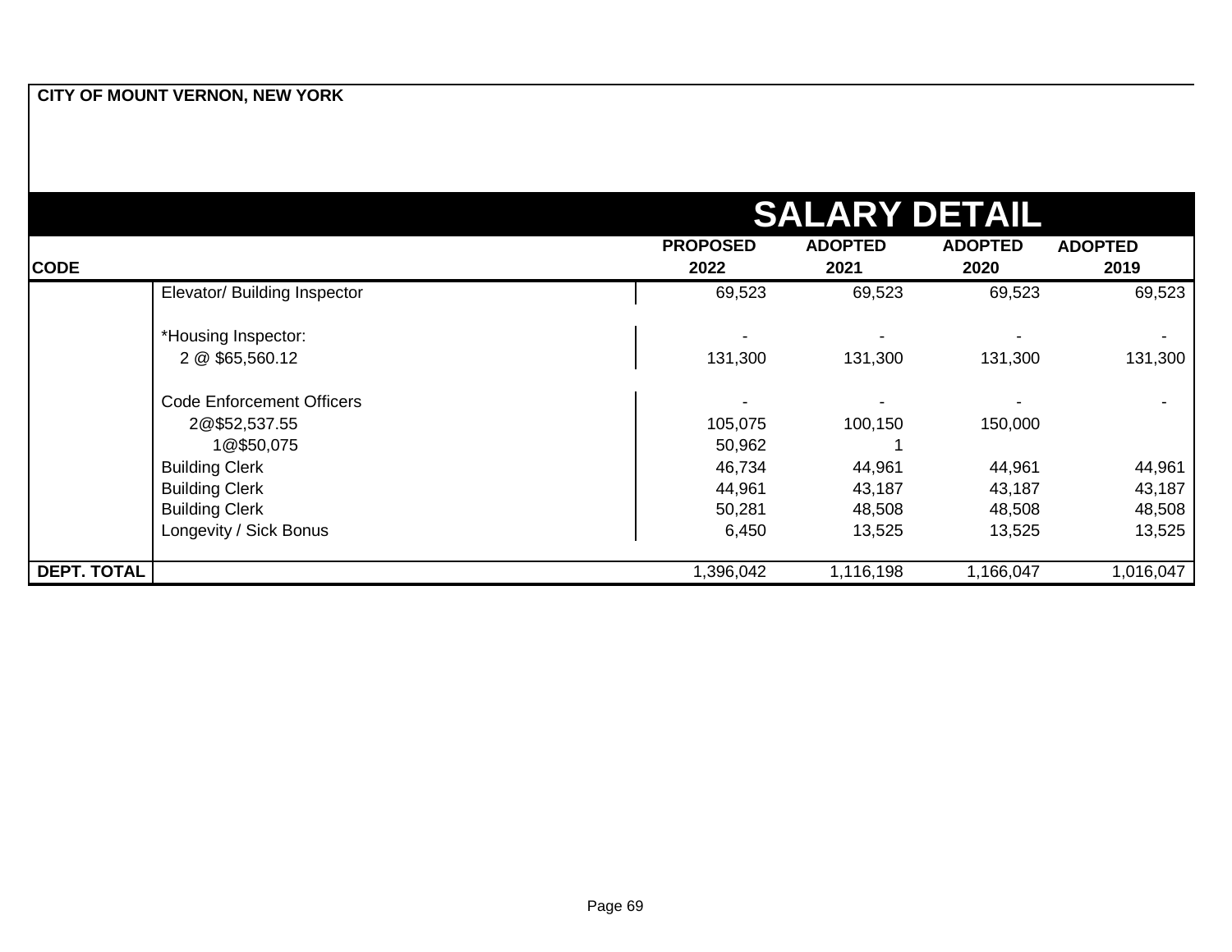**CITY OF MOUNT VERNON, NEW YORK**

# SALARY DETAIL

| CODE | | PROPOSED 2022 | ADOPTED 2021 | ADOPTED 2020 | ADOPTED 2019 |
|---|---|---|---|---|---|
| | Elevator/ Building Inspector | 69,523 | 69,523 | 69,523 | 69,523 |
| | | | | | |
| | *Housing Inspector: | - | - | - | - |
| | 2 @ $65,560.12 | 131,300 | 131,300 | 131,300 | 131,300 |
| | | | | | |
| | Code Enforcement Officers | - | - | - | - |
| | 2@$52,537.55 | 105,075 | 100,150 | 150,000 | |
| | 1@$50,075 | 50,962 | 1 | | |
| | Building Clerk | 46,734 | 44,961 | 44,961 | 44,961 |
| | Building Clerk | 44,961 | 43,187 | 43,187 | 43,187 |
| | Building Clerk | 50,281 | 48,508 | 48,508 | 48,508 |
| | Longevity / Sick Bonus | 6,450 | 13,525 | 13,525 | 13,525 |
| **DEPT. TOTAL** | | 1,396,042 | 1,116,198 | 1,166,047 | 1,016,047 |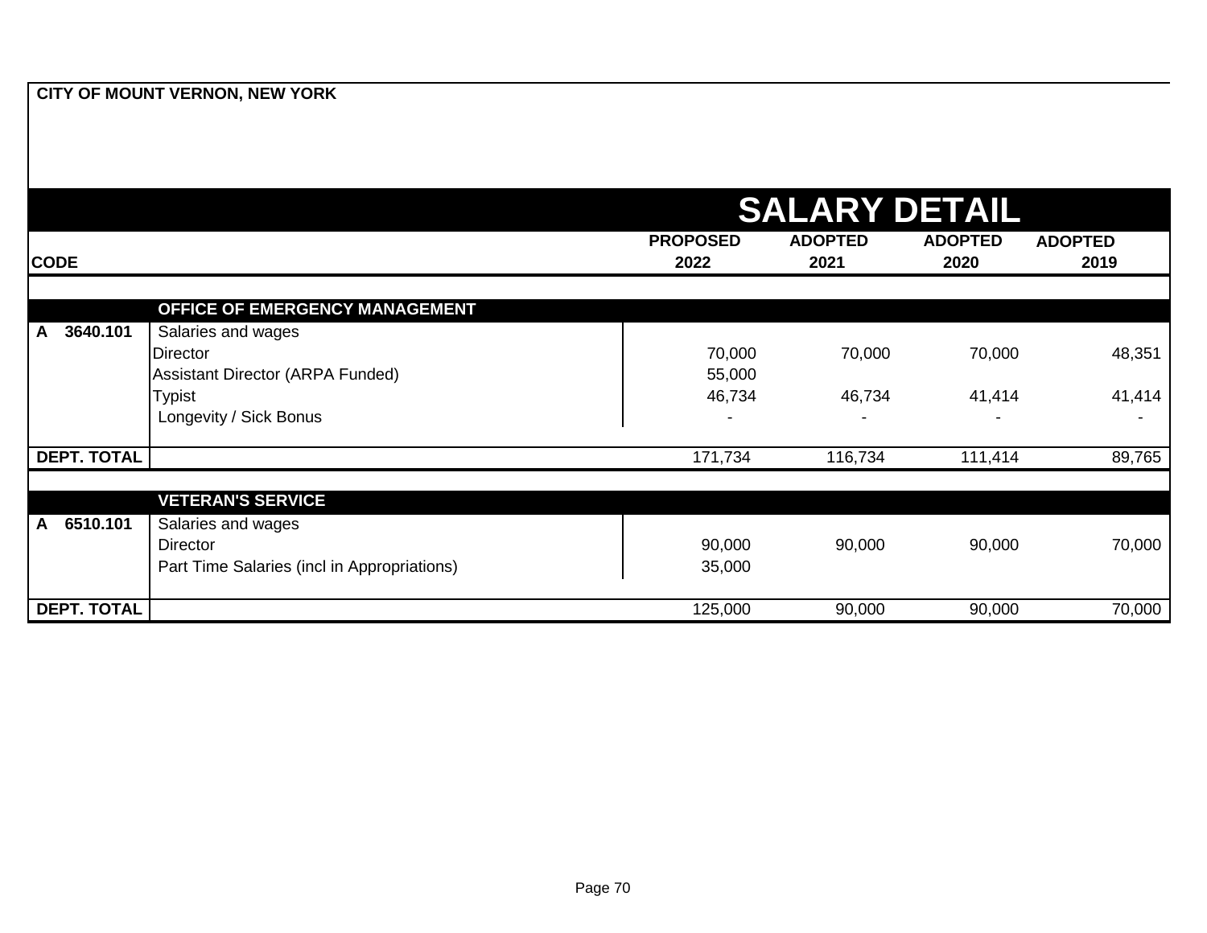**CITY OF MOUNT VERNON, NEW YORK**

# SALARY DETAIL

| CODE | | PROPOSED 2022 | ADOPTED 2021 | ADOPTED 2020 | ADOPTED 2019 |
|---|---|---|---|---|---|
| | **OFFICE OF EMERGENCY MANAGEMENT** | | | | |
| **A 3640.101** | Salaries and wages | | | | |
| | Director | 70,000 | 70,000 | 70,000 | 48,351 |
| | Assistant Director (ARPA Funded) | 55,000 | | | |
| | Typist | 46,734 | 46,734 | 41,414 | 41,414 |
| | Longevity / Sick Bonus | - | - | - | - |
| **DEPT. TOTAL** | | 171,734 | 116,734 | 111,414 | 89,765 |
| | **VETERAN'S SERVICE** | | | | |
| **A 6510.101** | Salaries and wages | | | | |
| | Director | 90,000 | 90,000 | 90,000 | 70,000 |
| | Part Time Salaries (incl in Appropriations) | 35,000 | | | |
| **DEPT. TOTAL** | | 125,000 | 90,000 | 90,000 | 70,000 |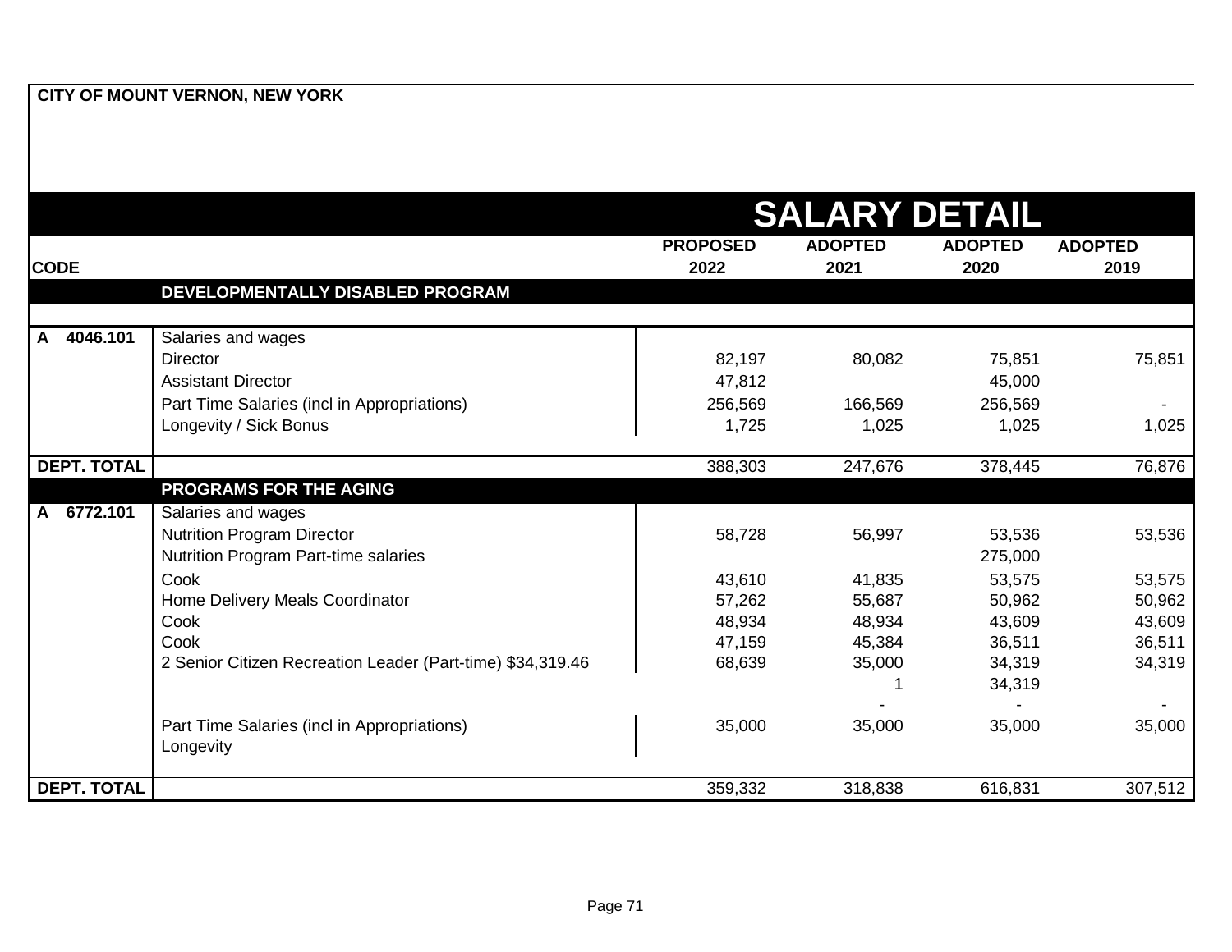**CITY OF MOUNT VERNON, NEW YORK**

## SALARY DETAIL

| CODE | | PROPOSED 2022 | ADOPTED 2021 | ADOPTED 2020 | ADOPTED 2019 |
|---|---|---|---|---|---|
| | **DEVELOPMENTALLY DISABLED PROGRAM** | | | | |
| **A 4046.101** | Salaries and wages | | | | |
| | Director | 82,197 | 80,082 | 75,851 | 75,851 |
| | Assistant Director | 47,812 | | 45,000 | |
| | Part Time Salaries (incl in Appropriations) | 256,569 | 166,569 | 256,569 | - |
| | Longevity / Sick Bonus | 1,725 | 1,025 | 1,025 | 1,025 |
| **DEPT. TOTAL** | | 388,303 | 247,676 | 378,445 | 76,876 |
| | **PROGRAMS FOR THE AGING** | | | | |
| **A 6772.101** | Salaries and wages | | | | |
| | Nutrition Program Director | 58,728 | 56,997 | 53,536 | 53,536 |
| | Nutrition Program Part-time salaries | | | 275,000 | |
| | Cook | 43,610 | 41,835 | 53,575 | 53,575 |
| | Home Delivery Meals Coordinator | 57,262 | 55,687 | 50,962 | 50,962 |
| | Cook | 48,934 | 48,934 | 43,609 | 43,609 |
| | Cook | 47,159 | 45,384 | 36,511 | 36,511 |
| | 2 Senior Citizen Recreation Leader (Part-time) $34,319.46 | 68,639 | 35,000 | 34,319 | 34,319 |
| | | | 1 | 34,319 | |
| | | | - | - | - |
| | Part Time Salaries (incl in Appropriations) | 35,000 | 35,000 | 35,000 | 35,000 |
| | Longevity | | | | |
| **DEPT. TOTAL** | | 359,332 | 318,838 | 616,831 | 307,512 |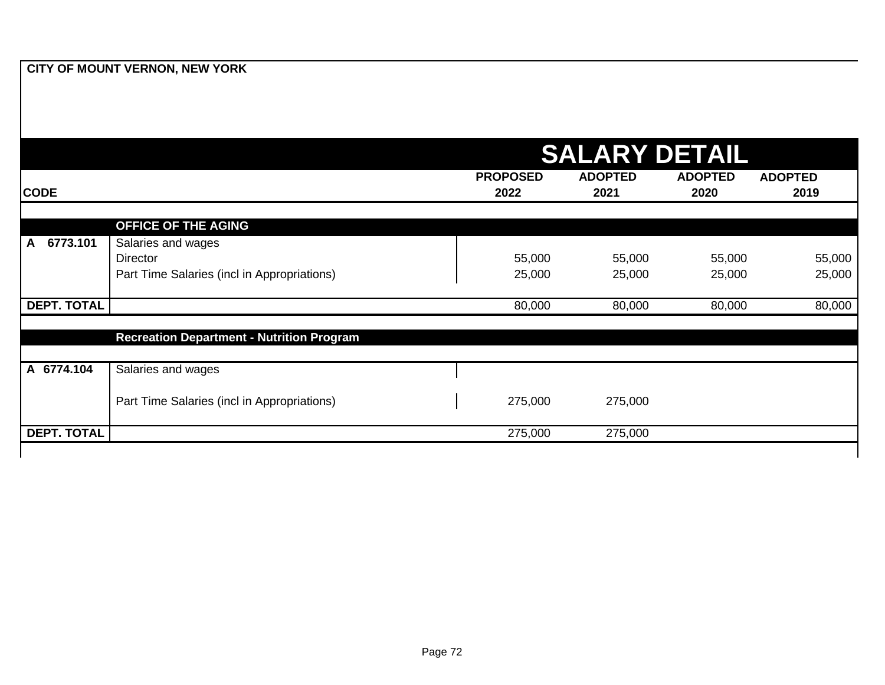**CITY OF MOUNT VERNON, NEW YORK**

## SALARY DETAIL

| CODE | | PROPOSED 2022 | ADOPTED 2021 | ADOPTED 2020 | ADOPTED 2019 |
|---|---|---|---|---|---|
| | **OFFICE OF THE AGING** | | | | |
| A 6773.101 | Salaries and wages | | | | |
| | Director | 55,000 | 55,000 | 55,000 | 55,000 |
| | Part Time Salaries (incl in Appropriations) | 25,000 | 25,000 | 25,000 | 25,000 |
| **DEPT. TOTAL** | | 80,000 | 80,000 | 80,000 | 80,000 |
| | **Recreation Department - Nutrition Program** | | | | |
| A 6774.104 | Salaries and wages | | | | |
| | Part Time Salaries (incl in Appropriations) | 275,000 | 275,000 | | |
| **DEPT. TOTAL** | | 275,000 | 275,000 | | |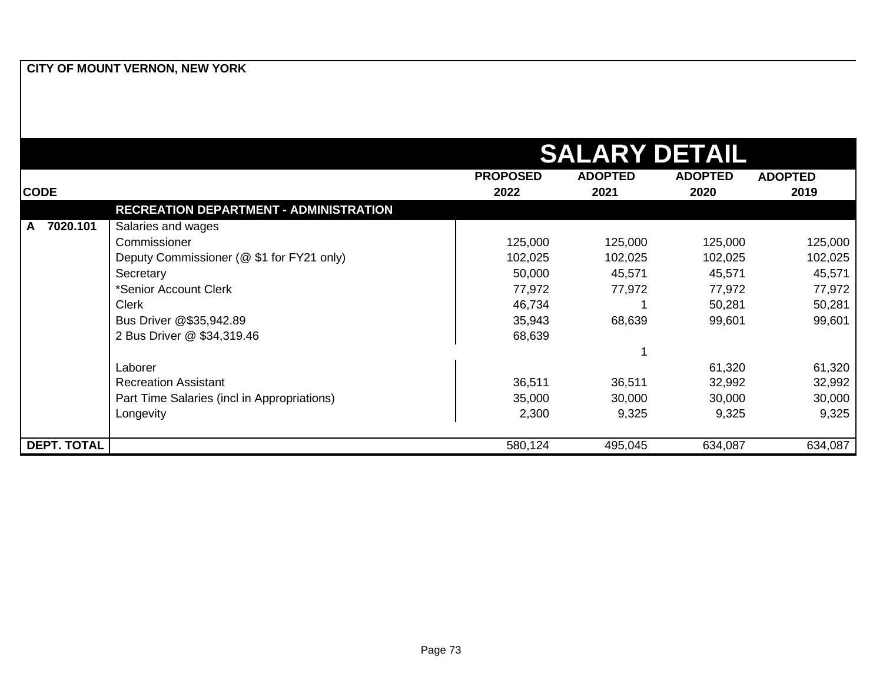**CITY OF MOUNT VERNON, NEW YORK**

# SALARY DETAIL

| CODE | | PROPOSED 2022 | ADOPTED 2021 | ADOPTED 2020 | ADOPTED 2019 |
|---|---|---|---|---|---|
| | **RECREATION DEPARTMENT - ADMINISTRATION** | | | | |
| **A 7020.101** | Salaries and wages | | | | |
| | Commissioner | 125,000 | 125,000 | 125,000 | 125,000 |
| | Deputy Commissioner (@ $1 for FY21 only) | 102,025 | 102,025 | 102,025 | 102,025 |
| | Secretary | 50,000 | 45,571 | 45,571 | 45,571 |
| | *Senior Account Clerk | 77,972 | 77,972 | 77,972 | 77,972 |
| | Clerk | 46,734 | 1 | 50,281 | 50,281 |
| | Bus Driver @$35,942.89 | 35,943 | 68,639 | 99,601 | 99,601 |
| | 2 Bus Driver @ $34,319.46 | 68,639 | | | |
| | | | 1 | | |
| | Laborer | | | 61,320 | 61,320 |
| | Recreation Assistant | 36,511 | 36,511 | 32,992 | 32,992 |
| | Part Time Salaries (incl in Appropriations) | 35,000 | 30,000 | 30,000 | 30,000 |
| | Longevity | 2,300 | 9,325 | 9,325 | 9,325 |
| **DEPT. TOTAL** | | 580,124 | 495,045 | 634,087 | 634,087 |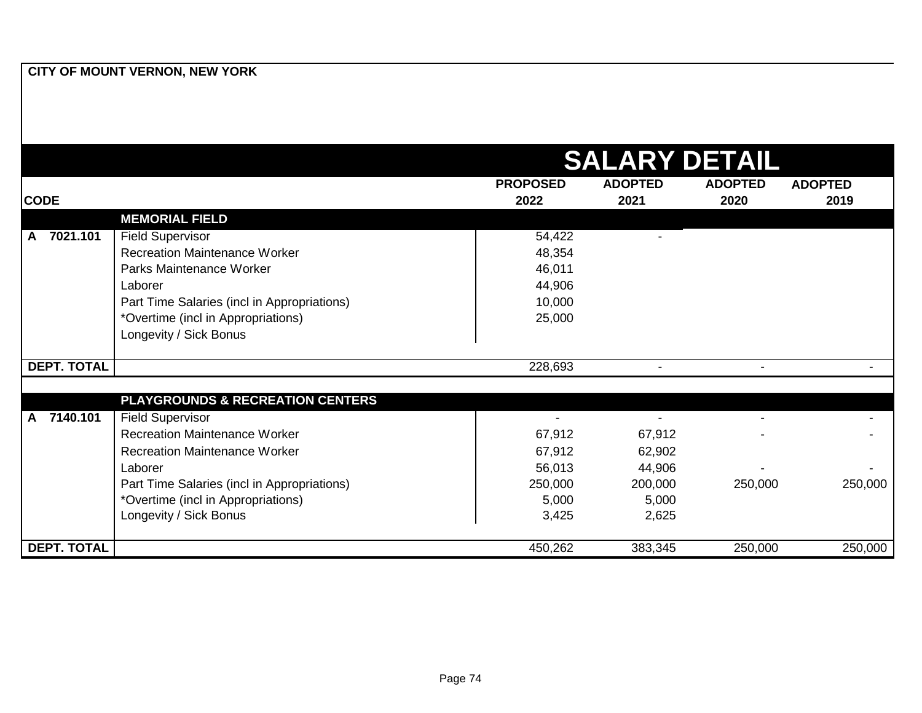**CITY OF MOUNT VERNON, NEW YORK**

# SALARY DETAIL

| CODE | | PROPOSED 2022 | ADOPTED 2021 | ADOPTED 2020 | ADOPTED 2019 |
|---|---|---|---|---|---|
| | **MEMORIAL FIELD** | | | | |
| A 7021.101 | Field Supervisor | 54,422 | - | | |
| | Recreation Maintenance Worker | 48,354 | | | |
| | Parks Maintenance Worker | 46,011 | | | |
| | Laborer | 44,906 | | | |
| | Part Time Salaries (incl in Appropriations) | 10,000 | | | |
| | *Overtime (incl in Appropriations) | 25,000 | | | |
| | Longevity / Sick Bonus | | | | |
| **DEPT. TOTAL** | | 228,693 | - | - | - |
| | **PLAYGROUNDS & RECREATION CENTERS** | | | | |
| A 7140.101 | Field Supervisor | - | - | - | - |
| | Recreation Maintenance Worker | 67,912 | 67,912 | - | - |
| | Recreation Maintenance Worker | 67,912 | 62,902 | | |
| | Laborer | 56,013 | 44,906 | - | - |
| | Part Time Salaries (incl in Appropriations) | 250,000 | 200,000 | 250,000 | 250,000 |
| | *Overtime (incl in Appropriations) | 5,000 | 5,000 | | |
| | Longevity / Sick Bonus | 3,425 | 2,625 | | |
| **DEPT. TOTAL** | | 450,262 | 383,345 | 250,000 | 250,000 |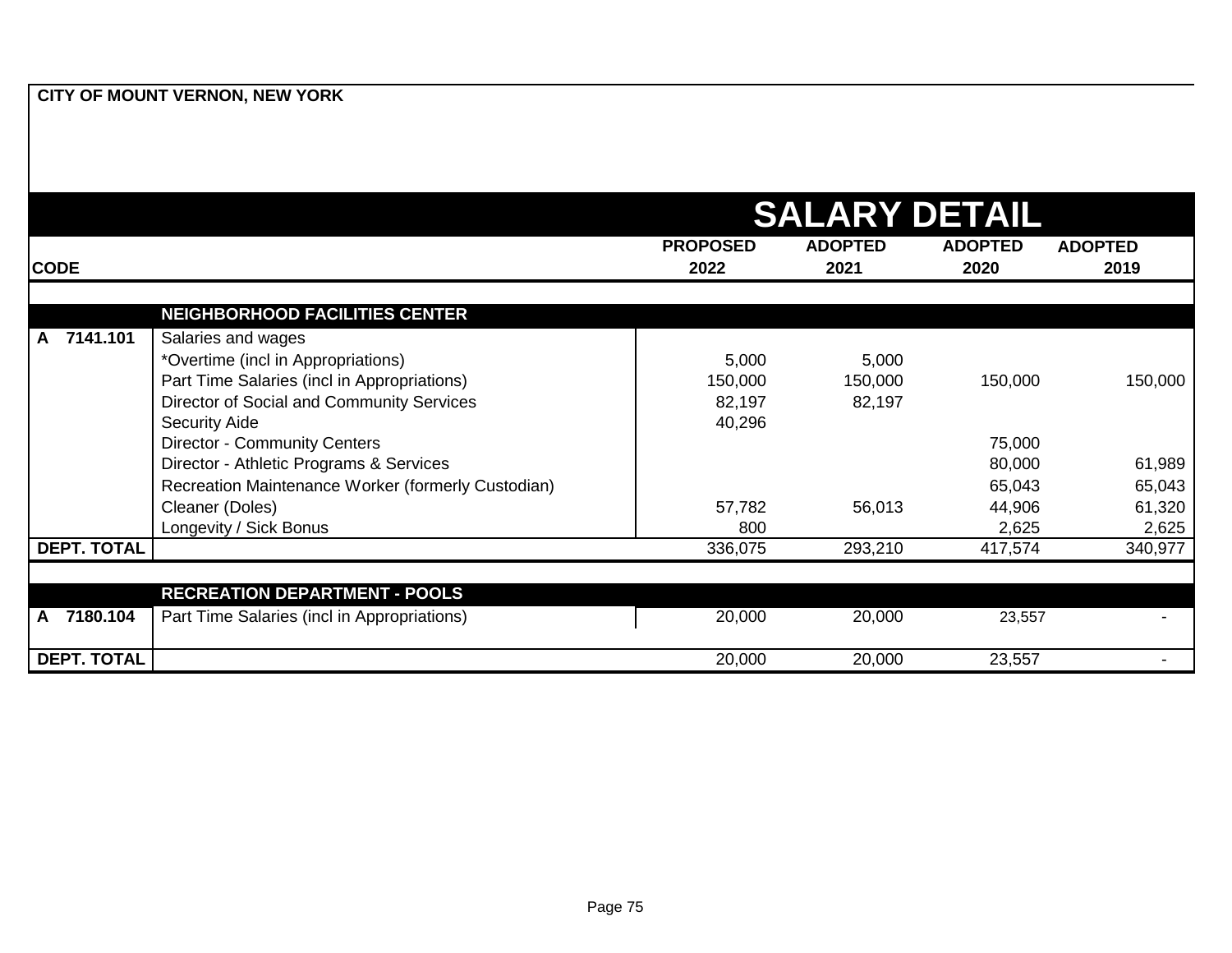**CITY OF MOUNT VERNON, NEW YORK**

# SALARY DETAIL

| CODE | | PROPOSED 2022 | ADOPTED 2021 | ADOPTED 2020 | ADOPTED 2019 |
|---|---|---|---|---|---|
| | **NEIGHBORHOOD FACILITIES CENTER** | | | | |
| A 7141.101 | Salaries and wages | | | | |
| | *Overtime (incl in Appropriations) | 5,000 | 5,000 | | |
| | Part Time Salaries (incl in Appropriations) | 150,000 | 150,000 | 150,000 | 150,000 |
| | Director of Social and Community Services | 82,197 | 82,197 | | |
| | Security Aide | 40,296 | | | |
| | Director - Community Centers | | | 75,000 | |
| | Director - Athletic Programs & Services | | | 80,000 | 61,989 |
| | Recreation Maintenance Worker (formerly Custodian) | | | 65,043 | 65,043 |
| | Cleaner (Doles) | 57,782 | 56,013 | 44,906 | 61,320 |
| | Longevity / Sick Bonus | 800 | | 2,625 | 2,625 |
| **DEPT. TOTAL** | | 336,075 | 293,210 | 417,574 | 340,977 |
| | **RECREATION DEPARTMENT - POOLS** | | | | |
| A 7180.104 | Part Time Salaries (incl in Appropriations) | 20,000 | 20,000 | 23,557 | - |
| **DEPT. TOTAL** | | 20,000 | 20,000 | 23,557 | - |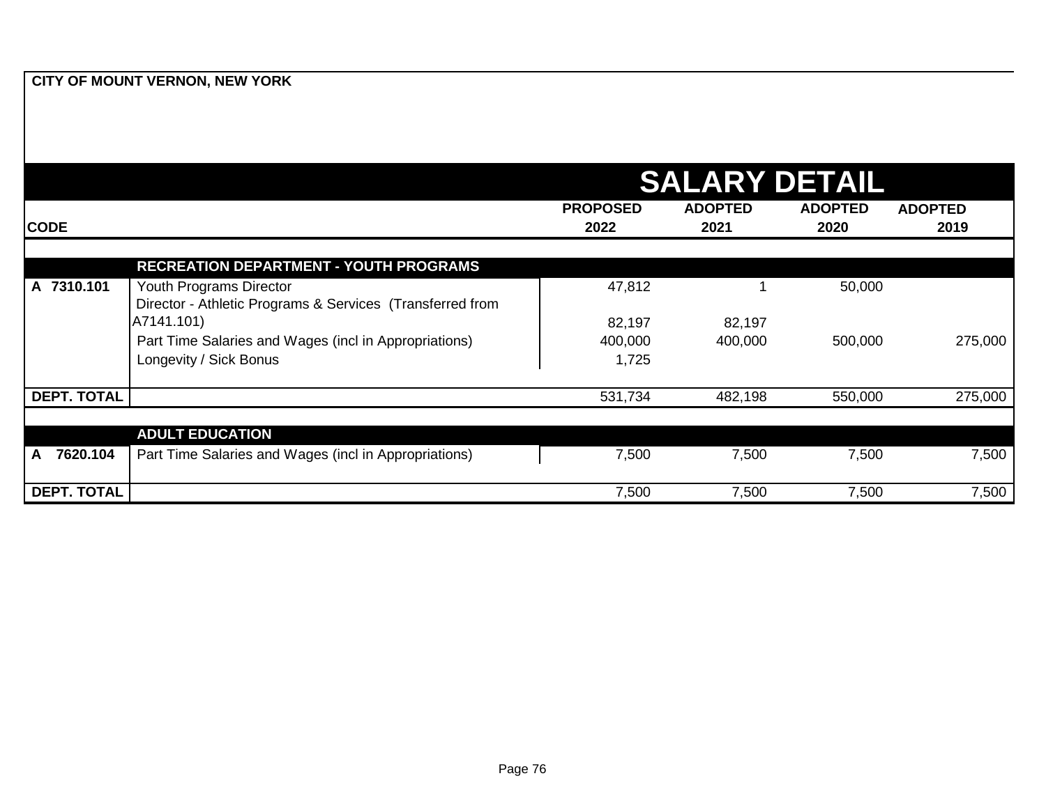**CITY OF MOUNT VERNON, NEW YORK**

# SALARY DETAIL

| CODE | | PROPOSED 2022 | ADOPTED 2021 | ADOPTED 2020 | ADOPTED 2019 |
|---|---|---|---|---|---|
| | **RECREATION DEPARTMENT - YOUTH PROGRAMS** | | | | |
| A 7310.101 | Youth Programs Director | 47,812 | 1 | 50,000 | |
| | Director - Athletic Programs & Services (Transferred from A7141.101) | 82,197 | 82,197 | | |
| | Part Time Salaries and Wages (incl in Appropriations) | 400,000 | 400,000 | 500,000 | 275,000 |
| | Longevity / Sick Bonus | 1,725 | | | |
| **DEPT. TOTAL** | | 531,734 | 482,198 | 550,000 | 275,000 |
| | **ADULT EDUCATION** | | | | |
| A 7620.104 | Part Time Salaries and Wages (incl in Appropriations) | 7,500 | 7,500 | 7,500 | 7,500 |
| **DEPT. TOTAL** | | 7,500 | 7,500 | 7,500 | 7,500 |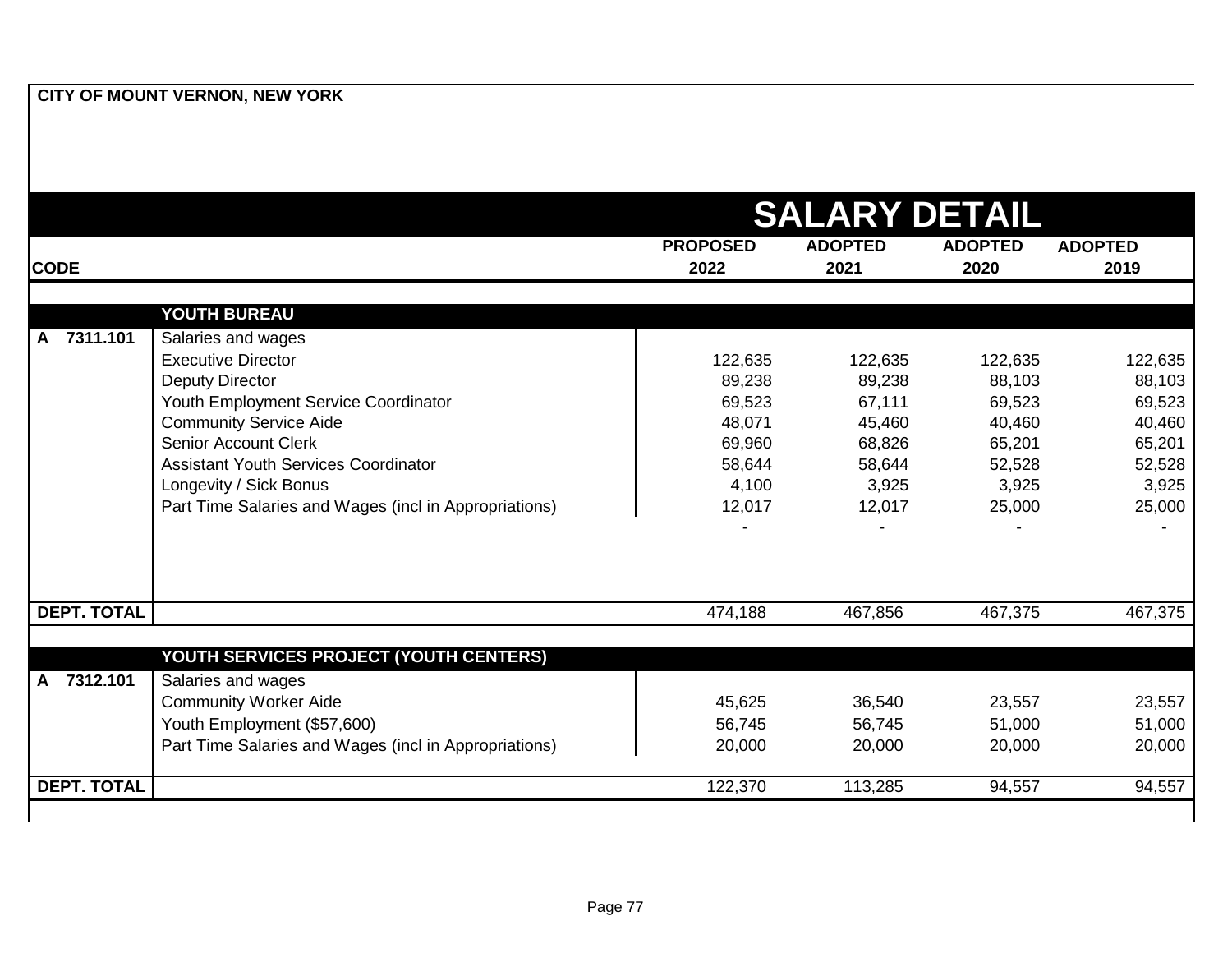**CITY OF MOUNT VERNON, NEW YORK**

# SALARY DETAIL

| CODE | | PROPOSED 2022 | ADOPTED 2021 | ADOPTED 2020 | ADOPTED 2019 |
|---|---|---|---|---|---|
| | **YOUTH BUREAU** | | | | |
| **A 7311.101** | Salaries and wages | | | | |
| | Executive Director | 122,635 | 122,635 | 122,635 | 122,635 |
| | Deputy Director | 89,238 | 89,238 | 88,103 | 88,103 |
| | Youth Employment Service Coordinator | 69,523 | 67,111 | 69,523 | 69,523 |
| | Community Service Aide | 48,071 | 45,460 | 40,460 | 40,460 |
| | Senior Account Clerk | 69,960 | 68,826 | 65,201 | 65,201 |
| | Assistant Youth Services Coordinator | 58,644 | 58,644 | 52,528 | 52,528 |
| | Longevity / Sick Bonus | 4,100 | 3,925 | 3,925 | 3,925 |
| | Part Time Salaries and Wages (incl in Appropriations) | 12,017 | 12,017 | 25,000 | 25,000 |
| | | - | - | - | - |
| **DEPT. TOTAL** | | 474,188 | 467,856 | 467,375 | 467,375 |
| | **YOUTH SERVICES PROJECT (YOUTH CENTERS)** | | | | |
| **A 7312.101** | Salaries and wages | | | | |
| | Community Worker Aide | 45,625 | 36,540 | 23,557 | 23,557 |
| | Youth Employment ($57,600) | 56,745 | 56,745 | 51,000 | 51,000 |
| | Part Time Salaries and Wages (incl in Appropriations) | 20,000 | 20,000 | 20,000 | 20,000 |
| **DEPT. TOTAL** | | 122,370 | 113,285 | 94,557 | 94,557 |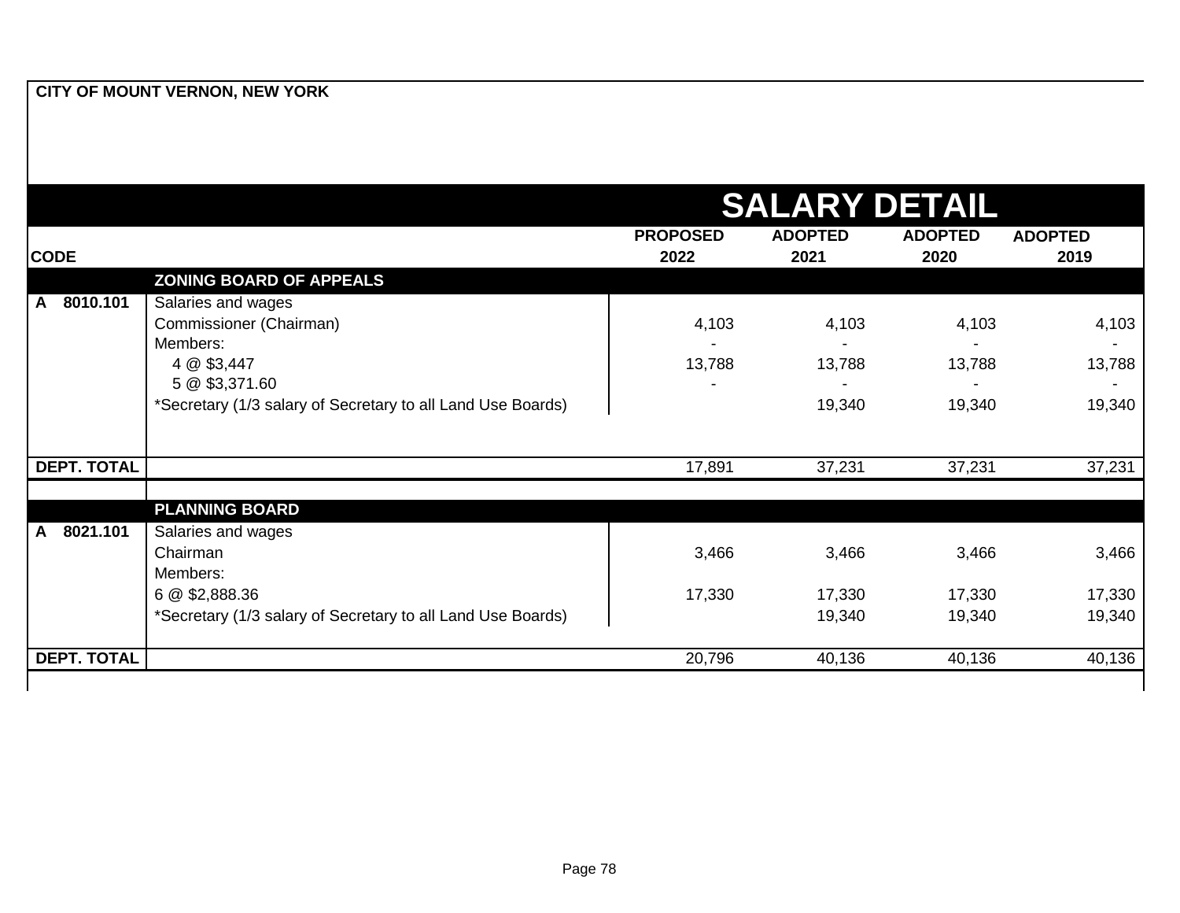**CITY OF MOUNT VERNON, NEW YORK**

# SALARY DETAIL

| CODE | | PROPOSED 2022 | ADOPTED 2021 | ADOPTED 2020 | ADOPTED 2019 |
|---|---|---|---|---|---|
| | **ZONING BOARD OF APPEALS** | | | | |
| **A 8010.101** | Salaries and wages | | | | |
| | Commissioner (Chairman) | 4,103 | 4,103 | 4,103 | 4,103 |
| | Members: | - | - | - | - |
| | 4 @ $3,447 | 13,788 | 13,788 | 13,788 | 13,788 |
| | 5 @ $3,371.60 | - | - | - | - |
| | *Secretary (1/3 salary of Secretary to all Land Use Boards) | | 19,340 | 19,340 | 19,340 |
| **DEPT. TOTAL** | | 17,891 | 37,231 | 37,231 | 37,231 |
| | **PLANNING BOARD** | | | | |
| **A 8021.101** | Salaries and wages | | | | |
| | Chairman | 3,466 | 3,466 | 3,466 | 3,466 |
| | Members: | | | | |
| | 6 @ $2,888.36 | 17,330 | 17,330 | 17,330 | 17,330 |
| | *Secretary (1/3 salary of Secretary to all Land Use Boards) | | 19,340 | 19,340 | 19,340 |
| **DEPT. TOTAL** | | 20,796 | 40,136 | 40,136 | 40,136 |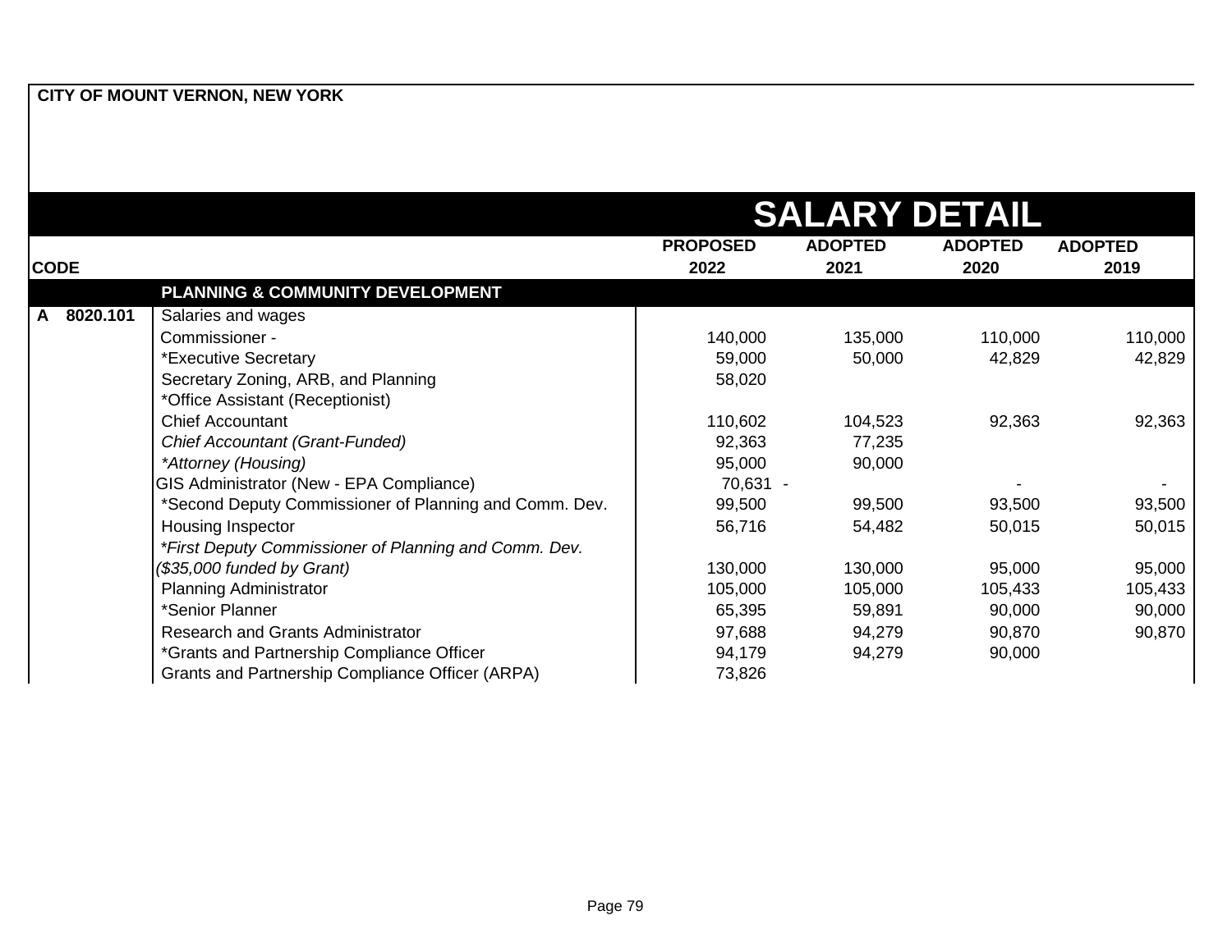**CITY OF MOUNT VERNON, NEW YORK**

# SALARY DETAIL

| CODE | | PROPOSED 2022 | ADOPTED 2021 | ADOPTED 2020 | ADOPTED 2019 |
|---|---|---|---|---|---|
| | **PLANNING & COMMUNITY DEVELOPMENT** | | | | |
| A 8020.101 | Salaries and wages | | | | |
| | Commissioner - | 140,000 | 135,000 | 110,000 | 110,000 |
| | *Executive Secretary | 59,000 | 50,000 | 42,829 | 42,829 |
| | Secretary Zoning, ARB, and Planning | 58,020 | | | |
| | *Office Assistant (Receptionist) | | | | |
| | Chief Accountant | 110,602 | 104,523 | 92,363 | 92,363 |
| | *Chief Accountant (Grant-Funded)* | 92,363 | 77,235 | | |
| | **Attorney (Housing)* | 95,000 | 90,000 | | |
| | GIS Administrator (New - EPA Compliance) | 70,631 - | | - | - |
| | *Second Deputy Commissioner of Planning and Comm. Dev. | 99,500 | 99,500 | 93,500 | 93,500 |
| | Housing Inspector | 56,716 | 54,482 | 50,015 | 50,015 |
| | **First Deputy Commissioner of Planning and Comm. Dev. ($35,000 funded by Grant)* | 130,000 | 130,000 | 95,000 | 95,000 |
| | Planning Administrator | 105,000 | 105,000 | 105,433 | 105,433 |
| | *Senior Planner | 65,395 | 59,891 | 90,000 | 90,000 |
| | Research and Grants Administrator | 97,688 | 94,279 | 90,870 | 90,870 |
| | *Grants and Partnership Compliance Officer | 94,179 | 94,279 | 90,000 | |
| | Grants and Partnership Compliance Officer (ARPA) | 73,826 | | | |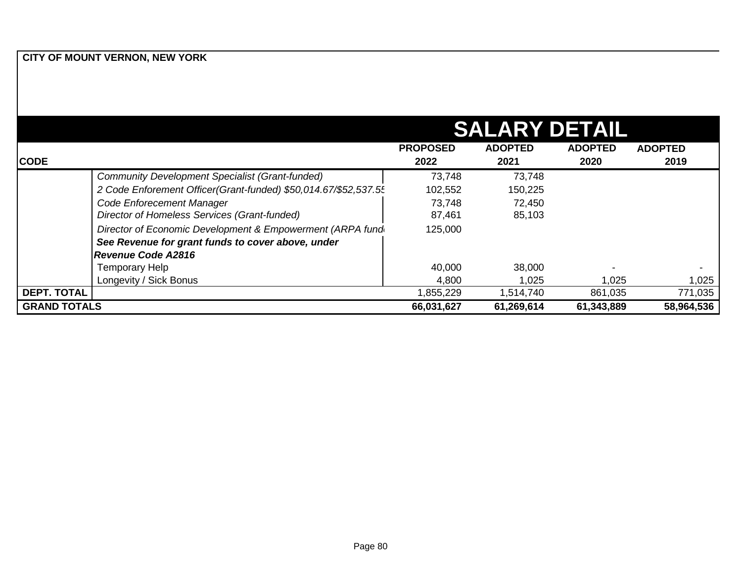**CITY OF MOUNT VERNON, NEW YORK**

# SALARY DETAIL

| CODE | | PROPOSED 2022 | ADOPTED 2021 | ADOPTED 2020 | ADOPTED 2019 |
|---|---|---|---|---|---|
| | *Community Development Specialist (Grant-funded)* | 73,748 | 73,748 | | |
| | *2 Code Enforement Officer(Grant-funded) $50,014.67/$52,537.55* | 102,552 | 150,225 | | |
| | *Code Enforecement Manager* | 73,748 | 72,450 | | |
| | *Director of Homeless Services (Grant-funded)* | 87,461 | 85,103 | | |
| | *Director of Economic Development & Empowerment (ARPA fund* | 125,000 | | | |
| | ***See Revenue for grant funds to cover above, under Revenue Code A2816*** | | | | |
| | Temporary Help | 40,000 | 38,000 | - | - |
| | Longevity / Sick Bonus | 4,800 | 1,025 | 1,025 | 1,025 |
| **DEPT. TOTAL** | | 1,855,229 | 1,514,740 | 861,035 | 771,035 |
| **GRAND TOTALS** | | **66,031,627** | **61,269,614** | **61,343,889** | **58,964,536** |